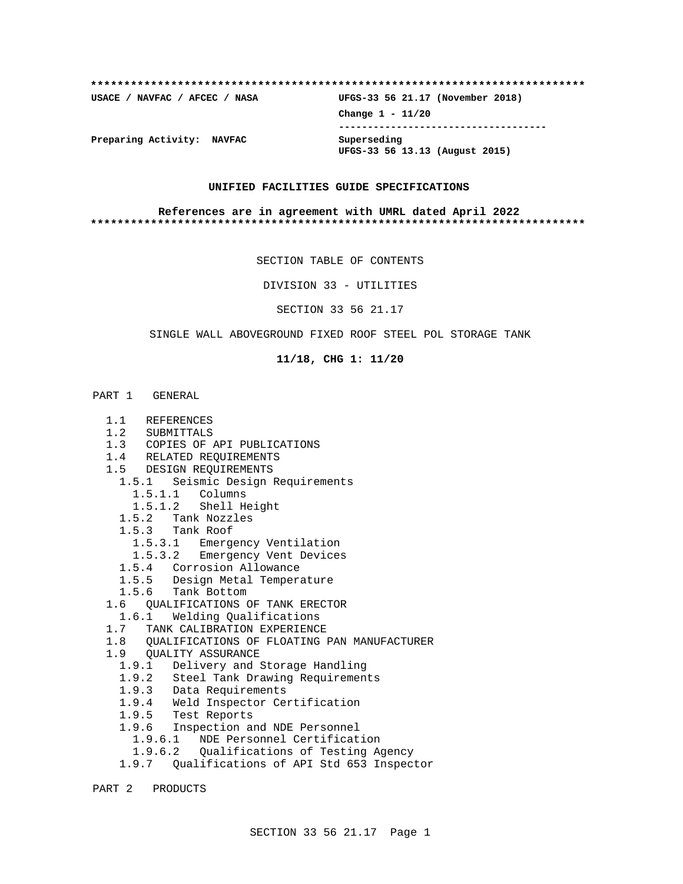**************************************************************************

**USACE / NAVFAC / AFCEC / NASA** | **UFGS-33 56 21.17 (November 2018)**
**Change 1 - 11/20**

**Preparing Activity: NAVFAC** | **Superseding**
**UFGS-33 56 13.13 (August 2015)**

**UNIFIED FACILITIES GUIDE SPECIFICATIONS**

**References are in agreement with UMRL dated April 2022**

**************************************************************************

SECTION TABLE OF CONTENTS

DIVISION 33 - UTILITIES

SECTION 33 56 21.17

SINGLE WALL ABOVEGROUND FIXED ROOF STEEL POL STORAGE TANK

**11/18, CHG 1: 11/20**

PART 1 GENERAL

- 1.1 REFERENCES
- 1.2 SUBMITTALS
- 1.3 COPIES OF API PUBLICATIONS
- 1.4 RELATED REQUIREMENTS
- 1.5 DESIGN REQUIREMENTS
  - 1.5.1 Seismic Design Requirements
    - 1.5.1.1 Columns
    - 1.5.1.2 Shell Height
  - 1.5.2 Tank Nozzles
  - 1.5.3 Tank Roof
    - 1.5.3.1 Emergency Ventilation
    - 1.5.3.2 Emergency Vent Devices
  - 1.5.4 Corrosion Allowance
  - 1.5.5 Design Metal Temperature
  - 1.5.6 Tank Bottom
- 1.6 QUALIFICATIONS OF TANK ERECTOR
  - 1.6.1 Welding Qualifications
- 1.7 TANK CALIBRATION EXPERIENCE
- 1.8 QUALIFICATIONS OF FLOATING PAN MANUFACTURER
- 1.9 QUALITY ASSURANCE
  - 1.9.1 Delivery and Storage Handling
  - 1.9.2 Steel Tank Drawing Requirements
  - 1.9.3 Data Requirements
  - 1.9.4 Weld Inspector Certification
  - 1.9.5 Test Reports
  - 1.9.6 Inspection and NDE Personnel
    - 1.9.6.1 NDE Personnel Certification
    - 1.9.6.2 Qualifications of Testing Agency
  - 1.9.7 Qualifications of API Std 653 Inspector

PART 2 PRODUCTS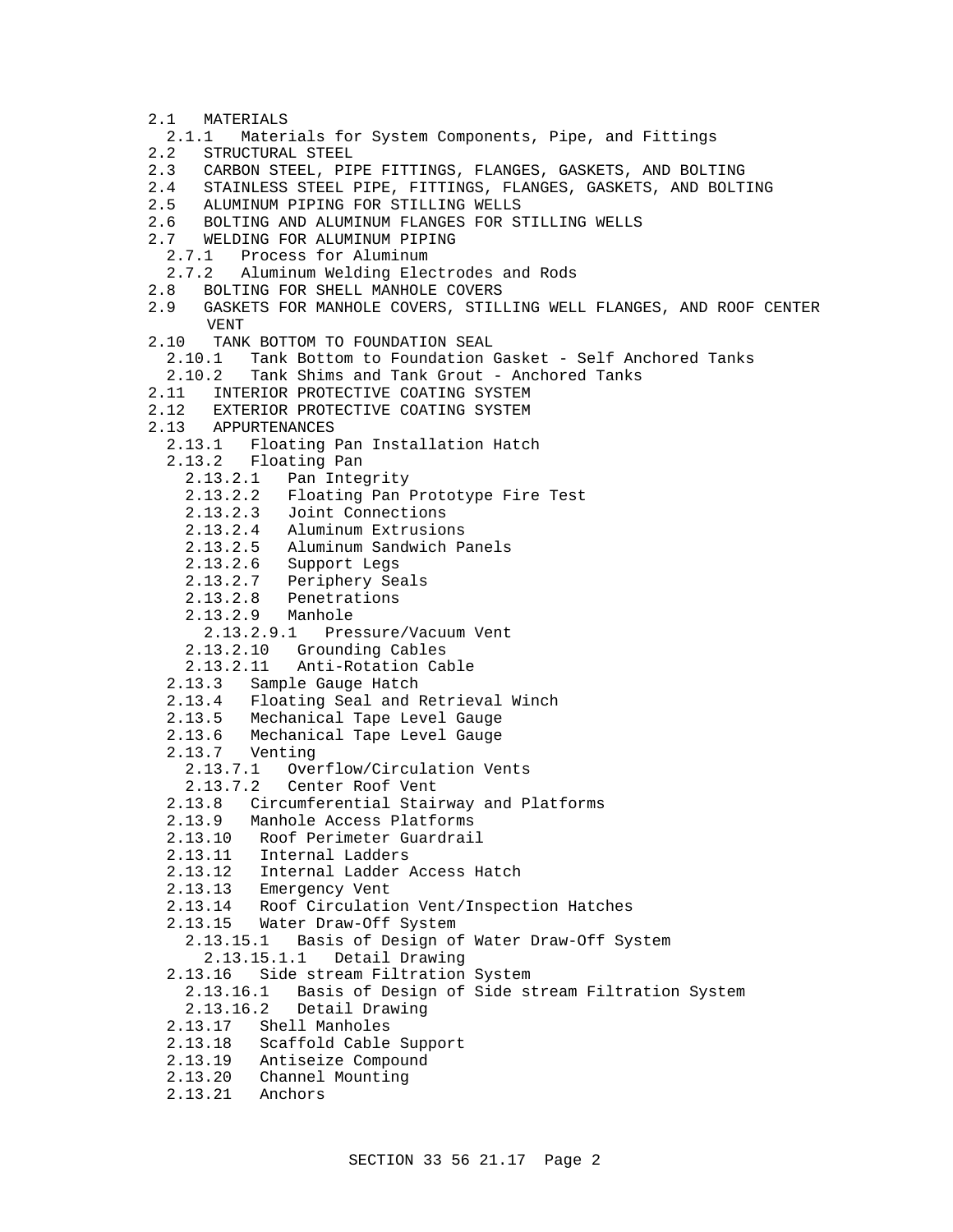2.1 MATERIALS
  2.1.1 Materials for System Components, Pipe, and Fittings
2.2 STRUCTURAL STEEL
2.3 CARBON STEEL, PIPE FITTINGS, FLANGES, GASKETS, AND BOLTING
2.4 STAINLESS STEEL PIPE, FITTINGS, FLANGES, GASKETS, AND BOLTING
2.5 ALUMINUM PIPING FOR STILLING WELLS
2.6 BOLTING AND ALUMINUM FLANGES FOR STILLING WELLS
2.7 WELDING FOR ALUMINUM PIPING
  2.7.1 Process for Aluminum
  2.7.2 Aluminum Welding Electrodes and Rods
2.8 BOLTING FOR SHELL MANHOLE COVERS
2.9 GASKETS FOR MANHOLE COVERS, STILLING WELL FLANGES, AND ROOF CENTER VENT
2.10 TANK BOTTOM TO FOUNDATION SEAL
  2.10.1 Tank Bottom to Foundation Gasket - Self Anchored Tanks
  2.10.2 Tank Shims and Tank Grout - Anchored Tanks
2.11 INTERIOR PROTECTIVE COATING SYSTEM
2.12 EXTERIOR PROTECTIVE COATING SYSTEM
2.13 APPURTENANCES
  2.13.1 Floating Pan Installation Hatch
  2.13.2 Floating Pan
    2.13.2.1 Pan Integrity
    2.13.2.2 Floating Pan Prototype Fire Test
    2.13.2.3 Joint Connections
    2.13.2.4 Aluminum Extrusions
    2.13.2.5 Aluminum Sandwich Panels
    2.13.2.6 Support Legs
    2.13.2.7 Periphery Seals
    2.13.2.8 Penetrations
    2.13.2.9 Manhole
      2.13.2.9.1 Pressure/Vacuum Vent
    2.13.2.10 Grounding Cables
    2.13.2.11 Anti-Rotation Cable
  2.13.3 Sample Gauge Hatch
  2.13.4 Floating Seal and Retrieval Winch
  2.13.5 Mechanical Tape Level Gauge
  2.13.6 Mechanical Tape Level Gauge
  2.13.7 Venting
    2.13.7.1 Overflow/Circulation Vents
    2.13.7.2 Center Roof Vent
  2.13.8 Circumferential Stairway and Platforms
  2.13.9 Manhole Access Platforms
  2.13.10 Roof Perimeter Guardrail
  2.13.11 Internal Ladders
  2.13.12 Internal Ladder Access Hatch
  2.13.13 Emergency Vent
  2.13.14 Roof Circulation Vent/Inspection Hatches
  2.13.15 Water Draw-Off System
    2.13.15.1 Basis of Design of Water Draw-Off System
      2.13.15.1.1 Detail Drawing
  2.13.16 Side stream Filtration System
    2.13.16.1 Basis of Design of Side stream Filtration System
    2.13.16.2 Detail Drawing
  2.13.17 Shell Manholes
  2.13.18 Scaffold Cable Support
  2.13.19 Antiseize Compound
  2.13.20 Channel Mounting
  2.13.21 Anchors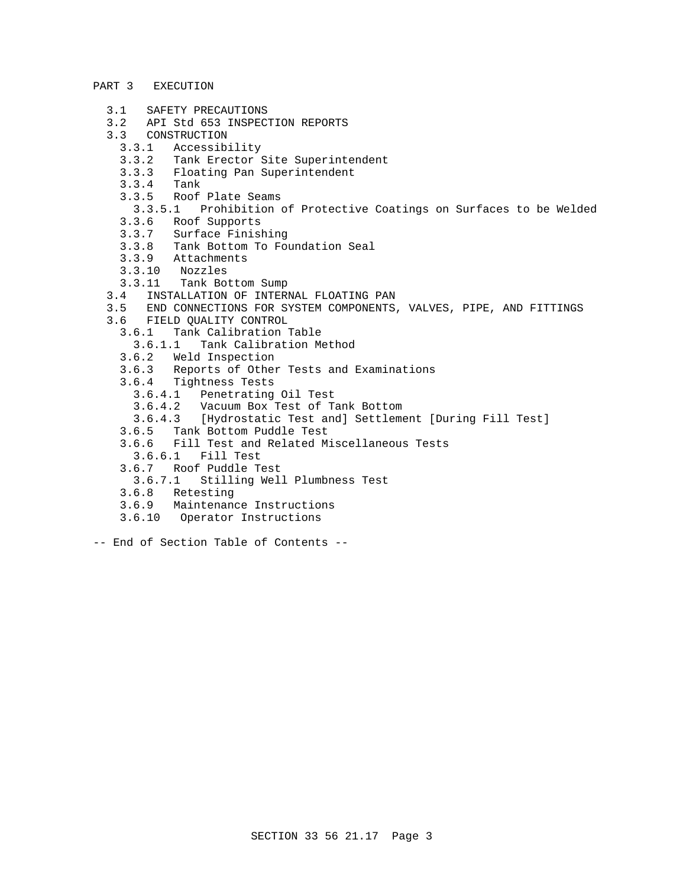PART 3 EXECUTION

- 3.1 SAFETY PRECAUTIONS
- 3.2 API Std 653 INSPECTION REPORTS
- 3.3 CONSTRUCTION
  - 3.3.1 Accessibility
  - 3.3.2 Tank Erector Site Superintendent
  - 3.3.3 Floating Pan Superintendent
  - 3.3.4 Tank
  - 3.3.5 Roof Plate Seams
    - 3.3.5.1 Prohibition of Protective Coatings on Surfaces to be Welded
  - 3.3.6 Roof Supports
  - 3.3.7 Surface Finishing
  - 3.3.8 Tank Bottom To Foundation Seal
  - 3.3.9 Attachments
  - 3.3.10 Nozzles
  - 3.3.11 Tank Bottom Sump
- 3.4 INSTALLATION OF INTERNAL FLOATING PAN
- 3.5 END CONNECTIONS FOR SYSTEM COMPONENTS, VALVES, PIPE, AND FITTINGS
- 3.6 FIELD QUALITY CONTROL
  - 3.6.1 Tank Calibration Table
    - 3.6.1.1 Tank Calibration Method
  - 3.6.2 Weld Inspection
  - 3.6.3 Reports of Other Tests and Examinations
  - 3.6.4 Tightness Tests
    - 3.6.4.1 Penetrating Oil Test
    - 3.6.4.2 Vacuum Box Test of Tank Bottom
    - 3.6.4.3 [Hydrostatic Test and] Settlement [During Fill Test]
  - 3.6.5 Tank Bottom Puddle Test
  - 3.6.6 Fill Test and Related Miscellaneous Tests
    - 3.6.6.1 Fill Test
  - 3.6.7 Roof Puddle Test
    - 3.6.7.1 Stilling Well Plumbness Test
  - 3.6.8 Retesting
  - 3.6.9 Maintenance Instructions
  - 3.6.10 Operator Instructions

-- End of Section Table of Contents --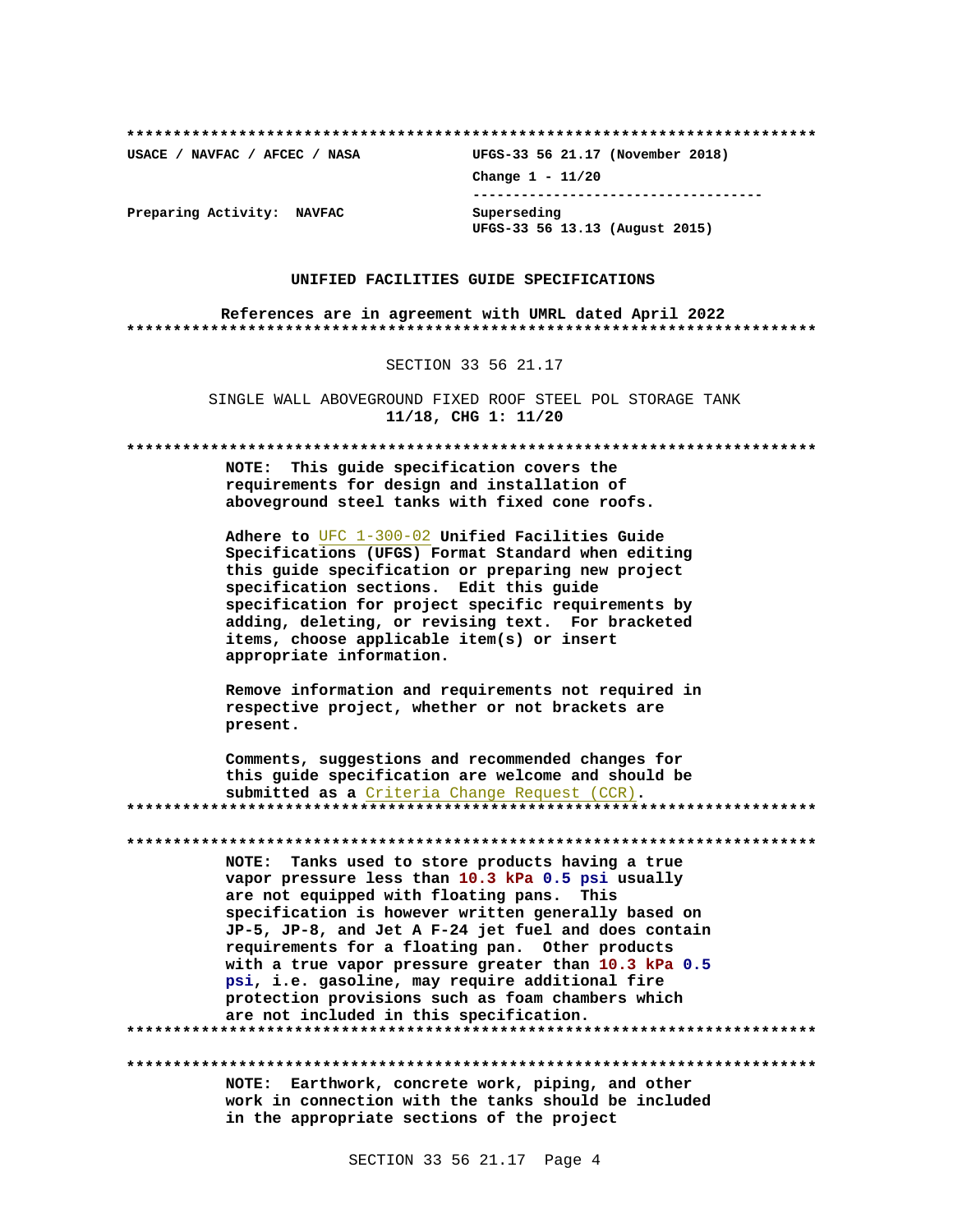**************************************************************************

**USACE / NAVFAC / AFCEC / NASA** **UFGS-33 56 21.17 (November 2018)**

**Change 1 - 11/20**

-----------------------------------

**Preparing Activity: NAVFAC** **Superseding**
**UFGS-33 56 13.13 (August 2015)**

**UNIFIED FACILITIES GUIDE SPECIFICATIONS**

**References are in agreement with UMRL dated April 2022**

**************************************************************************

SECTION 33 56 21.17

SINGLE WALL ABOVEGROUND FIXED ROOF STEEL POL STORAGE TANK
**11/18, CHG 1: 11/20**

**************************************************************************

**NOTE: This guide specification covers the requirements for design and installation of aboveground steel tanks with fixed cone roofs.**

**Adhere to** UFC 1-300-02 **Unified Facilities Guide Specifications (UFGS) Format Standard when editing this guide specification or preparing new project specification sections. Edit this guide specification for project specific requirements by adding, deleting, or revising text. For bracketed items, choose applicable item(s) or insert appropriate information.**

**Remove information and requirements not required in respective project, whether or not brackets are present.**

**Comments, suggestions and recommended changes for this guide specification are welcome and should be submitted as a** Criteria Change Request (CCR)**.**

**************************************************************************

**************************************************************************

**NOTE: Tanks used to store products having a true vapor pressure less than 10.3 kPa 0.5 psi usually are not equipped with floating pans. This specification is however written generally based on JP-5, JP-8, and Jet A F-24 jet fuel and does contain requirements for a floating pan. Other products with a true vapor pressure greater than 10.3 kPa 0.5 psi, i.e. gasoline, may require additional fire protection provisions such as foam chambers which are not included in this specification.**

**************************************************************************

**************************************************************************

**NOTE: Earthwork, concrete work, piping, and other work in connection with the tanks should be included in the appropriate sections of the project**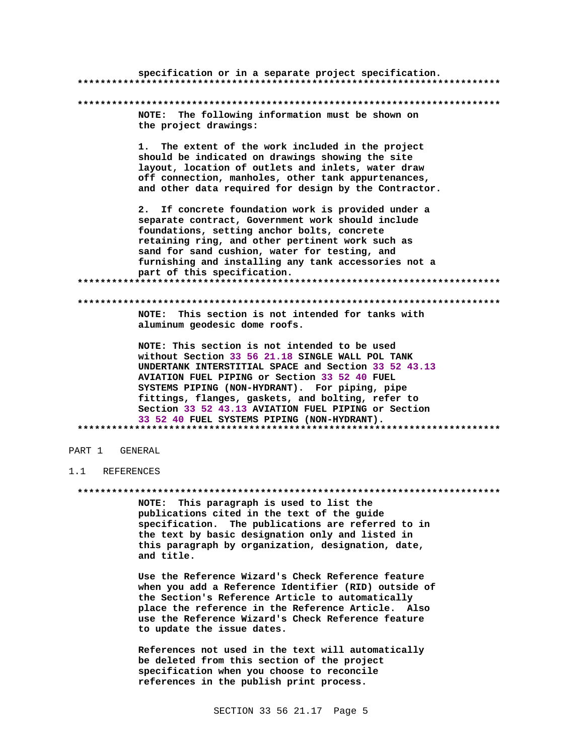specification or in a separate project specification.
**************************************************************************

**************************************************************************

NOTE: The following information must be shown on the project drawings:

1. The extent of the work included in the project should be indicated on drawings showing the site layout, location of outlets and inlets, water draw off connection, manholes, other tank appurtenances, and other data required for design by the Contractor.

2. If concrete foundation work is provided under a separate contract, Government work should include foundations, setting anchor bolts, concrete retaining ring, and other pertinent work such as sand for sand cushion, water for testing, and furnishing and installing any tank accessories not a part of this specification.
**************************************************************************

**************************************************************************

NOTE: This section is not intended for tanks with aluminum geodesic dome roofs.

NOTE: This section is not intended to be used without Section 33 56 21.18 SINGLE WALL POL TANK UNDERTANK INTERSTITIAL SPACE and Section 33 52 43.13 AVIATION FUEL PIPING or Section 33 52 40 FUEL SYSTEMS PIPING (NON-HYDRANT). For piping, pipe fittings, flanges, gaskets, and bolting, refer to Section 33 52 43.13 AVIATION FUEL PIPING or Section 33 52 40 FUEL SYSTEMS PIPING (NON-HYDRANT).
**************************************************************************

# PART 1 GENERAL

## 1.1 REFERENCES

**************************************************************************

NOTE: This paragraph is used to list the publications cited in the text of the guide specification. The publications are referred to in the text by basic designation only and listed in this paragraph by organization, designation, date, and title.

Use the Reference Wizard's Check Reference feature when you add a Reference Identifier (RID) outside of the Section's Reference Article to automatically place the reference in the Reference Article. Also use the Reference Wizard's Check Reference feature to update the issue dates.

References not used in the text will automatically be deleted from this section of the project specification when you choose to reconcile references in the publish print process.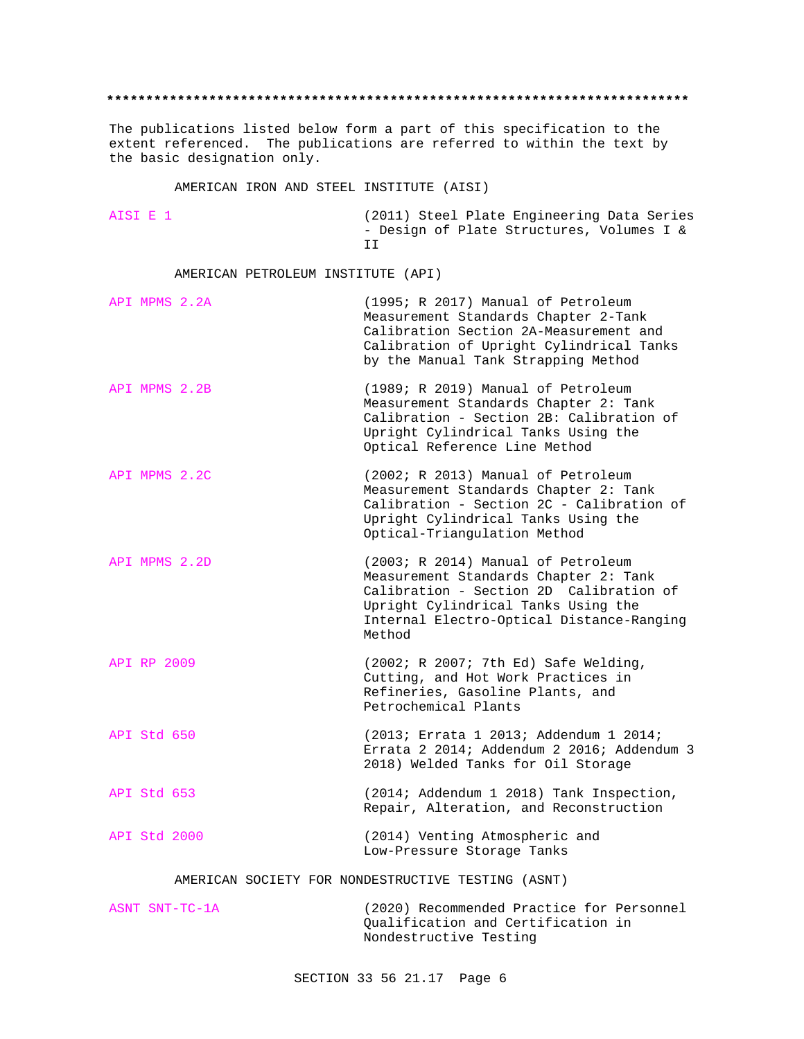**************************************************************************

The publications listed below form a part of this specification to the extent referenced. The publications are referred to within the text by the basic designation only.

AMERICAN IRON AND STEEL INSTITUTE (AISI)

| | |
|---|---|
| AISI E 1 | (2011) Steel Plate Engineering Data Series - Design of Plate Structures, Volumes I & II |

AMERICAN PETROLEUM INSTITUTE (API)

| | |
|---|---|
| API MPMS 2.2A | (1995; R 2017) Manual of Petroleum Measurement Standards Chapter 2-Tank Calibration Section 2A-Measurement and Calibration of Upright Cylindrical Tanks by the Manual Tank Strapping Method |
| API MPMS 2.2B | (1989; R 2019) Manual of Petroleum Measurement Standards Chapter 2: Tank Calibration - Section 2B: Calibration of Upright Cylindrical Tanks Using the Optical Reference Line Method |
| API MPMS 2.2C | (2002; R 2013) Manual of Petroleum Measurement Standards Chapter 2: Tank Calibration - Section 2C - Calibration of Upright Cylindrical Tanks Using the Optical-Triangulation Method |
| API MPMS 2.2D | (2003; R 2014) Manual of Petroleum Measurement Standards Chapter 2: Tank Calibration - Section 2D Calibration of Upright Cylindrical Tanks Using the Internal Electro-Optical Distance-Ranging Method |
| API RP 2009 | (2002; R 2007; 7th Ed) Safe Welding, Cutting, and Hot Work Practices in Refineries, Gasoline Plants, and Petrochemical Plants |
| API Std 650 | (2013; Errata 1 2013; Addendum 1 2014; Errata 2 2014; Addendum 2 2016; Addendum 3 2018) Welded Tanks for Oil Storage |
| API Std 653 | (2014; Addendum 1 2018) Tank Inspection, Repair, Alteration, and Reconstruction |
| API Std 2000 | (2014) Venting Atmospheric and Low-Pressure Storage Tanks |

AMERICAN SOCIETY FOR NONDESTRUCTIVE TESTING (ASNT)

| | |
|---|---|
| ASNT SNT-TC-1A | (2020) Recommended Practice for Personnel Qualification and Certification in Nondestructive Testing |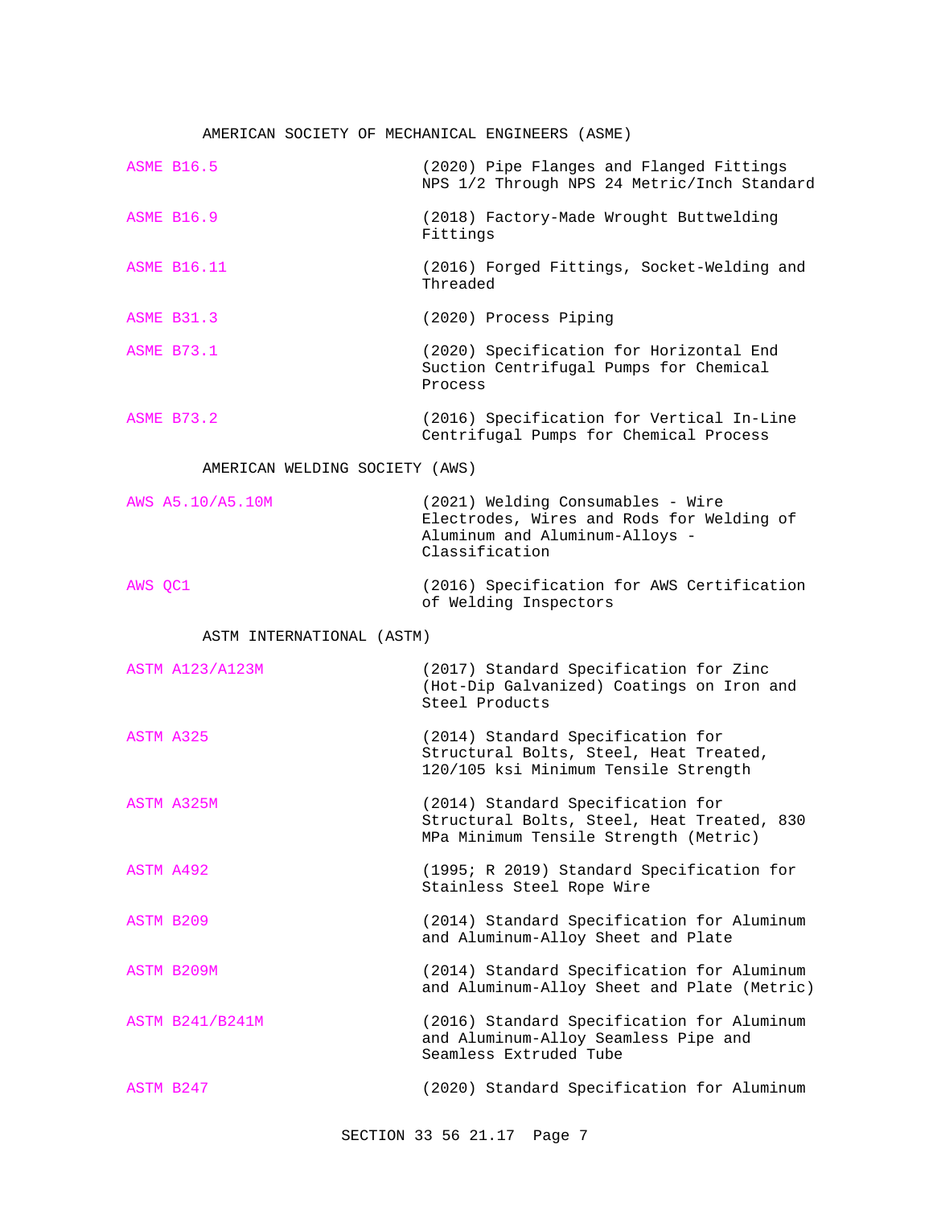AMERICAN SOCIETY OF MECHANICAL ENGINEERS (ASME)

| | |
|---|---|
| ASME B16.5 | (2020) Pipe Flanges and Flanged Fittings NPS 1/2 Through NPS 24 Metric/Inch Standard |
| ASME B16.9 | (2018) Factory-Made Wrought Buttwelding Fittings |
| ASME B16.11 | (2016) Forged Fittings, Socket-Welding and Threaded |
| ASME B31.3 | (2020) Process Piping |
| ASME B73.1 | (2020) Specification for Horizontal End Suction Centrifugal Pumps for Chemical Process |
| ASME B73.2 | (2016) Specification for Vertical In-Line Centrifugal Pumps for Chemical Process |

AMERICAN WELDING SOCIETY (AWS)

| | |
|---|---|
| AWS A5.10/A5.10M | (2021) Welding Consumables - Wire Electrodes, Wires and Rods for Welding of Aluminum and Aluminum-Alloys - Classification |
| AWS QC1 | (2016) Specification for AWS Certification of Welding Inspectors |

ASTM INTERNATIONAL (ASTM)

| | |
|---|---|
| ASTM A123/A123M | (2017) Standard Specification for Zinc (Hot-Dip Galvanized) Coatings on Iron and Steel Products |
| ASTM A325 | (2014) Standard Specification for Structural Bolts, Steel, Heat Treated, 120/105 ksi Minimum Tensile Strength |
| ASTM A325M | (2014) Standard Specification for Structural Bolts, Steel, Heat Treated, 830 MPa Minimum Tensile Strength (Metric) |
| ASTM A492 | (1995; R 2019) Standard Specification for Stainless Steel Rope Wire |
| ASTM B209 | (2014) Standard Specification for Aluminum and Aluminum-Alloy Sheet and Plate |
| ASTM B209M | (2014) Standard Specification for Aluminum and Aluminum-Alloy Sheet and Plate (Metric) |
| ASTM B241/B241M | (2016) Standard Specification for Aluminum and Aluminum-Alloy Seamless Pipe and Seamless Extruded Tube |
| ASTM B247 | (2020) Standard Specification for Aluminum |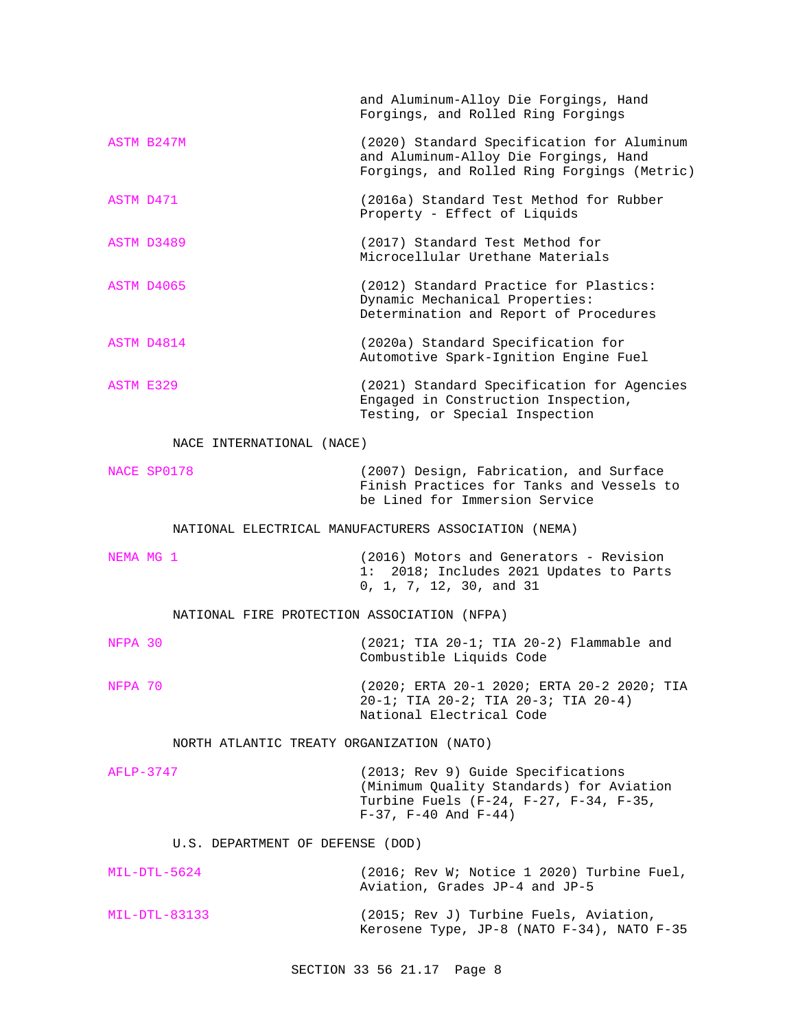| | |
|---|---|
| | and Aluminum-Alloy Die Forgings, Hand Forgings, and Rolled Ring Forgings |
| ASTM B247M | (2020) Standard Specification for Aluminum and Aluminum-Alloy Die Forgings, Hand Forgings, and Rolled Ring Forgings (Metric) |
| ASTM D471 | (2016a) Standard Test Method for Rubber Property - Effect of Liquids |
| ASTM D3489 | (2017) Standard Test Method for Microcellular Urethane Materials |
| ASTM D4065 | (2012) Standard Practice for Plastics: Dynamic Mechanical Properties: Determination and Report of Procedures |
| ASTM D4814 | (2020a) Standard Specification for Automotive Spark-Ignition Engine Fuel |
| ASTM E329 | (2021) Standard Specification for Agencies Engaged in Construction Inspection, Testing, or Special Inspection |

NACE INTERNATIONAL (NACE)

| | |
|---|---|
| NACE SP0178 | (2007) Design, Fabrication, and Surface Finish Practices for Tanks and Vessels to be Lined for Immersion Service |

NATIONAL ELECTRICAL MANUFACTURERS ASSOCIATION (NEMA)

| | |
|---|---|
| NEMA MG 1 | (2016) Motors and Generators - Revision 1: 2018; Includes 2021 Updates to Parts 0, 1, 7, 12, 30, and 31 |

NATIONAL FIRE PROTECTION ASSOCIATION (NFPA)

| | |
|---|---|
| NFPA 30 | (2021; TIA 20-1; TIA 20-2) Flammable and Combustible Liquids Code |
| NFPA 70 | (2020; ERTA 20-1 2020; ERTA 20-2 2020; TIA 20-1; TIA 20-2; TIA 20-3; TIA 20-4) National Electrical Code |

NORTH ATLANTIC TREATY ORGANIZATION (NATO)

| | |
|---|---|
| AFLP-3747 | (2013; Rev 9) Guide Specifications (Minimum Quality Standards) for Aviation Turbine Fuels (F-24, F-27, F-34, F-35, F-37, F-40 And F-44) |

U.S. DEPARTMENT OF DEFENSE (DOD)

| | |
|---|---|
| MIL-DTL-5624 | (2016; Rev W; Notice 1 2020) Turbine Fuel, Aviation, Grades JP-4 and JP-5 |
| MIL-DTL-83133 | (2015; Rev J) Turbine Fuels, Aviation, Kerosene Type, JP-8 (NATO F-34), NATO F-35 |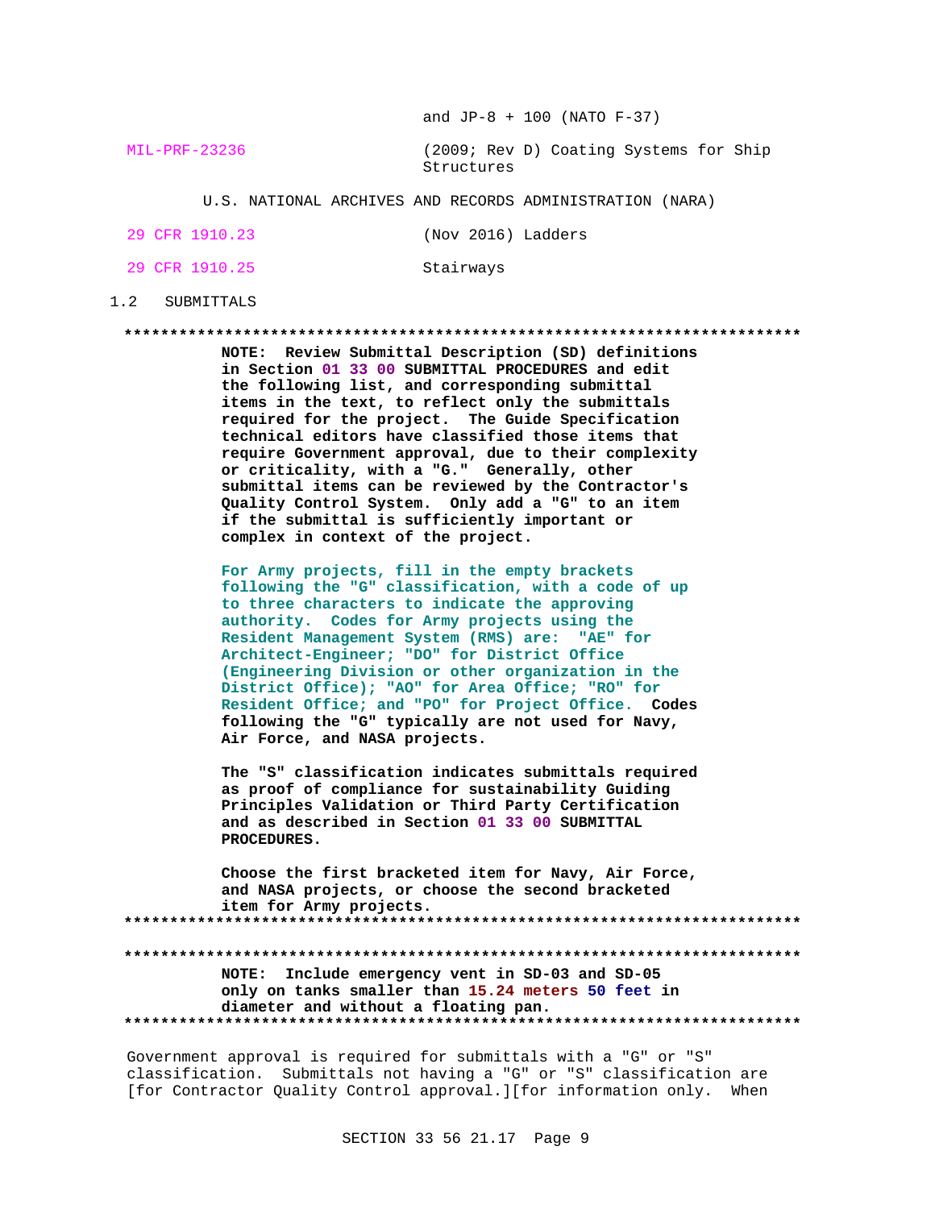and JP-8 + 100 (NATO F-37)

| | |
|---|---|
| MIL-PRF-23236 | (2009; Rev D) Coating Systems for Ship Structures |

U.S. NATIONAL ARCHIVES AND RECORDS ADMINISTRATION (NARA)

| | |
|---|---|
| 29 CFR 1910.23 | (Nov 2016) Ladders |
| 29 CFR 1910.25 | Stairways |

## 1.2 SUBMITTALS

**************************************************************************

**NOTE: Review Submittal Description (SD) definitions in Section 01 33 00 SUBMITTAL PROCEDURES and edit the following list, and corresponding submittal items in the text, to reflect only the submittals required for the project. The Guide Specification technical editors have classified those items that require Government approval, due to their complexity or criticality, with a "G." Generally, other submittal items can be reviewed by the Contractor's Quality Control System. Only add a "G" to an item if the submittal is sufficiently important or complex in context of the project.**

**For Army projects, fill in the empty brackets following the "G" classification, with a code of up to three characters to indicate the approving authority. Codes for Army projects using the Resident Management System (RMS) are: "AE" for Architect-Engineer; "DO" for District Office (Engineering Division or other organization in the District Office); "AO" for Area Office; "RO" for Resident Office; and "PO" for Project Office. Codes following the "G" typically are not used for Navy, Air Force, and NASA projects.**

**The "S" classification indicates submittals required as proof of compliance for sustainability Guiding Principles Validation or Third Party Certification and as described in Section 01 33 00 SUBMITTAL PROCEDURES.**

**Choose the first bracketed item for Navy, Air Force, and NASA projects, or choose the second bracketed item for Army projects.**

**************************************************************************

**************************************************************************

**NOTE: Include emergency vent in SD-03 and SD-05 only on tanks smaller than 15.24 meters 50 feet in diameter and without a floating pan.**

**************************************************************************

Government approval is required for submittals with a "G" or "S" classification. Submittals not having a "G" or "S" classification are [for Contractor Quality Control approval.][for information only. When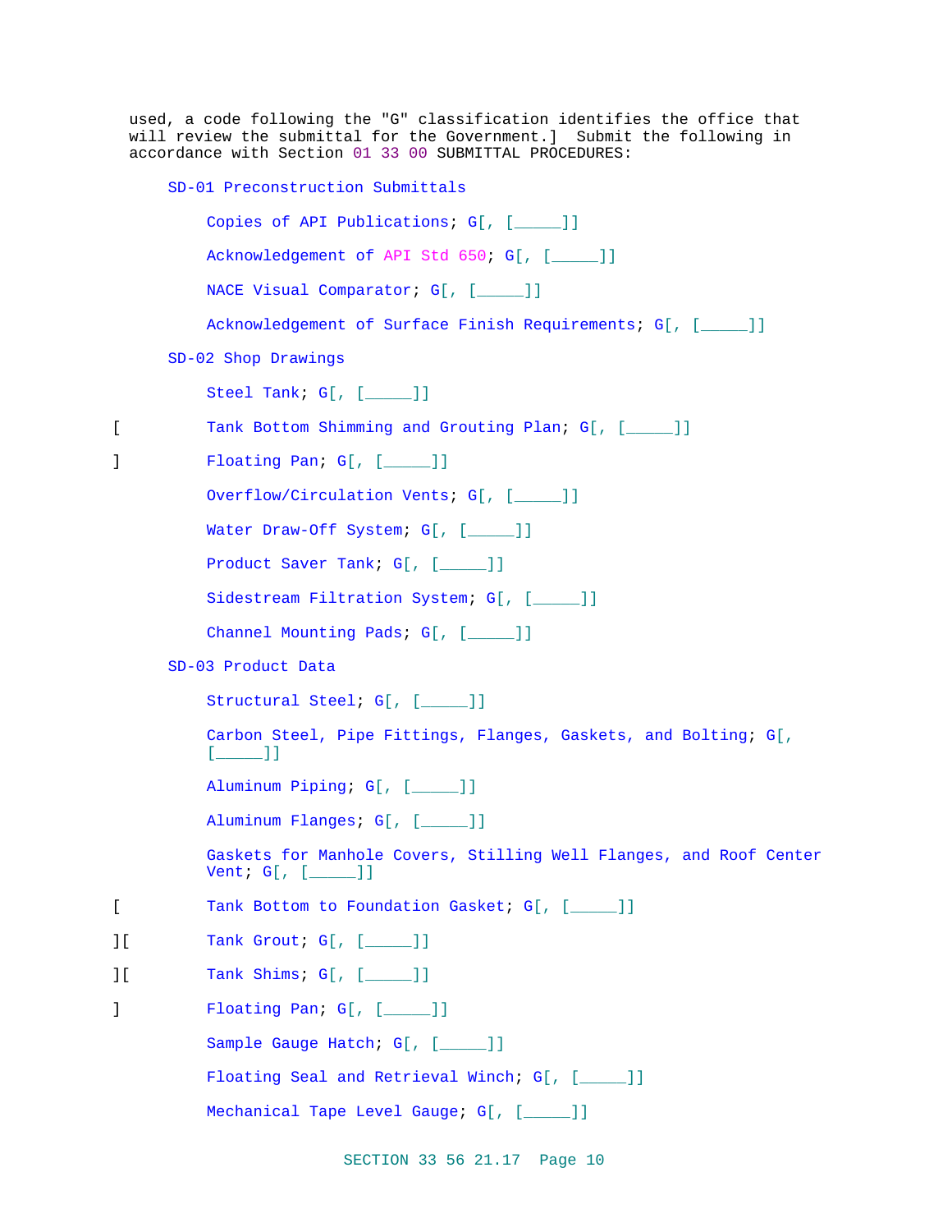used, a code following the "G" classification identifies the office that will review the submittal for the Government.] Submit the following in accordance with Section 01 33 00 SUBMITTAL PROCEDURES:

SD-01 Preconstruction Submittals

Copies of API Publications; G[, [_____]]

Acknowledgement of API Std 650; G[, [_____]]

NACE Visual Comparator; G[, [_____]]

Acknowledgement of Surface Finish Requirements; G[, [_____]]

SD-02 Shop Drawings

Steel Tank; G[, [_____]]

[ Tank Bottom Shimming and Grouting Plan; G[, [_____]]

] Floating Pan; G[, [_____]]

Overflow/Circulation Vents; G[, [_____]]

Water Draw-Off System; G[, [_____]]

Product Saver Tank; G[, [_____]]

Sidestream Filtration System; G[, [_____]]

Channel Mounting Pads; G[, [_____]]

SD-03 Product Data

Structural Steel; G[, [_____]]

Carbon Steel, Pipe Fittings, Flanges, Gaskets, and Bolting; G[, [_____]]

Aluminum Piping; G[, [_____]]

Aluminum Flanges; G[, [_____]]

Gaskets for Manhole Covers, Stilling Well Flanges, and Roof Center Vent; G[, [_____]]

[ Tank Bottom to Foundation Gasket; G[, [_____]]

][ Tank Grout; G[, [_____]]

][ Tank Shims; G[, [_____]]

] Floating Pan; G[, [_____]]

Sample Gauge Hatch; G[, [_____]]

Floating Seal and Retrieval Winch; G[, [_____]]

Mechanical Tape Level Gauge; G[, [_____]]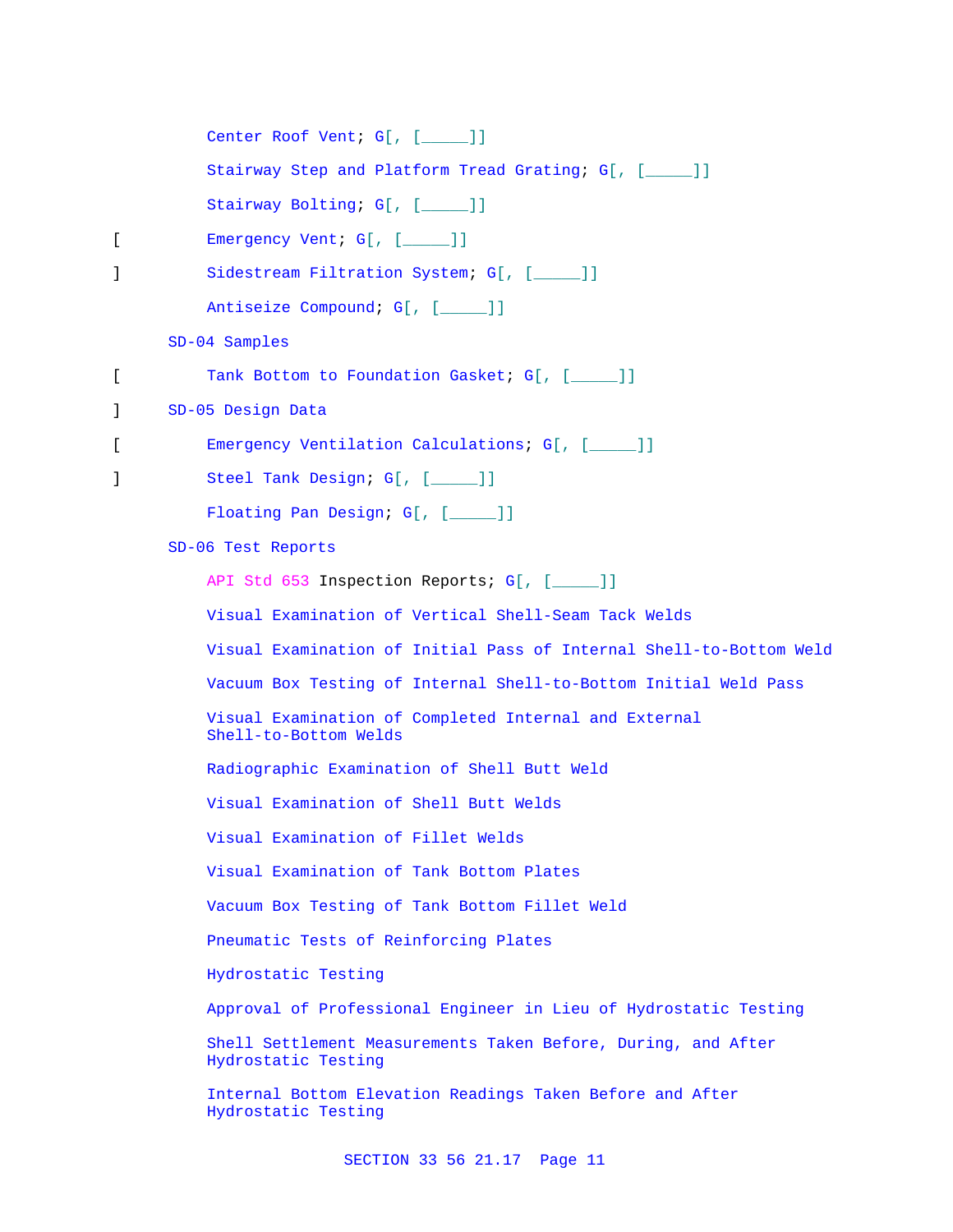Center Roof Vent; G[, [_____]]

Stairway Step and Platform Tread Grating; G[, [_____]]

Stairway Bolting; G[, [_____]]

[ Emergency Vent; G[, [_____]]

] Sidestream Filtration System; G[, [_____]]

Antiseize Compound; G[, [_____]]

SD-04 Samples

[ Tank Bottom to Foundation Gasket; G[, [_____]]

] SD-05 Design Data

[ Emergency Ventilation Calculations; G[, [_____]]

] Steel Tank Design; G[, [_____]]

Floating Pan Design; G[, [_____]]

SD-06 Test Reports

API Std 653 Inspection Reports; G[, [_____]]

Visual Examination of Vertical Shell-Seam Tack Welds

Visual Examination of Initial Pass of Internal Shell-to-Bottom Weld

Vacuum Box Testing of Internal Shell-to-Bottom Initial Weld Pass

Visual Examination of Completed Internal and External Shell-to-Bottom Welds

Radiographic Examination of Shell Butt Weld

Visual Examination of Shell Butt Welds

Visual Examination of Fillet Welds

Visual Examination of Tank Bottom Plates

Vacuum Box Testing of Tank Bottom Fillet Weld

Pneumatic Tests of Reinforcing Plates

Hydrostatic Testing

Approval of Professional Engineer in Lieu of Hydrostatic Testing

Shell Settlement Measurements Taken Before, During, and After Hydrostatic Testing

Internal Bottom Elevation Readings Taken Before and After Hydrostatic Testing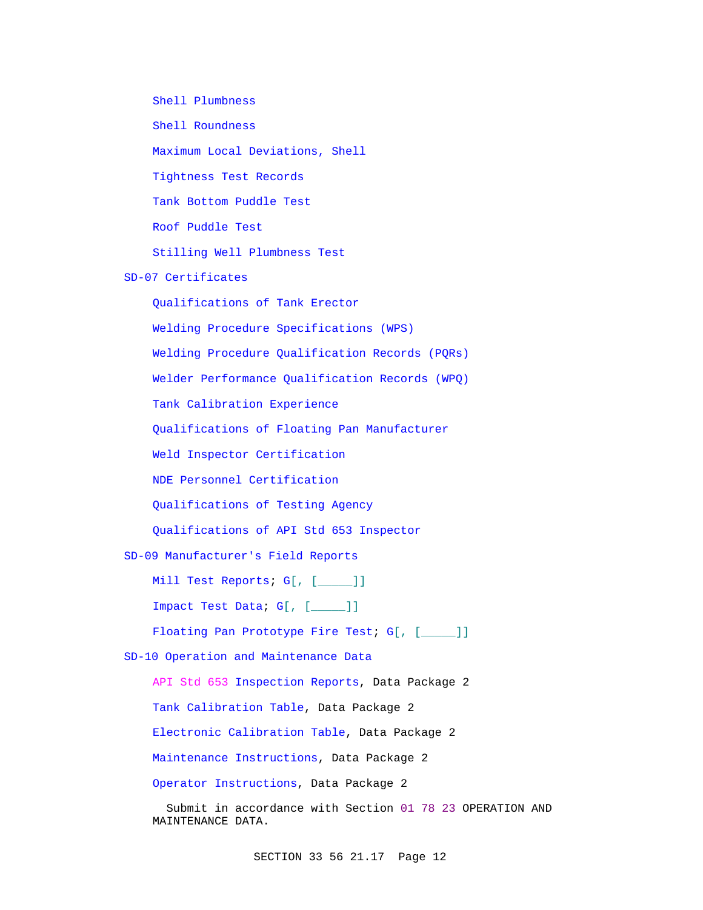Shell Plumbness

Shell Roundness

Maximum Local Deviations, Shell

Tightness Test Records

Tank Bottom Puddle Test

Roof Puddle Test

Stilling Well Plumbness Test

SD-07 Certificates

Qualifications of Tank Erector

Welding Procedure Specifications (WPS)

Welding Procedure Qualification Records (PQRs)

Welder Performance Qualification Records (WPQ)

Tank Calibration Experience

Qualifications of Floating Pan Manufacturer

Weld Inspector Certification

NDE Personnel Certification

Qualifications of Testing Agency

Qualifications of API Std 653 Inspector

SD-09 Manufacturer's Field Reports

Mill Test Reports; G[, [_____]]

Impact Test Data; G[, [_____]]

Floating Pan Prototype Fire Test; G[, [_____]]

SD-10 Operation and Maintenance Data

API Std 653 Inspection Reports, Data Package 2

Tank Calibration Table, Data Package 2

Electronic Calibration Table, Data Package 2

Maintenance Instructions, Data Package 2

Operator Instructions, Data Package 2

Submit in accordance with Section 01 78 23 OPERATION AND MAINTENANCE DATA.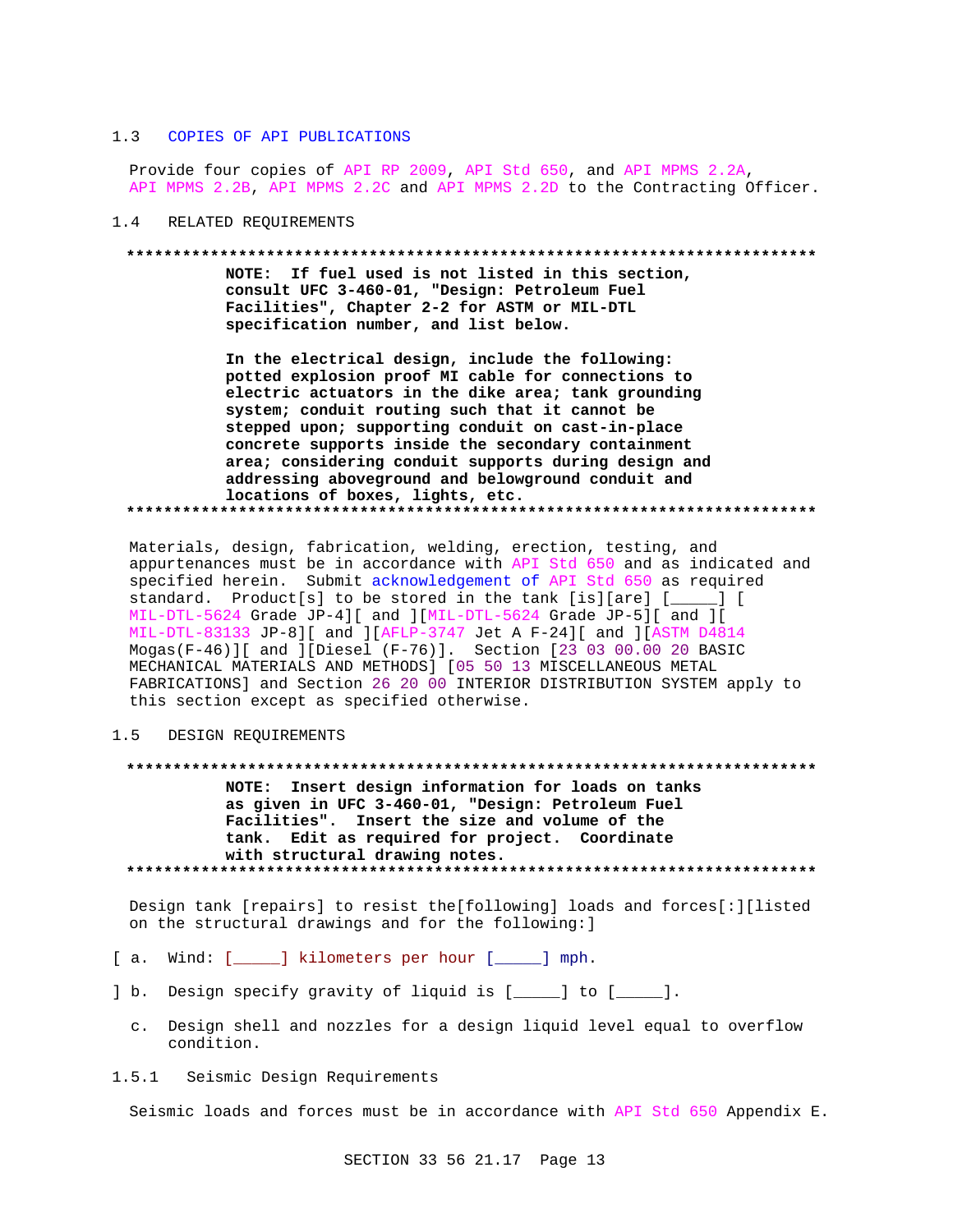## 1.3 COPIES OF API PUBLICATIONS

Provide four copies of API RP 2009, API Std 650, and API MPMS 2.2A, API MPMS 2.2B, API MPMS 2.2C and API MPMS 2.2D to the Contracting Officer.

## 1.4 RELATED REQUIREMENTS

**************************************************************************

**NOTE: If fuel used is not listed in this section, consult UFC 3-460-01, "Design: Petroleum Fuel Facilities", Chapter 2-2 for ASTM or MIL-DTL specification number, and list below.**

**In the electrical design, include the following: potted explosion proof MI cable for connections to electric actuators in the dike area; tank grounding system; conduit routing such that it cannot be stepped upon; supporting conduit on cast-in-place concrete supports inside the secondary containment area; considering conduit supports during design and addressing aboveground and belowground conduit and locations of boxes, lights, etc.**

**************************************************************************

Materials, design, fabrication, welding, erection, testing, and appurtenances must be in accordance with API Std 650 and as indicated and specified herein. Submit acknowledgement of API Std 650 as required standard. Product[s] to be stored in the tank [is][are] [_____] [ MIL-DTL-5624 Grade JP-4][ and ][MIL-DTL-5624 Grade JP-5][ and ][ MIL-DTL-83133 JP-8][ and ][AFLP-3747 Jet A F-24][ and ][ASTM D4814 Mogas(F-46)][ and ][Diesel (F-76)]. Section [23 03 00.00 20 BASIC MECHANICAL MATERIALS AND METHODS] [05 50 13 MISCELLANEOUS METAL FABRICATIONS] and Section 26 20 00 INTERIOR DISTRIBUTION SYSTEM apply to this section except as specified otherwise.

## 1.5 DESIGN REQUIREMENTS

**************************************************************************

**NOTE: Insert design information for loads on tanks as given in UFC 3-460-01, "Design: Petroleum Fuel Facilities". Insert the size and volume of the tank. Edit as required for project. Coordinate with structural drawing notes.**

**************************************************************************

Design tank [repairs] to resist the[following] loads and forces[:][listed on the structural drawings and for the following:]

[ a. Wind: [_____] kilometers per hour [_____] mph.

] b. Design specify gravity of liquid is [_____] to [_____].

c. Design shell and nozzles for a design liquid level equal to overflow condition.

### 1.5.1 Seismic Design Requirements

Seismic loads and forces must be in accordance with API Std 650 Appendix E.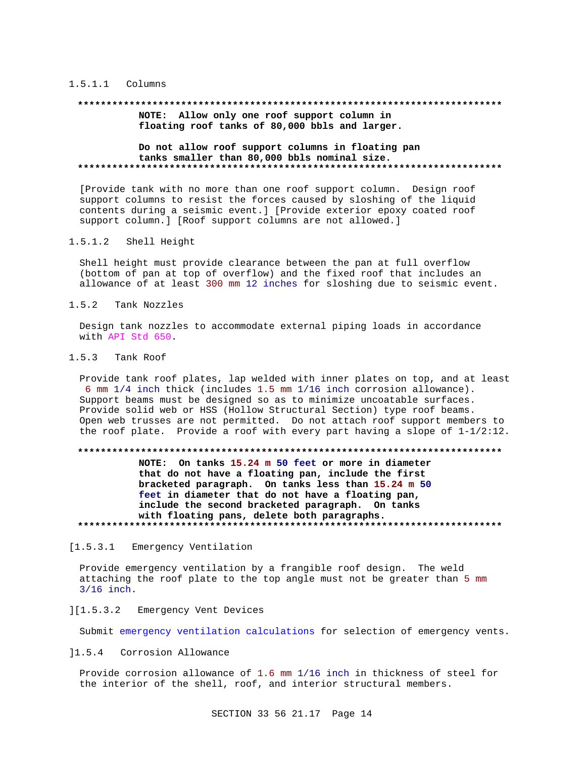#### 1.5.1.1 Columns

**************************************************************************

**NOTE: Allow only one roof support column in floating roof tanks of 80,000 bbls and larger.**

**Do not allow roof support columns in floating pan tanks smaller than 80,000 bbls nominal size.**

**************************************************************************

[Provide tank with no more than one roof support column. Design roof support columns to resist the forces caused by sloshing of the liquid contents during a seismic event.] [Provide exterior epoxy coated roof support column.] [Roof support columns are not allowed.]

#### 1.5.1.2 Shell Height

Shell height must provide clearance between the pan at full overflow (bottom of pan at top of overflow) and the fixed roof that includes an allowance of at least 300 mm 12 inches for sloshing due to seismic event.

### 1.5.2 Tank Nozzles

Design tank nozzles to accommodate external piping loads in accordance with API Std 650.

### 1.5.3 Tank Roof

Provide tank roof plates, lap welded with inner plates on top, and at least 6 mm 1/4 inch thick (includes 1.5 mm 1/16 inch corrosion allowance). Support beams must be designed so as to minimize uncoatable surfaces. Provide solid web or HSS (Hollow Structural Section) type roof beams. Open web trusses are not permitted. Do not attach roof support members to the roof plate. Provide a roof with every part having a slope of 1-1/2:12.

**************************************************************************

**NOTE: On tanks 15.24 m 50 feet or more in diameter that do not have a floating pan, include the first bracketed paragraph. On tanks less than 15.24 m 50 feet in diameter that do not have a floating pan, include the second bracketed paragraph. On tanks with floating pans, delete both paragraphs.**

**************************************************************************

[1.5.3.1 Emergency Ventilation

Provide emergency ventilation by a frangible roof design. The weld attaching the roof plate to the top angle must not be greater than 5 mm 3/16 inch.

][1.5.3.2 Emergency Vent Devices

Submit emergency ventilation calculations for selection of emergency vents.

]1.5.4 Corrosion Allowance

Provide corrosion allowance of 1.6 mm 1/16 inch in thickness of steel for the interior of the shell, roof, and interior structural members.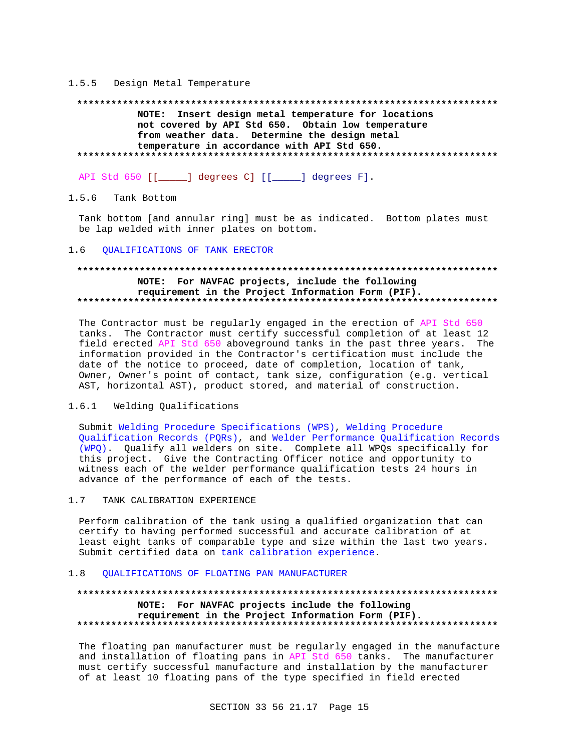### 1.5.5 Design Metal Temperature

**************************************************************************
**NOTE: Insert design metal temperature for locations not covered by API Std 650. Obtain low temperature from weather data. Determine the design metal temperature in accordance with API Std 650.**
**************************************************************************

API Std 650 [[_____] degrees C] [[_____] degrees F].

### 1.5.6 Tank Bottom

Tank bottom [and annular ring] must be as indicated. Bottom plates must be lap welded with inner plates on bottom.

## 1.6 QUALIFICATIONS OF TANK ERECTOR

**************************************************************************
**NOTE: For NAVFAC projects, include the following requirement in the Project Information Form (PIF).**
**************************************************************************

The Contractor must be regularly engaged in the erection of API Std 650 tanks. The Contractor must certify successful completion of at least 12 field erected API Std 650 aboveground tanks in the past three years. The information provided in the Contractor's certification must include the date of the notice to proceed, date of completion, location of tank, Owner, Owner's point of contact, tank size, configuration (e.g. vertical AST, horizontal AST), product stored, and material of construction.

### 1.6.1 Welding Qualifications

Submit Welding Procedure Specifications (WPS), Welding Procedure Qualification Records (PQRs), and Welder Performance Qualification Records (WPQ). Qualify all welders on site. Complete all WPQs specifically for this project. Give the Contracting Officer notice and opportunity to witness each of the welder performance qualification tests 24 hours in advance of the performance of each of the tests.

## 1.7 TANK CALIBRATION EXPERIENCE

Perform calibration of the tank using a qualified organization that can certify to having performed successful and accurate calibration of at least eight tanks of comparable type and size within the last two years. Submit certified data on tank calibration experience.

## 1.8 QUALIFICATIONS OF FLOATING PAN MANUFACTURER

**************************************************************************
**NOTE: For NAVFAC projects include the following requirement in the Project Information Form (PIF).**
**************************************************************************

The floating pan manufacturer must be regularly engaged in the manufacture and installation of floating pans in API Std 650 tanks. The manufacturer must certify successful manufacture and installation by the manufacturer of at least 10 floating pans of the type specified in field erected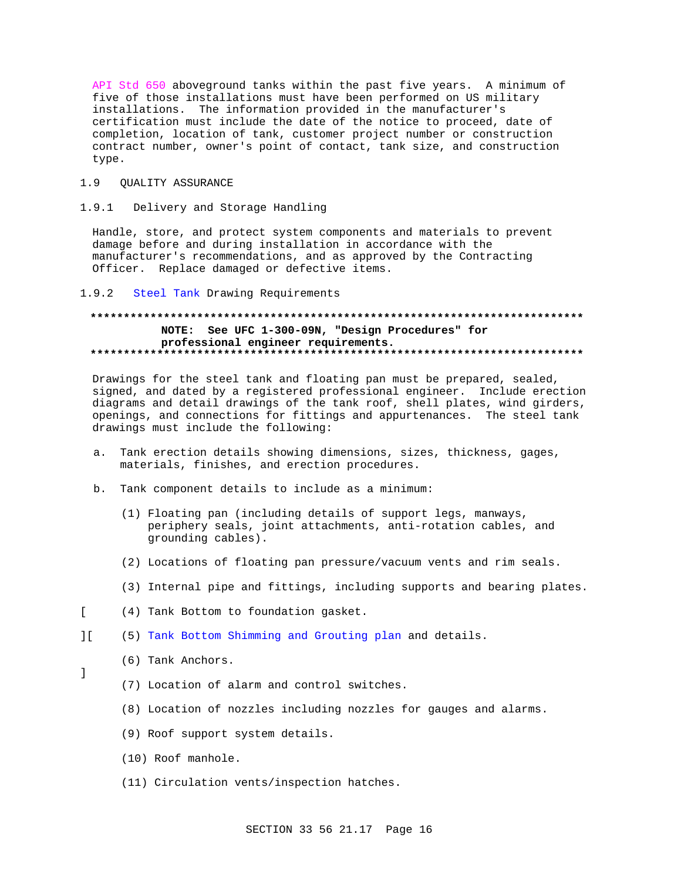API Std 650 aboveground tanks within the past five years. A minimum of five of those installations must have been performed on US military installations. The information provided in the manufacturer's certification must include the date of the notice to proceed, date of completion, location of tank, customer project number or construction contract number, owner's point of contact, tank size, and construction type.

## 1.9 QUALITY ASSURANCE

### 1.9.1 Delivery and Storage Handling

Handle, store, and protect system components and materials to prevent damage before and during installation in accordance with the manufacturer's recommendations, and as approved by the Contracting Officer. Replace damaged or defective items.

### 1.9.2 Steel Tank Drawing Requirements

**************************************************************************

**NOTE: See UFC 1-300-09N, "Design Procedures" for professional engineer requirements.**

**************************************************************************

Drawings for the steel tank and floating pan must be prepared, sealed, signed, and dated by a registered professional engineer. Include erection diagrams and detail drawings of the tank roof, shell plates, wind girders, openings, and connections for fittings and appurtenances. The steel tank drawings must include the following:

a. Tank erection details showing dimensions, sizes, thickness, gages, materials, finishes, and erection procedures.

b. Tank component details to include as a minimum:

(1) Floating pan (including details of support legs, manways, periphery seals, joint attachments, anti-rotation cables, and grounding cables).

(2) Locations of floating pan pressure/vacuum vents and rim seals.

(3) Internal pipe and fittings, including supports and bearing plates.

[ (4) Tank Bottom to foundation gasket.

][ (5) Tank Bottom Shimming and Grouting plan and details.

(6) Tank Anchors.

]

(7) Location of alarm and control switches.

(8) Location of nozzles including nozzles for gauges and alarms.

(9) Roof support system details.

(10) Roof manhole.

(11) Circulation vents/inspection hatches.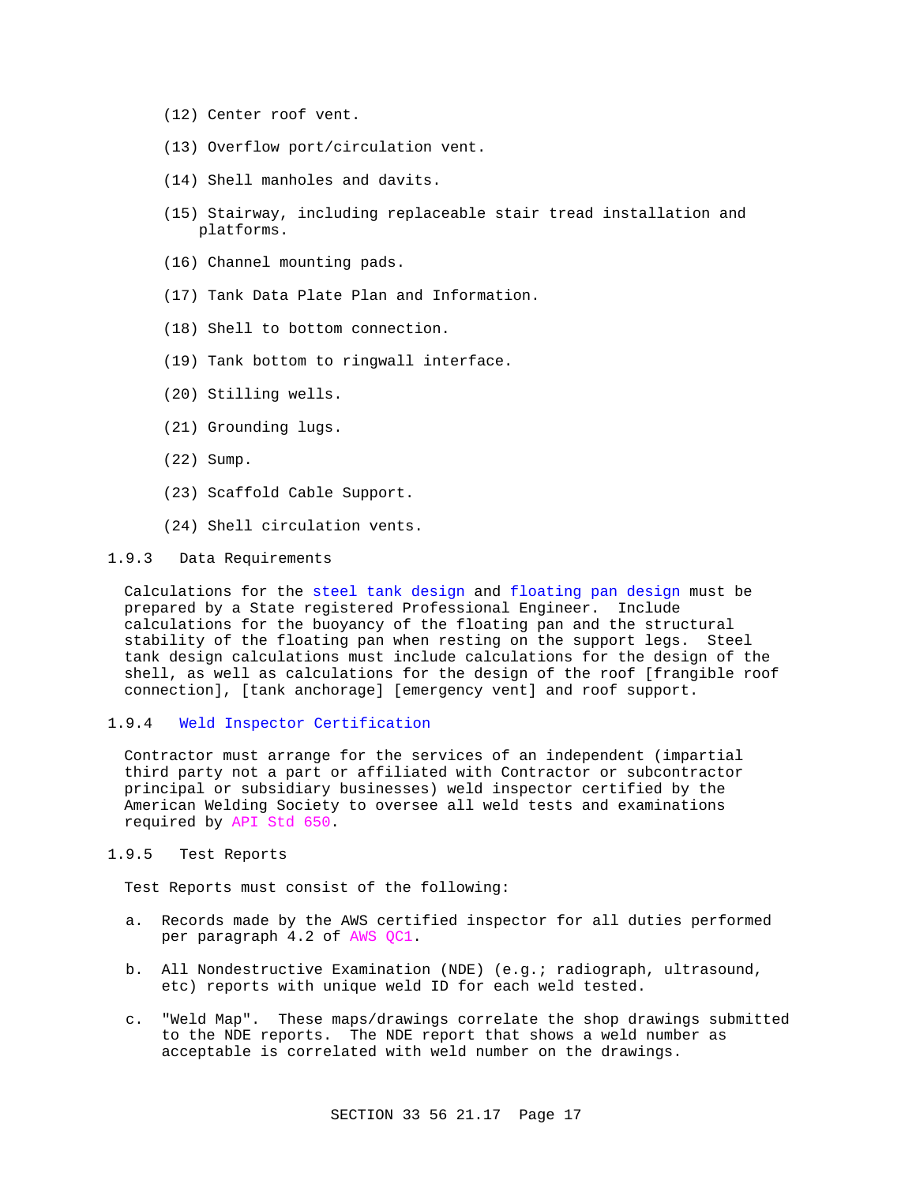(12) Center roof vent.

(13) Overflow port/circulation vent.

(14) Shell manholes and davits.

(15) Stairway, including replaceable stair tread installation and platforms.

(16) Channel mounting pads.

(17) Tank Data Plate Plan and Information.

(18) Shell to bottom connection.

(19) Tank bottom to ringwall interface.

(20) Stilling wells.

(21) Grounding lugs.

(22) Sump.

(23) Scaffold Cable Support.

(24) Shell circulation vents.

### 1.9.3 Data Requirements

Calculations for the steel tank design and floating pan design must be prepared by a State registered Professional Engineer. Include calculations for the buoyancy of the floating pan and the structural stability of the floating pan when resting on the support legs. Steel tank design calculations must include calculations for the design of the shell, as well as calculations for the design of the roof [frangible roof connection], [tank anchorage] [emergency vent] and roof support.

### 1.9.4 Weld Inspector Certification

Contractor must arrange for the services of an independent (impartial third party not a part or affiliated with Contractor or subcontractor principal or subsidiary businesses) weld inspector certified by the American Welding Society to oversee all weld tests and examinations required by API Std 650.

### 1.9.5 Test Reports

Test Reports must consist of the following:

a. Records made by the AWS certified inspector for all duties performed per paragraph 4.2 of AWS QC1.

b. All Nondestructive Examination (NDE) (e.g.; radiograph, ultrasound, etc) reports with unique weld ID for each weld tested.

c. "Weld Map". These maps/drawings correlate the shop drawings submitted to the NDE reports. The NDE report that shows a weld number as acceptable is correlated with weld number on the drawings.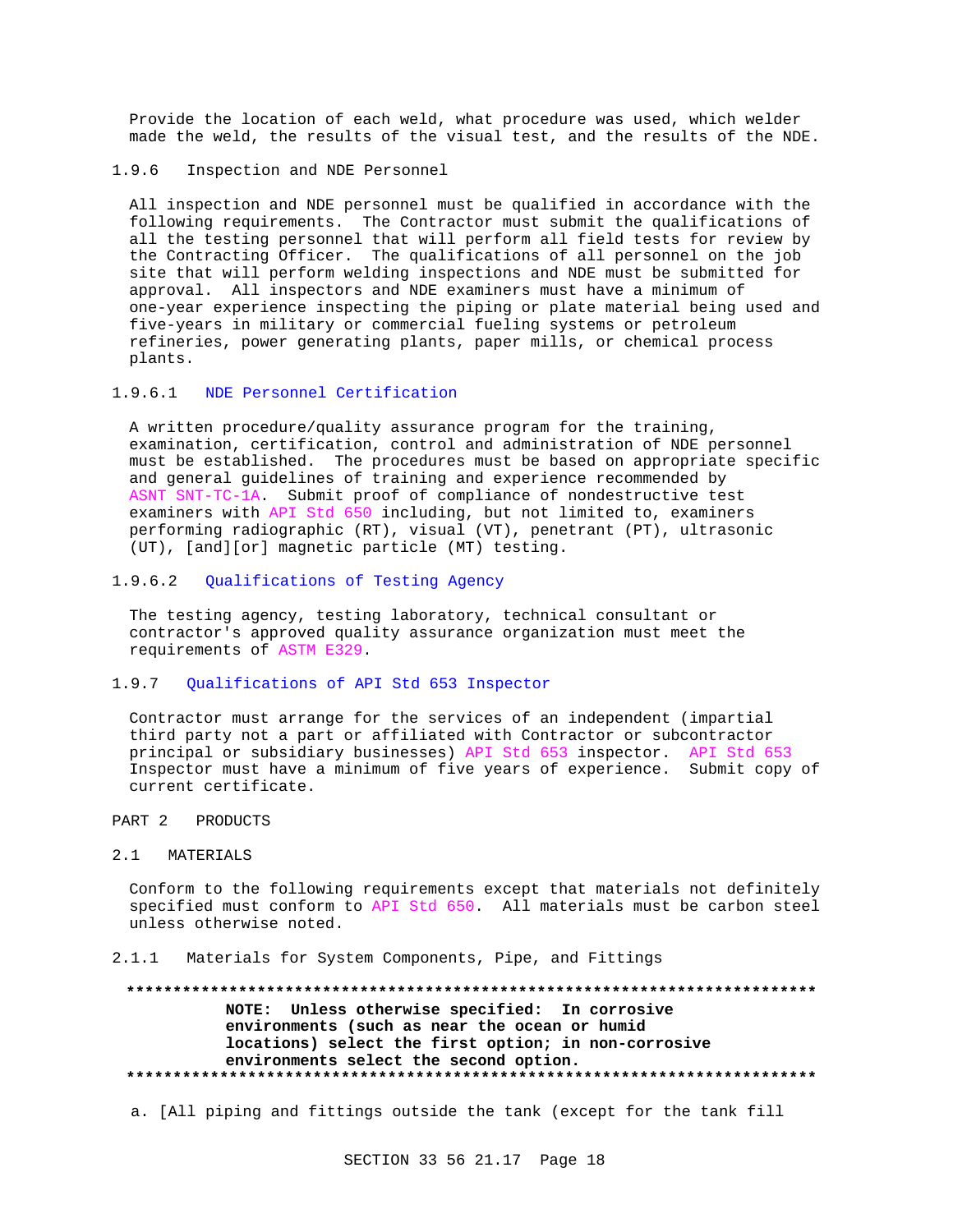Provide the location of each weld, what procedure was used, which welder made the weld, the results of the visual test, and the results of the NDE.

### 1.9.6 Inspection and NDE Personnel

All inspection and NDE personnel must be qualified in accordance with the following requirements. The Contractor must submit the qualifications of all the testing personnel that will perform all field tests for review by the Contracting Officer. The qualifications of all personnel on the job site that will perform welding inspections and NDE must be submitted for approval. All inspectors and NDE examiners must have a minimum of one-year experience inspecting the piping or plate material being used and five-years in military or commercial fueling systems or petroleum refineries, power generating plants, paper mills, or chemical process plants.

#### 1.9.6.1 NDE Personnel Certification

A written procedure/quality assurance program for the training, examination, certification, control and administration of NDE personnel must be established. The procedures must be based on appropriate specific and general guidelines of training and experience recommended by ASNT SNT-TC-1A. Submit proof of compliance of nondestructive test examiners with API Std 650 including, but not limited to, examiners performing radiographic (RT), visual (VT), penetrant (PT), ultrasonic (UT), [and][or] magnetic particle (MT) testing.

#### 1.9.6.2 Qualifications of Testing Agency

The testing agency, testing laboratory, technical consultant or contractor's approved quality assurance organization must meet the requirements of ASTM E329.

### 1.9.7 Qualifications of API Std 653 Inspector

Contractor must arrange for the services of an independent (impartial third party not a part or affiliated with Contractor or subcontractor principal or subsidiary businesses) API Std 653 inspector. API Std 653 Inspector must have a minimum of five years of experience. Submit copy of current certificate.

# PART 2 PRODUCTS

## 2.1 MATERIALS

Conform to the following requirements except that materials not definitely specified must conform to API Std 650. All materials must be carbon steel unless otherwise noted.

### 2.1.1 Materials for System Components, Pipe, and Fittings

**************************************************************************

**NOTE: Unless otherwise specified: In corrosive environments (such as near the ocean or humid locations) select the first option; in non-corrosive environments select the second option.**

**************************************************************************

a. [All piping and fittings outside the tank (except for the tank fill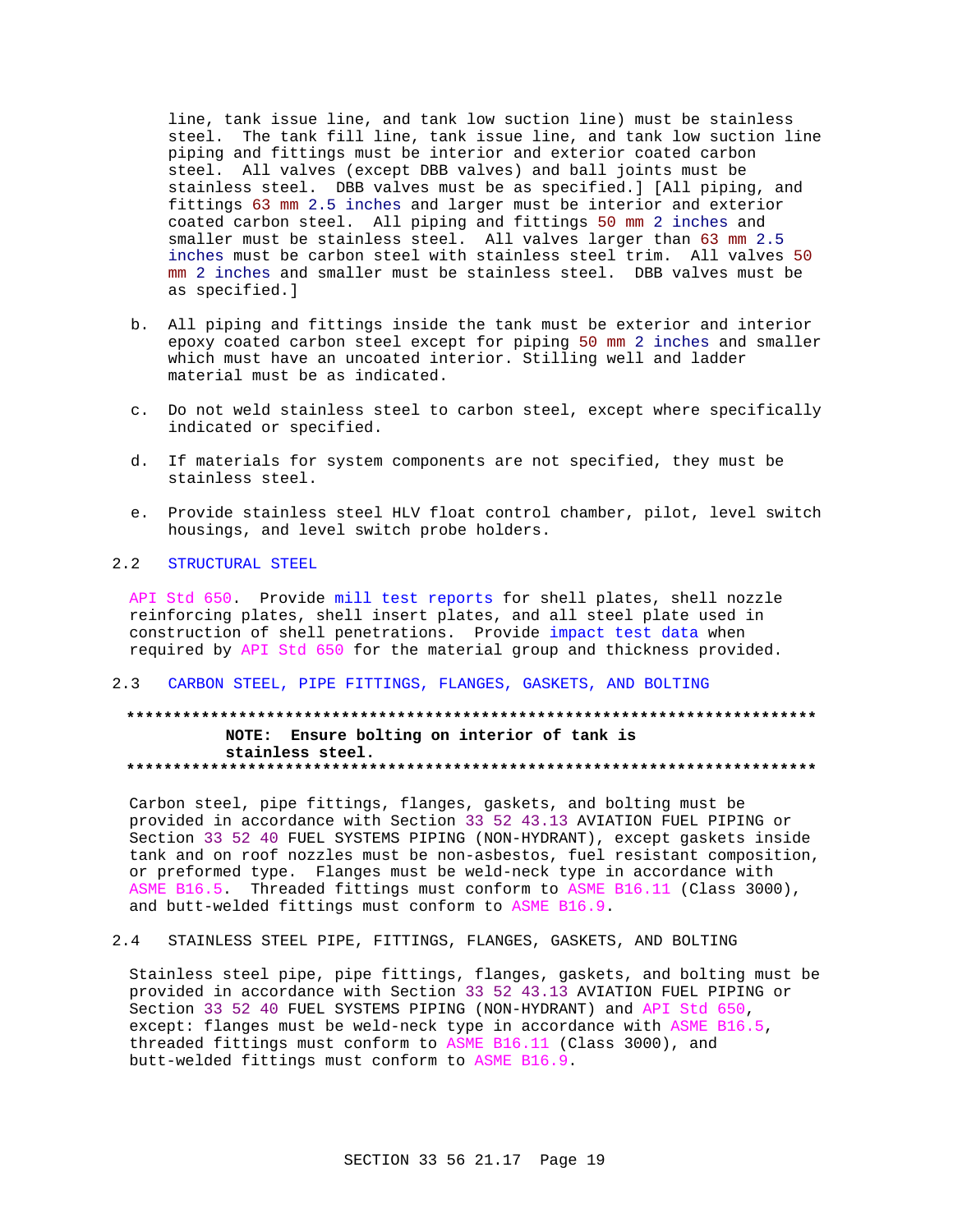line, tank issue line, and tank low suction line) must be stainless steel. The tank fill line, tank issue line, and tank low suction line piping and fittings must be interior and exterior coated carbon steel. All valves (except DBB valves) and ball joints must be stainless steel. DBB valves must be as specified.] [All piping, and fittings 63 mm 2.5 inches and larger must be interior and exterior coated carbon steel. All piping and fittings 50 mm 2 inches and smaller must be stainless steel. All valves larger than 63 mm 2.5 inches must be carbon steel with stainless steel trim. All valves 50 mm 2 inches and smaller must be stainless steel. DBB valves must be as specified.]

b. All piping and fittings inside the tank must be exterior and interior epoxy coated carbon steel except for piping 50 mm 2 inches and smaller which must have an uncoated interior. Stilling well and ladder material must be as indicated.

c. Do not weld stainless steel to carbon steel, except where specifically indicated or specified.

d. If materials for system components are not specified, they must be stainless steel.

e. Provide stainless steel HLV float control chamber, pilot, level switch housings, and level switch probe holders.

## 2.2 STRUCTURAL STEEL

API Std 650. Provide mill test reports for shell plates, shell nozzle reinforcing plates, shell insert plates, and all steel plate used in construction of shell penetrations. Provide impact test data when required by API Std 650 for the material group and thickness provided.

## 2.3 CARBON STEEL, PIPE FITTINGS, FLANGES, GASKETS, AND BOLTING

**************************************************************************
**NOTE: Ensure bolting on interior of tank is stainless steel.**
**************************************************************************

Carbon steel, pipe fittings, flanges, gaskets, and bolting must be provided in accordance with Section 33 52 43.13 AVIATION FUEL PIPING or Section 33 52 40 FUEL SYSTEMS PIPING (NON-HYDRANT), except gaskets inside tank and on roof nozzles must be non-asbestos, fuel resistant composition, or preformed type. Flanges must be weld-neck type in accordance with ASME B16.5. Threaded fittings must conform to ASME B16.11 (Class 3000), and butt-welded fittings must conform to ASME B16.9.

## 2.4 STAINLESS STEEL PIPE, FITTINGS, FLANGES, GASKETS, AND BOLTING

Stainless steel pipe, pipe fittings, flanges, gaskets, and bolting must be provided in accordance with Section 33 52 43.13 AVIATION FUEL PIPING or Section 33 52 40 FUEL SYSTEMS PIPING (NON-HYDRANT) and API Std 650, except: flanges must be weld-neck type in accordance with ASME B16.5, threaded fittings must conform to ASME B16.11 (Class 3000), and butt-welded fittings must conform to ASME B16.9.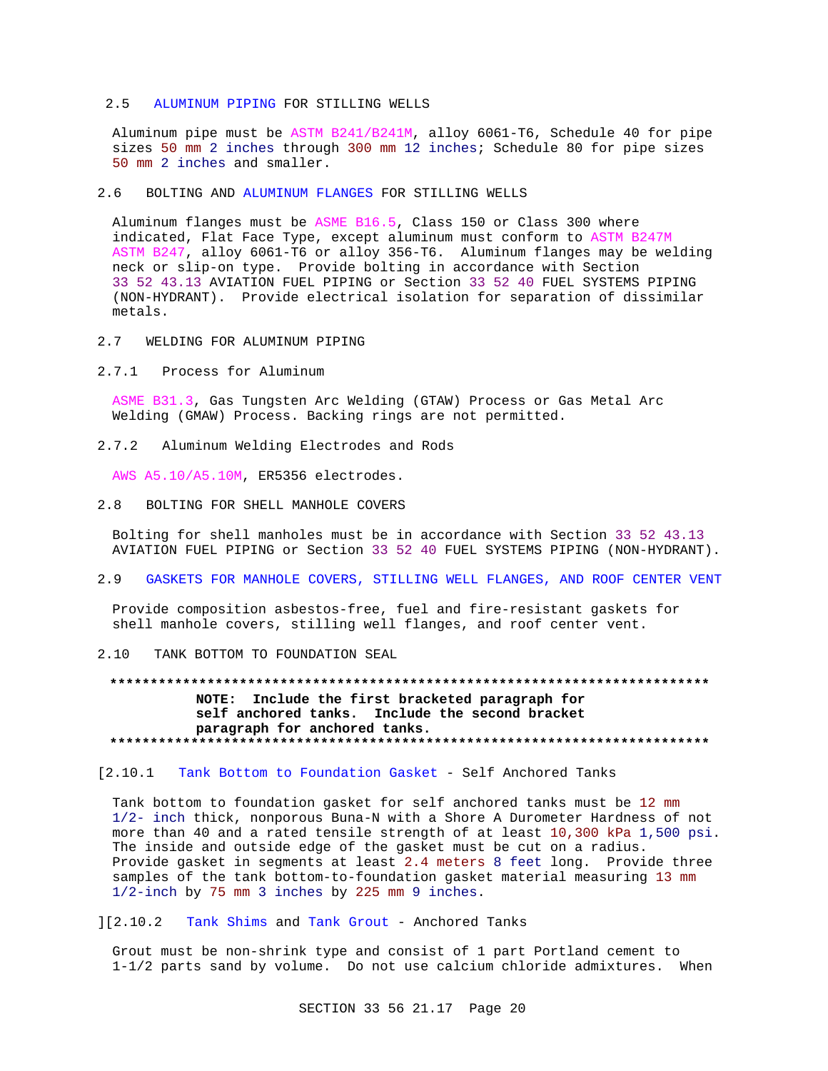## 2.5 ALUMINUM PIPING FOR STILLING WELLS

Aluminum pipe must be ASTM B241/B241M, alloy 6061-T6, Schedule 40 for pipe sizes 50 mm 2 inches through 300 mm 12 inches; Schedule 80 for pipe sizes 50 mm 2 inches and smaller.

## 2.6 BOLTING AND ALUMINUM FLANGES FOR STILLING WELLS

Aluminum flanges must be ASME B16.5, Class 150 or Class 300 where indicated, Flat Face Type, except aluminum must conform to ASTM B247M ASTM B247, alloy 6061-T6 or alloy 356-T6. Aluminum flanges may be welding neck or slip-on type. Provide bolting in accordance with Section 33 52 43.13 AVIATION FUEL PIPING or Section 33 52 40 FUEL SYSTEMS PIPING (NON-HYDRANT). Provide electrical isolation for separation of dissimilar metals.

## 2.7 WELDING FOR ALUMINUM PIPING

### 2.7.1 Process for Aluminum

ASME B31.3, Gas Tungsten Arc Welding (GTAW) Process or Gas Metal Arc Welding (GMAW) Process. Backing rings are not permitted.

### 2.7.2 Aluminum Welding Electrodes and Rods

AWS A5.10/A5.10M, ER5356 electrodes.

## 2.8 BOLTING FOR SHELL MANHOLE COVERS

Bolting for shell manholes must be in accordance with Section 33 52 43.13 AVIATION FUEL PIPING or Section 33 52 40 FUEL SYSTEMS PIPING (NON-HYDRANT).

## 2.9 GASKETS FOR MANHOLE COVERS, STILLING WELL FLANGES, AND ROOF CENTER VENT

Provide composition asbestos-free, fuel and fire-resistant gaskets for shell manhole covers, stilling well flanges, and roof center vent.

## 2.10 TANK BOTTOM TO FOUNDATION SEAL

```
**************************************************************************
            NOTE:  Include the first bracketed paragraph for
            self anchored tanks.  Include the second bracket
            paragraph for anchored tanks.
**************************************************************************
```

[2.10.1 Tank Bottom to Foundation Gasket - Self Anchored Tanks

Tank bottom to foundation gasket for self anchored tanks must be 12 mm 1/2- inch thick, nonporous Buna-N with a Shore A Durometer Hardness of not more than 40 and a rated tensile strength of at least 10,300 kPa 1,500 psi. The inside and outside edge of the gasket must be cut on a radius. Provide gasket in segments at least 2.4 meters 8 feet long. Provide three samples of the tank bottom-to-foundation gasket material measuring 13 mm 1/2-inch by 75 mm 3 inches by 225 mm 9 inches.

][2.10.2 Tank Shims and Tank Grout - Anchored Tanks

Grout must be non-shrink type and consist of 1 part Portland cement to 1-1/2 parts sand by volume. Do not use calcium chloride admixtures. When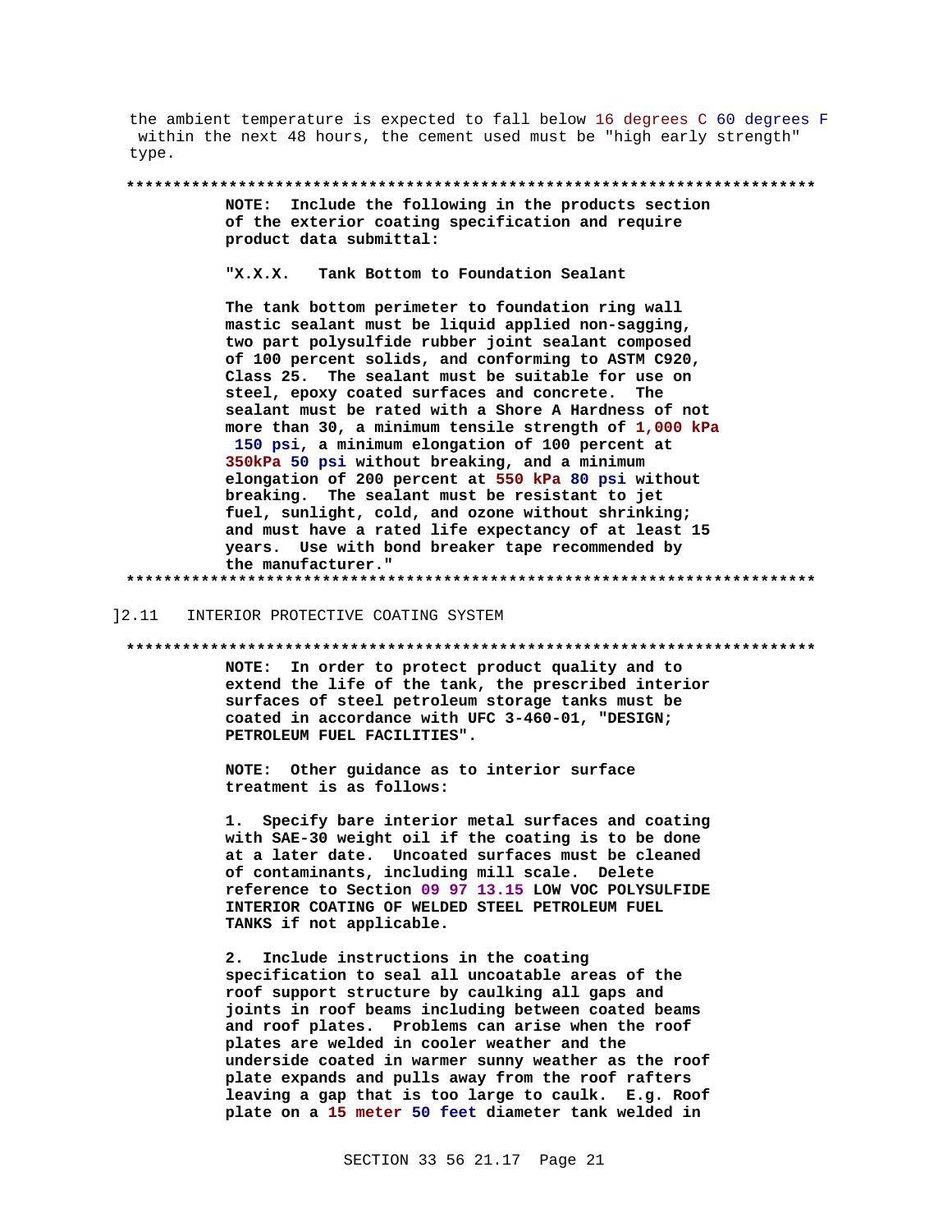the ambient temperature is expected to fall below 16 degrees C 60 degrees F within the next 48 hours, the cement used must be "high early strength" type.

**************************************************************************

**NOTE: Include the following in the products section of the exterior coating specification and require product data submittal:**

**"X.X.X. Tank Bottom to Foundation Sealant**

**The tank bottom perimeter to foundation ring wall mastic sealant must be liquid applied non-sagging, two part polysulfide rubber joint sealant composed of 100 percent solids, and conforming to ASTM C920, Class 25. The sealant must be suitable for use on steel, epoxy coated surfaces and concrete. The sealant must be rated with a Shore A Hardness of not more than 30, a minimum tensile strength of 1,000 kPa 150 psi, a minimum elongation of 100 percent at 350kPa 50 psi without breaking, and a minimum elongation of 200 percent at 550 kPa 80 psi without breaking. The sealant must be resistant to jet fuel, sunlight, cold, and ozone without shrinking; and must have a rated life expectancy of at least 15 years. Use with bond breaker tape recommended by the manufacturer."**

**************************************************************************

]2.11 INTERIOR PROTECTIVE COATING SYSTEM

**************************************************************************

**NOTE: In order to protect product quality and to extend the life of the tank, the prescribed interior surfaces of steel petroleum storage tanks must be coated in accordance with UFC 3-460-01, "DESIGN; PETROLEUM FUEL FACILITIES".**

**NOTE: Other guidance as to interior surface treatment is as follows:**

**1. Specify bare interior metal surfaces and coating with SAE-30 weight oil if the coating is to be done at a later date. Uncoated surfaces must be cleaned of contaminants, including mill scale. Delete reference to Section 09 97 13.15 LOW VOC POLYSULFIDE INTERIOR COATING OF WELDED STEEL PETROLEUM FUEL TANKS if not applicable.**

**2. Include instructions in the coating specification to seal all uncoatable areas of the roof support structure by caulking all gaps and joints in roof beams including between coated beams and roof plates. Problems can arise when the roof plates are welded in cooler weather and the underside coated in warmer sunny weather as the roof plate expands and pulls away from the roof rafters leaving a gap that is too large to caulk. E.g. Roof plate on a 15 meter 50 feet diameter tank welded in**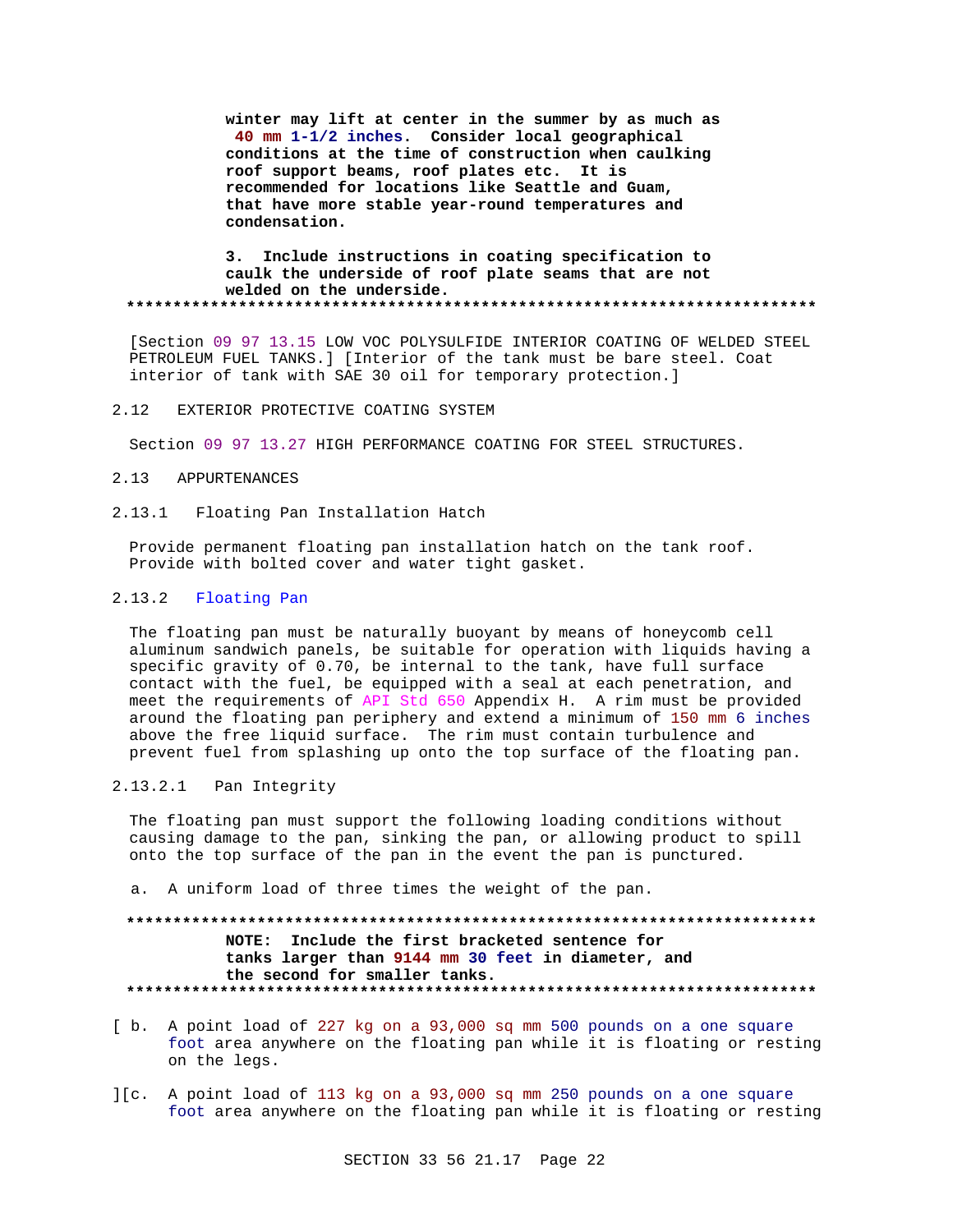**winter may lift at center in the summer by as much as 40 mm 1-1/2 inches. Consider local geographical conditions at the time of construction when caulking roof support beams, roof plates etc. It is recommended for locations like Seattle and Guam, that have more stable year-round temperatures and condensation.**

**3. Include instructions in coating specification to caulk the underside of roof plate seams that are not welded on the underside.**

**************************************************************************

[Section 09 97 13.15 LOW VOC POLYSULFIDE INTERIOR COATING OF WELDED STEEL PETROLEUM FUEL TANKS.] [Interior of the tank must be bare steel. Coat interior of tank with SAE 30 oil for temporary protection.]

## 2.12 EXTERIOR PROTECTIVE COATING SYSTEM

Section 09 97 13.27 HIGH PERFORMANCE COATING FOR STEEL STRUCTURES.

## 2.13 APPURTENANCES

### 2.13.1 Floating Pan Installation Hatch

Provide permanent floating pan installation hatch on the tank roof. Provide with bolted cover and water tight gasket.

### 2.13.2 Floating Pan

The floating pan must be naturally buoyant by means of honeycomb cell aluminum sandwich panels, be suitable for operation with liquids having a specific gravity of 0.70, be internal to the tank, have full surface contact with the fuel, be equipped with a seal at each penetration, and meet the requirements of API Std 650 Appendix H. A rim must be provided around the floating pan periphery and extend a minimum of 150 mm 6 inches above the free liquid surface. The rim must contain turbulence and prevent fuel from splashing up onto the top surface of the floating pan.

#### 2.13.2.1 Pan Integrity

The floating pan must support the following loading conditions without causing damage to the pan, sinking the pan, or allowing product to spill onto the top surface of the pan in the event the pan is punctured.

a. A uniform load of three times the weight of the pan.

**************************************************************************

**NOTE: Include the first bracketed sentence for tanks larger than 9144 mm 30 feet in diameter, and the second for smaller tanks.**

**************************************************************************

[ b. A point load of 227 kg on a 93,000 sq mm 500 pounds on a one square foot area anywhere on the floating pan while it is floating or resting on the legs.

][c. A point load of 113 kg on a 93,000 sq mm 250 pounds on a one square foot area anywhere on the floating pan while it is floating or resting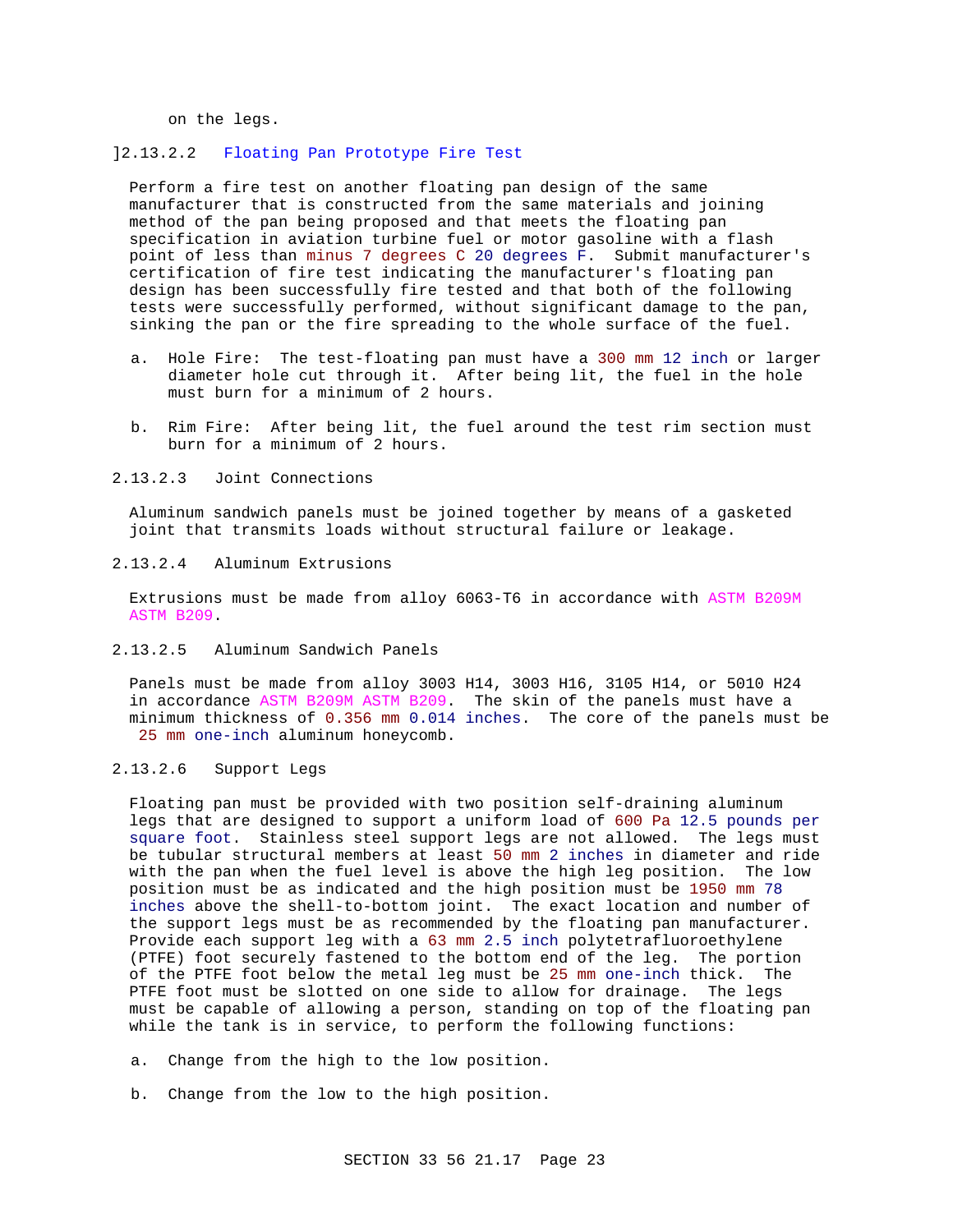on the legs.

### ]2.13.2.2 Floating Pan Prototype Fire Test

Perform a fire test on another floating pan design of the same manufacturer that is constructed from the same materials and joining method of the pan being proposed and that meets the floating pan specification in aviation turbine fuel or motor gasoline with a flash point of less than minus 7 degrees C 20 degrees F. Submit manufacturer's certification of fire test indicating the manufacturer's floating pan design has been successfully fire tested and that both of the following tests were successfully performed, without significant damage to the pan, sinking the pan or the fire spreading to the whole surface of the fuel.

a. Hole Fire: The test-floating pan must have a 300 mm 12 inch or larger diameter hole cut through it. After being lit, the fuel in the hole must burn for a minimum of 2 hours.

b. Rim Fire: After being lit, the fuel around the test rim section must burn for a minimum of 2 hours.

### 2.13.2.3 Joint Connections

Aluminum sandwich panels must be joined together by means of a gasketed joint that transmits loads without structural failure or leakage.

### 2.13.2.4 Aluminum Extrusions

Extrusions must be made from alloy 6063-T6 in accordance with ASTM B209M ASTM B209.

### 2.13.2.5 Aluminum Sandwich Panels

Panels must be made from alloy 3003 H14, 3003 H16, 3105 H14, or 5010 H24 in accordance ASTM B209M ASTM B209. The skin of the panels must have a minimum thickness of 0.356 mm 0.014 inches. The core of the panels must be 25 mm one-inch aluminum honeycomb.

### 2.13.2.6 Support Legs

Floating pan must be provided with two position self-draining aluminum legs that are designed to support a uniform load of 600 Pa 12.5 pounds per square foot. Stainless steel support legs are not allowed. The legs must be tubular structural members at least 50 mm 2 inches in diameter and ride with the pan when the fuel level is above the high leg position. The low position must be as indicated and the high position must be 1950 mm 78 inches above the shell-to-bottom joint. The exact location and number of the support legs must be as recommended by the floating pan manufacturer. Provide each support leg with a 63 mm 2.5 inch polytetrafluoroethylene (PTFE) foot securely fastened to the bottom end of the leg. The portion of the PTFE foot below the metal leg must be 25 mm one-inch thick. The PTFE foot must be slotted on one side to allow for drainage. The legs must be capable of allowing a person, standing on top of the floating pan while the tank is in service, to perform the following functions:

a. Change from the high to the low position.

b. Change from the low to the high position.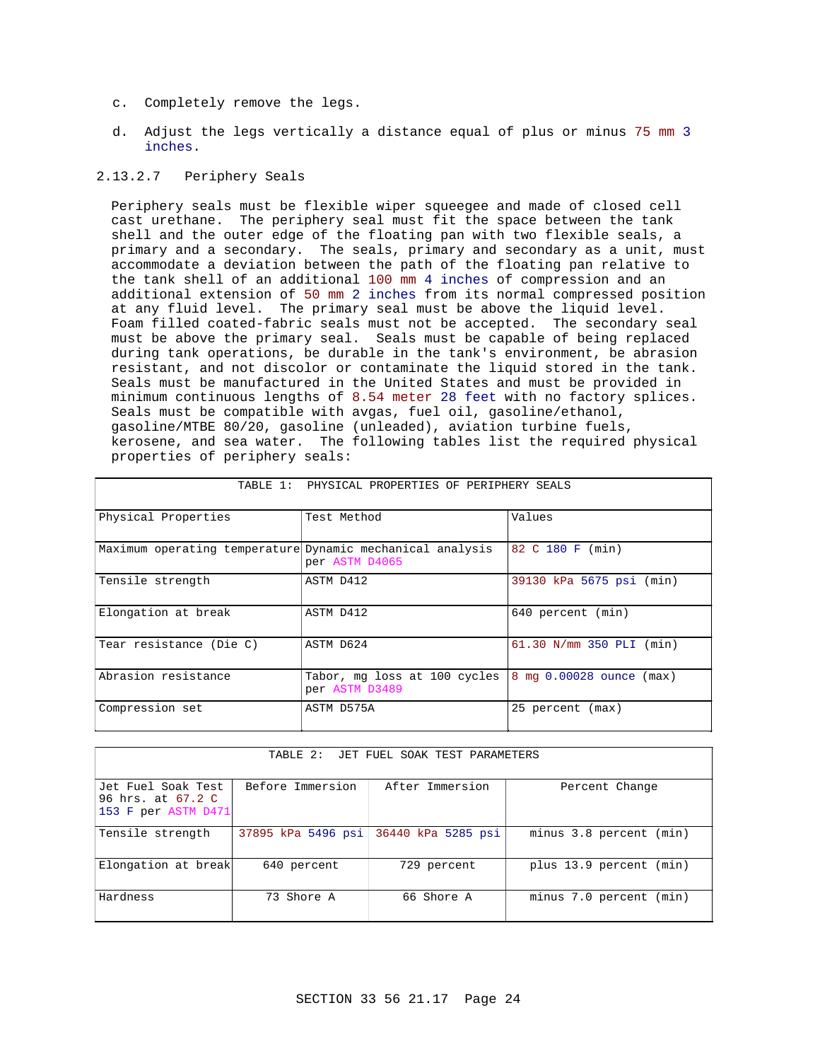c. Completely remove the legs.

d. Adjust the legs vertically a distance equal of plus or minus 75 mm 3 inches.

#### 2.13.2.7 Periphery Seals

Periphery seals must be flexible wiper squeegee and made of closed cell cast urethane. The periphery seal must fit the space between the tank shell and the outer edge of the floating pan with two flexible seals, a primary and a secondary. The seals, primary and secondary as a unit, must accommodate a deviation between the path of the floating pan relative to the tank shell of an additional 100 mm 4 inches of compression and an additional extension of 50 mm 2 inches from its normal compressed position at any fluid level. The primary seal must be above the liquid level. Foam filled coated-fabric seals must not be accepted. The secondary seal must be above the primary seal. Seals must be capable of being replaced during tank operations, be durable in the tank's environment, be abrasion resistant, and not discolor or contaminate the liquid stored in the tank. Seals must be manufactured in the United States and must be provided in minimum continuous lengths of 8.54 meter 28 feet with no factory splices. Seals must be compatible with avgas, fuel oil, gasoline/ethanol, gasoline/MTBE 80/20, gasoline (unleaded), aviation turbine fuels, kerosene, and sea water. The following tables list the required physical properties of periphery seals:

TABLE 1: PHYSICAL PROPERTIES OF PERIPHERY SEALS

| Physical Properties | Test Method | Values |
|---|---|---|
| Maximum operating temperature | Dynamic mechanical analysis per ASTM D4065 | 82 C 180 F (min) |
| Tensile strength | ASTM D412 | 39130 kPa 5675 psi (min) |
| Elongation at break | ASTM D412 | 640 percent (min) |
| Tear resistance (Die C) | ASTM D624 | 61.30 N/mm 350 PLI (min) |
| Abrasion resistance | Tabor, mg loss at 100 cycles per ASTM D3489 | 8 mg 0.00028 ounce (max) |
| Compression set | ASTM D575A | 25 percent (max) |

TABLE 2: JET FUEL SOAK TEST PARAMETERS

| Jet Fuel Soak Test 96 hrs. at 67.2 C 153 F per ASTM D471 | Before Immersion | After Immersion | Percent Change |
|---|---|---|---|
| Tensile strength | 37895 kPa 5496 psi | 36440 kPa 5285 psi | minus 3.8 percent (min) |
| Elongation at break | 640 percent | 729 percent | plus 13.9 percent (min) |
| Hardness | 73 Shore A | 66 Shore A | minus 7.0 percent (min) |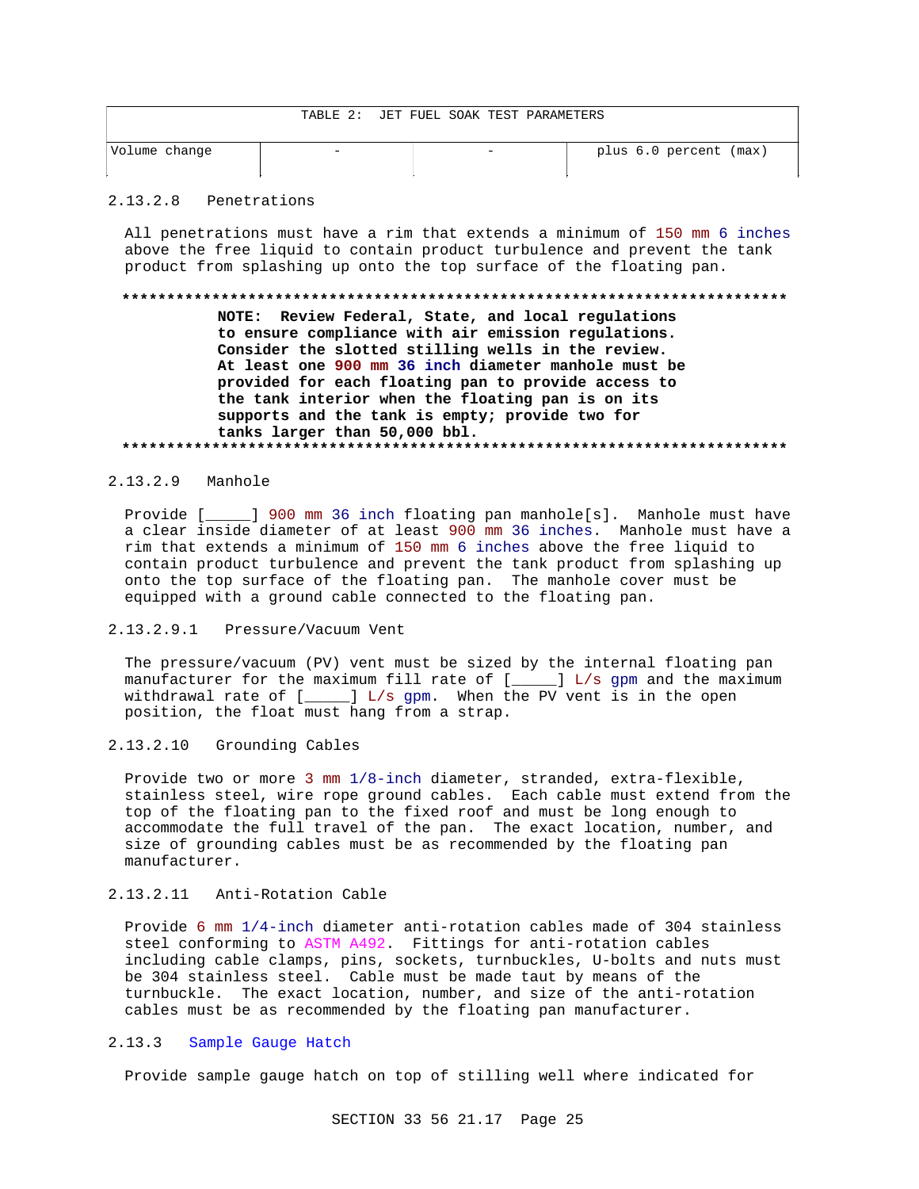| TABLE 2: JET FUEL SOAK TEST PARAMETERS | | | |
|---|---|---|---|
| Volume change | - | - | plus 6.0 percent (max) |

#### 2.13.2.8 Penetrations

All penetrations must have a rim that extends a minimum of 150 mm 6 inches above the free liquid to contain product turbulence and prevent the tank product from splashing up onto the top surface of the floating pan.

**************************************************************************

**NOTE: Review Federal, State, and local regulations to ensure compliance with air emission regulations. Consider the slotted stilling wells in the review. At least one 900 mm 36 inch diameter manhole must be provided for each floating pan to provide access to the tank interior when the floating pan is on its supports and the tank is empty; provide two for tanks larger than 50,000 bbl.**

**************************************************************************

#### 2.13.2.9 Manhole

Provide [_____] 900 mm 36 inch floating pan manhole[s]. Manhole must have a clear inside diameter of at least 900 mm 36 inches. Manhole must have a rim that extends a minimum of 150 mm 6 inches above the free liquid to contain product turbulence and prevent the tank product from splashing up onto the top surface of the floating pan. The manhole cover must be equipped with a ground cable connected to the floating pan.

##### 2.13.2.9.1 Pressure/Vacuum Vent

The pressure/vacuum (PV) vent must be sized by the internal floating pan manufacturer for the maximum fill rate of [_____] L/s gpm and the maximum withdrawal rate of [_____] L/s gpm. When the PV vent is in the open position, the float must hang from a strap.

#### 2.13.2.10 Grounding Cables

Provide two or more 3 mm 1/8-inch diameter, stranded, extra-flexible, stainless steel, wire rope ground cables. Each cable must extend from the top of the floating pan to the fixed roof and must be long enough to accommodate the full travel of the pan. The exact location, number, and size of grounding cables must be as recommended by the floating pan manufacturer.

#### 2.13.2.11 Anti-Rotation Cable

Provide 6 mm 1/4-inch diameter anti-rotation cables made of 304 stainless steel conforming to ASTM A492. Fittings for anti-rotation cables including cable clamps, pins, sockets, turnbuckles, U-bolts and nuts must be 304 stainless steel. Cable must be made taut by means of the turnbuckle. The exact location, number, and size of the anti-rotation cables must be as recommended by the floating pan manufacturer.

### 2.13.3 Sample Gauge Hatch

Provide sample gauge hatch on top of stilling well where indicated for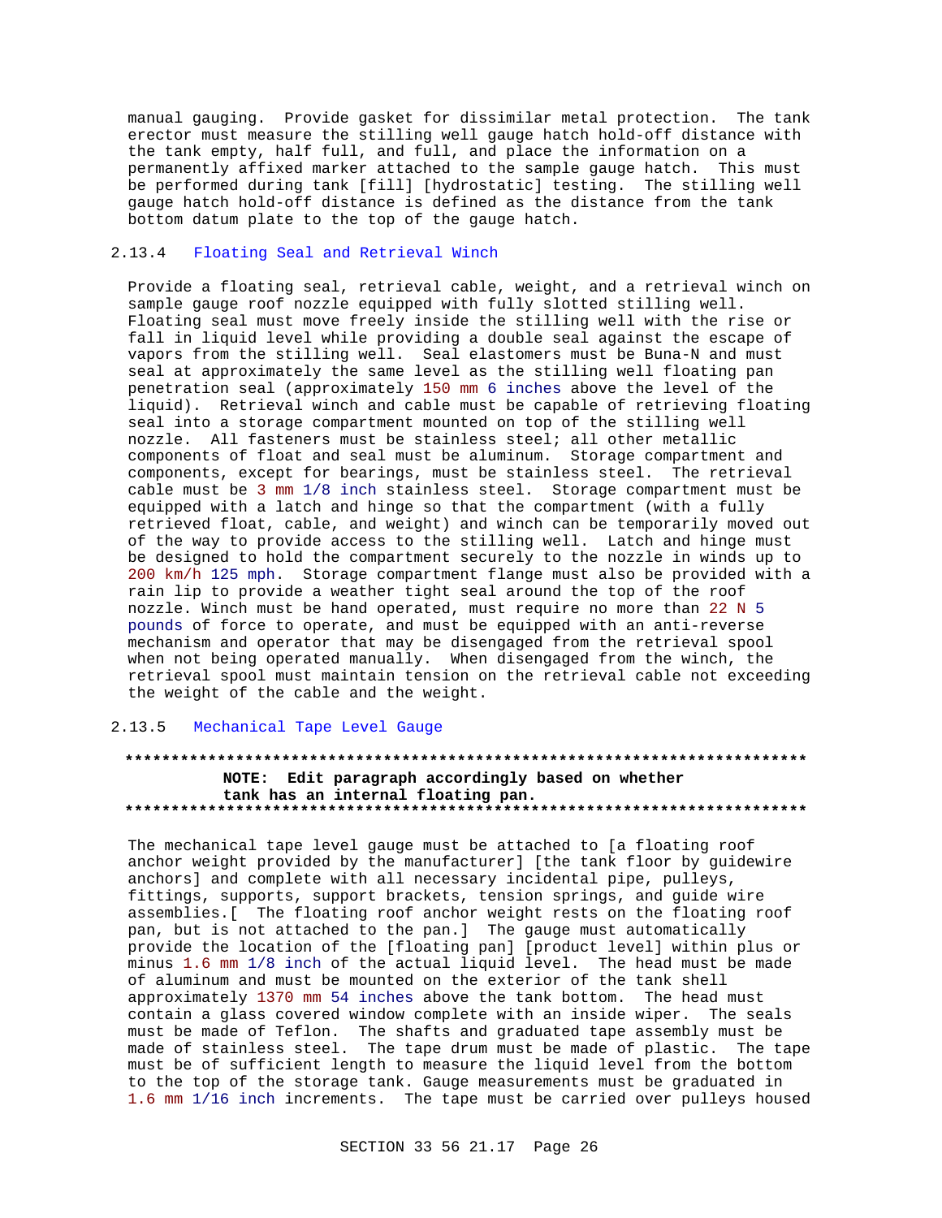manual gauging. Provide gasket for dissimilar metal protection. The tank erector must measure the stilling well gauge hatch hold-off distance with the tank empty, half full, and full, and place the information on a permanently affixed marker attached to the sample gauge hatch. This must be performed during tank [fill] [hydrostatic] testing. The stilling well gauge hatch hold-off distance is defined as the distance from the tank bottom datum plate to the top of the gauge hatch.

### 2.13.4 Floating Seal and Retrieval Winch

Provide a floating seal, retrieval cable, weight, and a retrieval winch on sample gauge roof nozzle equipped with fully slotted stilling well. Floating seal must move freely inside the stilling well with the rise or fall in liquid level while providing a double seal against the escape of vapors from the stilling well. Seal elastomers must be Buna-N and must seal at approximately the same level as the stilling well floating pan penetration seal (approximately 150 mm 6 inches above the level of the liquid). Retrieval winch and cable must be capable of retrieving floating seal into a storage compartment mounted on top of the stilling well nozzle. All fasteners must be stainless steel; all other metallic components of float and seal must be aluminum. Storage compartment and components, except for bearings, must be stainless steel. The retrieval cable must be 3 mm 1/8 inch stainless steel. Storage compartment must be equipped with a latch and hinge so that the compartment (with a fully retrieved float, cable, and weight) and winch can be temporarily moved out of the way to provide access to the stilling well. Latch and hinge must be designed to hold the compartment securely to the nozzle in winds up to 200 km/h 125 mph. Storage compartment flange must also be provided with a rain lip to provide a weather tight seal around the top of the roof nozzle. Winch must be hand operated, must require no more than 22 N 5 pounds of force to operate, and must be equipped with an anti-reverse mechanism and operator that may be disengaged from the retrieval spool when not being operated manually. When disengaged from the winch, the retrieval spool must maintain tension on the retrieval cable not exceeding the weight of the cable and the weight.

### 2.13.5 Mechanical Tape Level Gauge

**************************************************************************
**NOTE: Edit paragraph accordingly based on whether tank has an internal floating pan.**
**************************************************************************

The mechanical tape level gauge must be attached to [a floating roof anchor weight provided by the manufacturer] [the tank floor by guidewire anchors] and complete with all necessary incidental pipe, pulleys, fittings, supports, support brackets, tension springs, and guide wire assemblies.[ The floating roof anchor weight rests on the floating roof pan, but is not attached to the pan.] The gauge must automatically provide the location of the [floating pan] [product level] within plus or minus 1.6 mm 1/8 inch of the actual liquid level. The head must be made of aluminum and must be mounted on the exterior of the tank shell approximately 1370 mm 54 inches above the tank bottom. The head must contain a glass covered window complete with an inside wiper. The seals must be made of Teflon. The shafts and graduated tape assembly must be made of stainless steel. The tape drum must be made of plastic. The tape must be of sufficient length to measure the liquid level from the bottom to the top of the storage tank. Gauge measurements must be graduated in 1.6 mm 1/16 inch increments. The tape must be carried over pulleys housed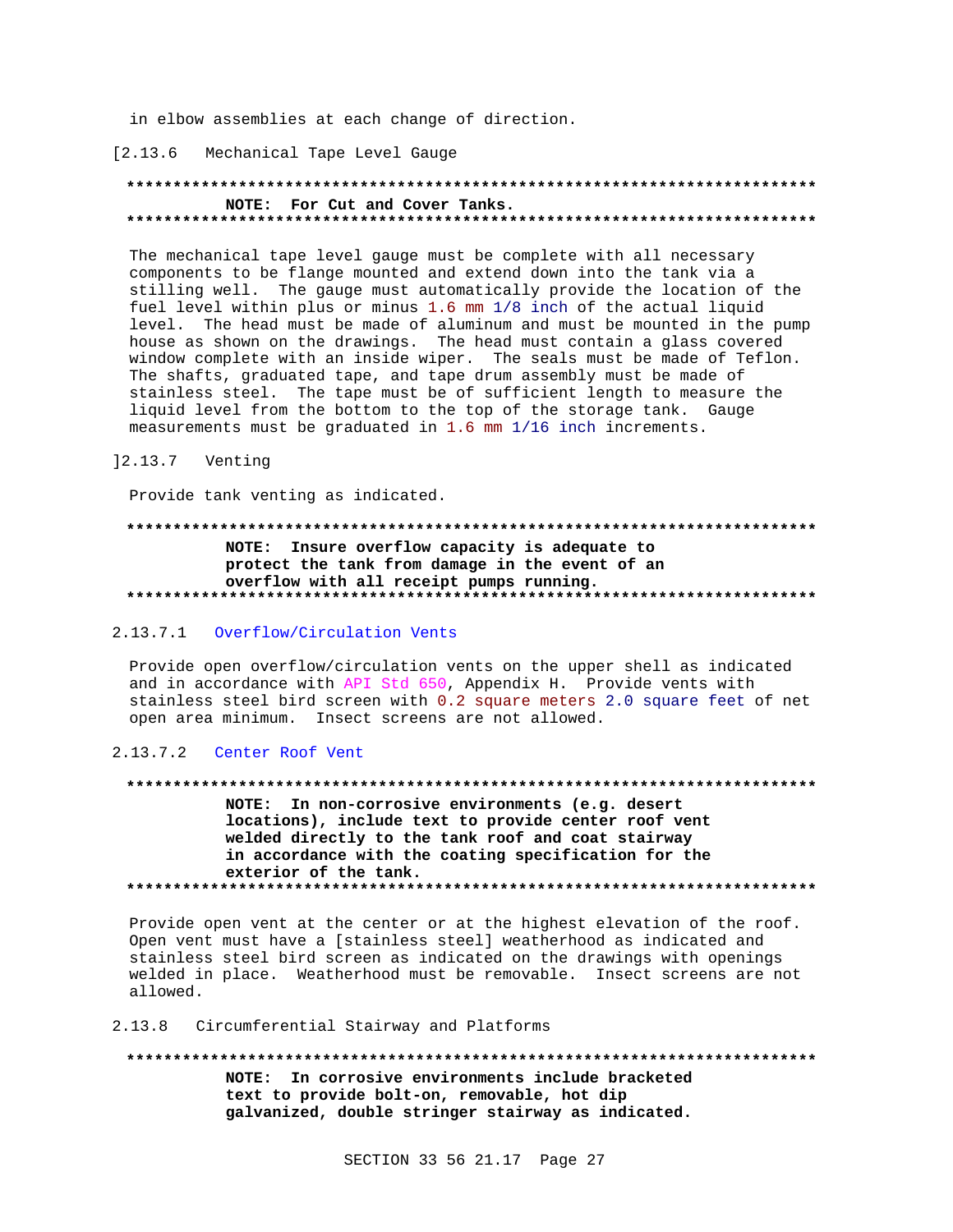in elbow assemblies at each change of direction.

[2.13.6 Mechanical Tape Level Gauge

**************************************************************************
**NOTE: For Cut and Cover Tanks.**
**************************************************************************

The mechanical tape level gauge must be complete with all necessary components to be flange mounted and extend down into the tank via a stilling well. The gauge must automatically provide the location of the fuel level within plus or minus 1.6 mm 1/8 inch of the actual liquid level. The head must be made of aluminum and must be mounted in the pump house as shown on the drawings. The head must contain a glass covered window complete with an inside wiper. The seals must be made of Teflon. The shafts, graduated tape, and tape drum assembly must be made of stainless steel. The tape must be of sufficient length to measure the liquid level from the bottom to the top of the storage tank. Gauge measurements must be graduated in 1.6 mm 1/16 inch increments.

]2.13.7 Venting

Provide tank venting as indicated.

**************************************************************************
**NOTE: Insure overflow capacity is adequate to protect the tank from damage in the event of an overflow with all receipt pumps running.**
**************************************************************************

2.13.7.1 Overflow/Circulation Vents

Provide open overflow/circulation vents on the upper shell as indicated and in accordance with API Std 650, Appendix H. Provide vents with stainless steel bird screen with 0.2 square meters 2.0 square feet of net open area minimum. Insect screens are not allowed.

2.13.7.2 Center Roof Vent

**************************************************************************
**NOTE: In non-corrosive environments (e.g. desert locations), include text to provide center roof vent welded directly to the tank roof and coat stairway in accordance with the coating specification for the exterior of the tank.**
**************************************************************************

Provide open vent at the center or at the highest elevation of the roof. Open vent must have a [stainless steel] weatherhood as indicated and stainless steel bird screen as indicated on the drawings with openings welded in place. Weatherhood must be removable. Insect screens are not allowed.

2.13.8 Circumferential Stairway and Platforms

**************************************************************************
**NOTE: In corrosive environments include bracketed text to provide bolt-on, removable, hot dip galvanized, double stringer stairway as indicated.**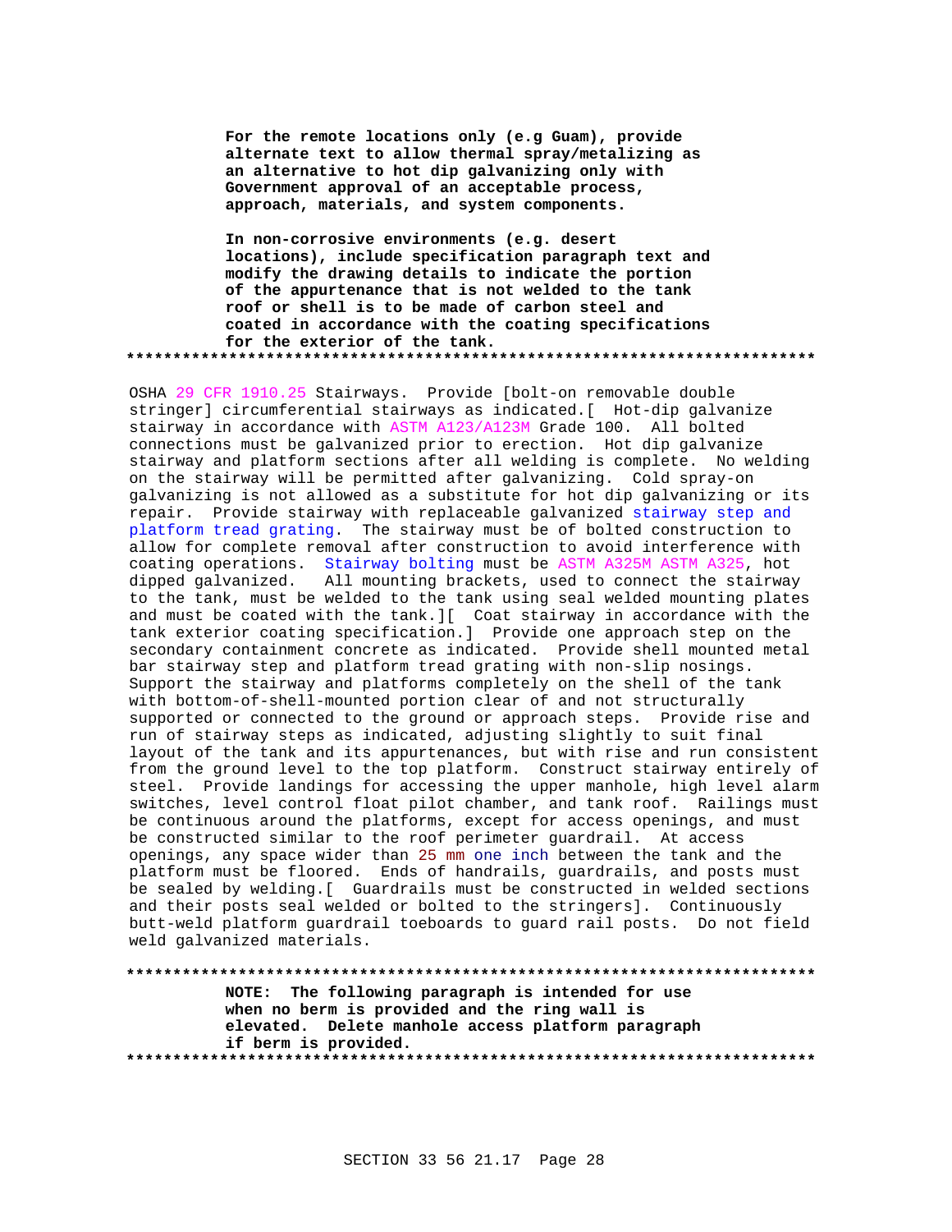**For the remote locations only (e.g Guam), provide alternate text to allow thermal spray/metalizing as an alternative to hot dip galvanizing only with Government approval of an acceptable process, approach, materials, and system components.**

**In non-corrosive environments (e.g. desert locations), include specification paragraph text and modify the drawing details to indicate the portion of the appurtenance that is not welded to the tank roof or shell is to be made of carbon steel and coated in accordance with the coating specifications for the exterior of the tank.**

**************************************************************************

OSHA 29 CFR 1910.25 Stairways. Provide [bolt-on removable double stringer] circumferential stairways as indicated.[ Hot-dip galvanize stairway in accordance with ASTM A123/A123M Grade 100. All bolted connections must be galvanized prior to erection. Hot dip galvanize stairway and platform sections after all welding is complete. No welding on the stairway will be permitted after galvanizing. Cold spray-on galvanizing is not allowed as a substitute for hot dip galvanizing or its repair. Provide stairway with replaceable galvanized stairway step and platform tread grating. The stairway must be of bolted construction to allow for complete removal after construction to avoid interference with coating operations. Stairway bolting must be ASTM A325M ASTM A325, hot dipped galvanized. All mounting brackets, used to connect the stairway to the tank, must be welded to the tank using seal welded mounting plates and must be coated with the tank.][ Coat stairway in accordance with the tank exterior coating specification.] Provide one approach step on the secondary containment concrete as indicated. Provide shell mounted metal bar stairway step and platform tread grating with non-slip nosings. Support the stairway and platforms completely on the shell of the tank with bottom-of-shell-mounted portion clear of and not structurally supported or connected to the ground or approach steps. Provide rise and run of stairway steps as indicated, adjusting slightly to suit final layout of the tank and its appurtenances, but with rise and run consistent from the ground level to the top platform. Construct stairway entirely of steel. Provide landings for accessing the upper manhole, high level alarm switches, level control float pilot chamber, and tank roof. Railings must be continuous around the platforms, except for access openings, and must be constructed similar to the roof perimeter guardrail. At access openings, any space wider than 25 mm one inch between the tank and the platform must be floored. Ends of handrails, guardrails, and posts must be sealed by welding.[ Guardrails must be constructed in welded sections and their posts seal welded or bolted to the stringers]. Continuously butt-weld platform guardrail toeboards to guard rail posts. Do not field weld galvanized materials.

**************************************************************************

**NOTE: The following paragraph is intended for use when no berm is provided and the ring wall is elevated. Delete manhole access platform paragraph if berm is provided.**

**************************************************************************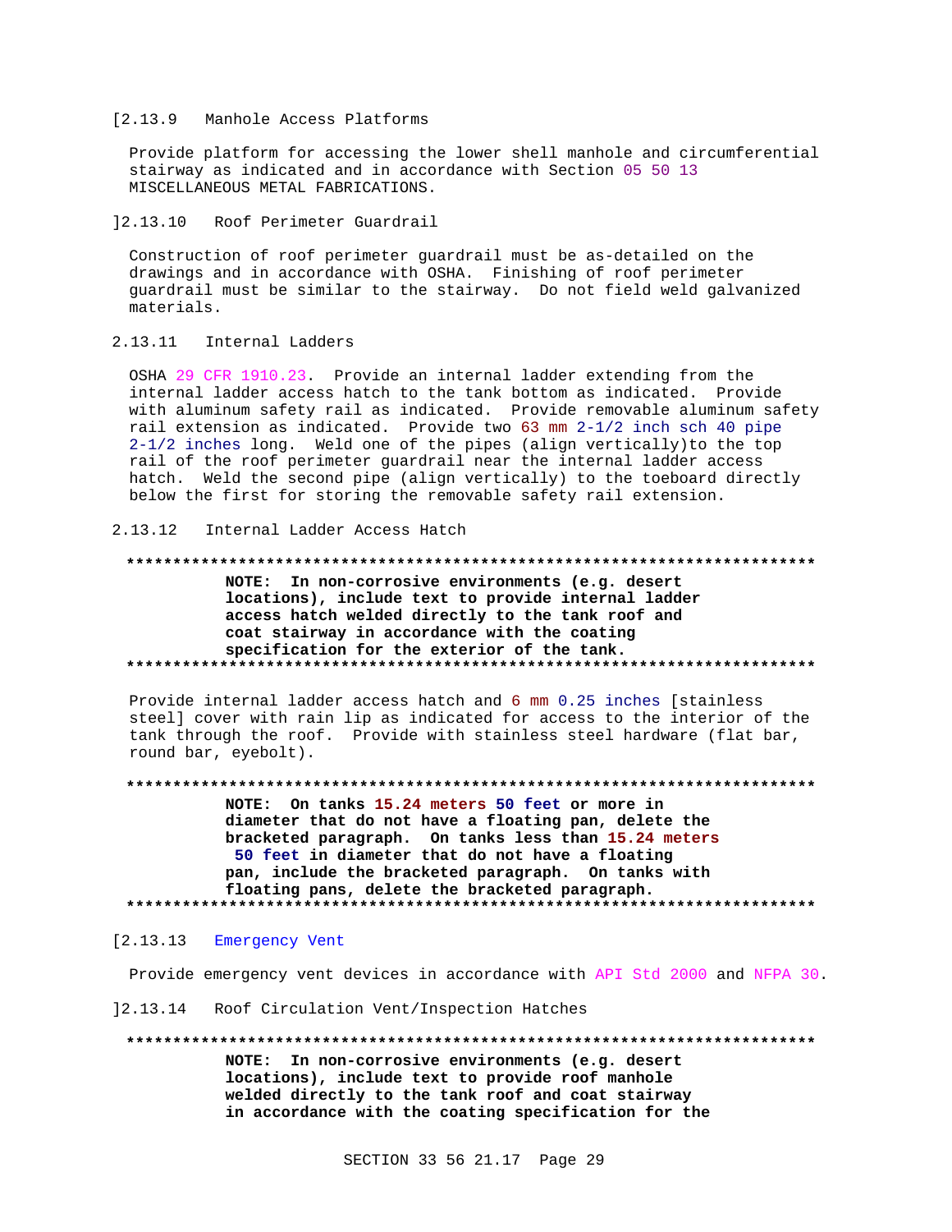[2.13.9 Manhole Access Platforms

Provide platform for accessing the lower shell manhole and circumferential stairway as indicated and in accordance with Section 05 50 13 MISCELLANEOUS METAL FABRICATIONS.

]2.13.10 Roof Perimeter Guardrail

Construction of roof perimeter guardrail must be as-detailed on the drawings and in accordance with OSHA. Finishing of roof perimeter guardrail must be similar to the stairway. Do not field weld galvanized materials.

2.13.11 Internal Ladders

OSHA 29 CFR 1910.23. Provide an internal ladder extending from the internal ladder access hatch to the tank bottom as indicated. Provide with aluminum safety rail as indicated. Provide removable aluminum safety rail extension as indicated. Provide two 63 mm 2-1/2 inch sch 40 pipe 2-1/2 inches long. Weld one of the pipes (align vertically)to the top rail of the roof perimeter guardrail near the internal ladder access hatch. Weld the second pipe (align vertically) to the toeboard directly below the first for storing the removable safety rail extension.

2.13.12 Internal Ladder Access Hatch

**************************************************************************

**NOTE: In non-corrosive environments (e.g. desert locations), include text to provide internal ladder access hatch welded directly to the tank roof and coat stairway in accordance with the coating specification for the exterior of the tank.**

**************************************************************************

Provide internal ladder access hatch and 6 mm 0.25 inches [stainless steel] cover with rain lip as indicated for access to the interior of the tank through the roof. Provide with stainless steel hardware (flat bar, round bar, eyebolt).

**************************************************************************

**NOTE: On tanks 15.24 meters 50 feet or more in diameter that do not have a floating pan, delete the bracketed paragraph. On tanks less than 15.24 meters 50 feet in diameter that do not have a floating pan, include the bracketed paragraph. On tanks with floating pans, delete the bracketed paragraph.**

**************************************************************************

[2.13.13 Emergency Vent

Provide emergency vent devices in accordance with API Std 2000 and NFPA 30.

]2.13.14 Roof Circulation Vent/Inspection Hatches

**************************************************************************

**NOTE: In non-corrosive environments (e.g. desert locations), include text to provide roof manhole welded directly to the tank roof and coat stairway in accordance with the coating specification for the**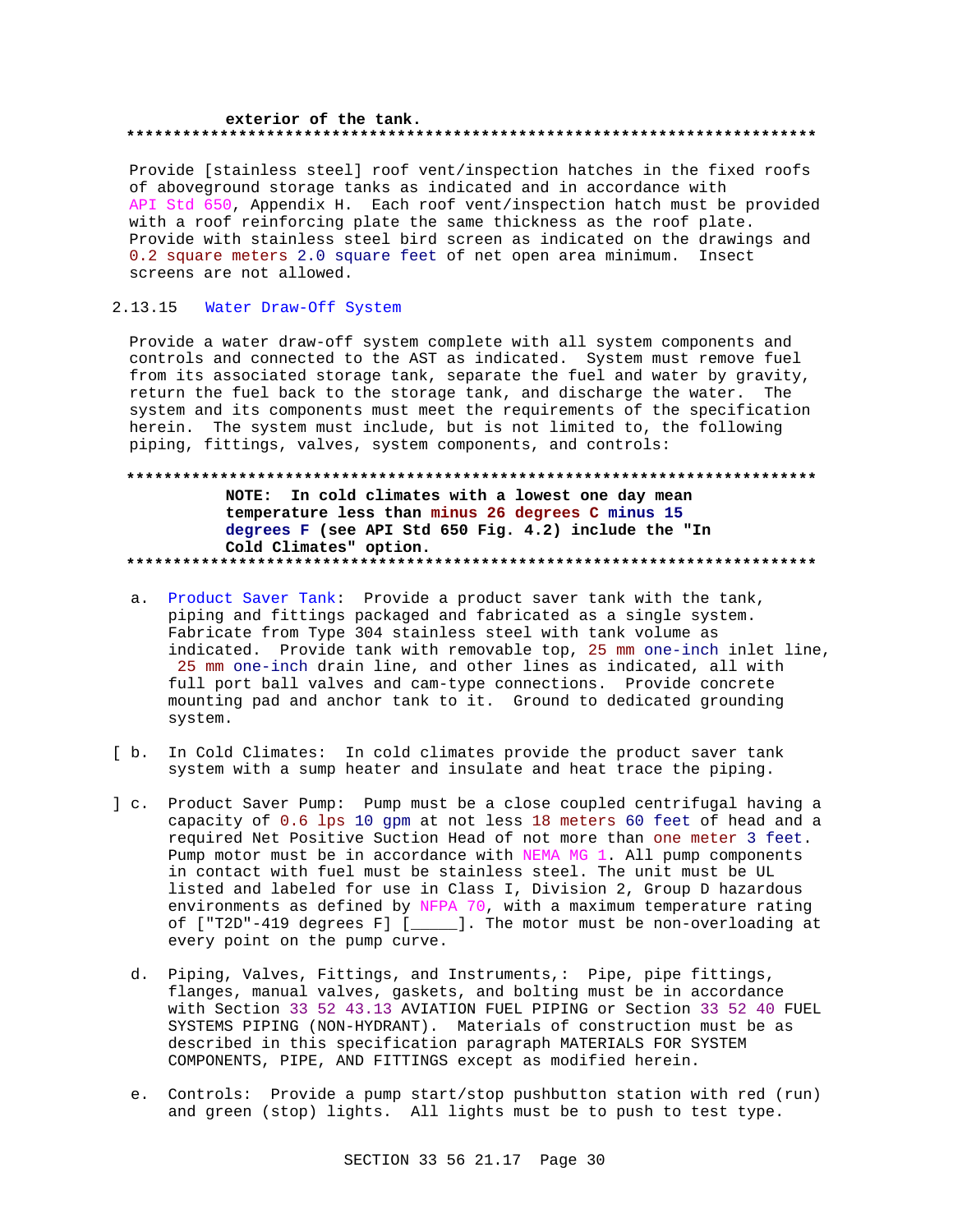**exterior of the tank.**

**************************************************************************

Provide [stainless steel] roof vent/inspection hatches in the fixed roofs of aboveground storage tanks as indicated and in accordance with API Std 650, Appendix H. Each roof vent/inspection hatch must be provided with a roof reinforcing plate the same thickness as the roof plate. Provide with stainless steel bird screen as indicated on the drawings and 0.2 square meters 2.0 square feet of net open area minimum. Insect screens are not allowed.

## 2.13.15 Water Draw-Off System

Provide a water draw-off system complete with all system components and controls and connected to the AST as indicated. System must remove fuel from its associated storage tank, separate the fuel and water by gravity, return the fuel back to the storage tank, and discharge the water. The system and its components must meet the requirements of the specification herein. The system must include, but is not limited to, the following piping, fittings, valves, system components, and controls:

**************************************************************************

**NOTE: In cold climates with a lowest one day mean temperature less than minus 26 degrees C minus 15 degrees F (see API Std 650 Fig. 4.2) include the "In Cold Climates" option.**

**************************************************************************

a. Product Saver Tank: Provide a product saver tank with the tank, piping and fittings packaged and fabricated as a single system. Fabricate from Type 304 stainless steel with tank volume as indicated. Provide tank with removable top, 25 mm one-inch inlet line, 25 mm one-inch drain line, and other lines as indicated, all with full port ball valves and cam-type connections. Provide concrete mounting pad and anchor tank to it. Ground to dedicated grounding system.

[ b. In Cold Climates: In cold climates provide the product saver tank system with a sump heater and insulate and heat trace the piping.

] c. Product Saver Pump: Pump must be a close coupled centrifugal having a capacity of 0.6 lps 10 gpm at not less 18 meters 60 feet of head and a required Net Positive Suction Head of not more than one meter 3 feet. Pump motor must be in accordance with NEMA MG 1. All pump components in contact with fuel must be stainless steel. The unit must be UL listed and labeled for use in Class I, Division 2, Group D hazardous environments as defined by NFPA 70, with a maximum temperature rating of ["T2D"-419 degrees F] [_____]. The motor must be non-overloading at every point on the pump curve.

d. Piping, Valves, Fittings, and Instruments,: Pipe, pipe fittings, flanges, manual valves, gaskets, and bolting must be in accordance with Section 33 52 43.13 AVIATION FUEL PIPING or Section 33 52 40 FUEL SYSTEMS PIPING (NON-HYDRANT). Materials of construction must be as described in this specification paragraph MATERIALS FOR SYSTEM COMPONENTS, PIPE, AND FITTINGS except as modified herein.

e. Controls: Provide a pump start/stop pushbutton station with red (run) and green (stop) lights. All lights must be to push to test type.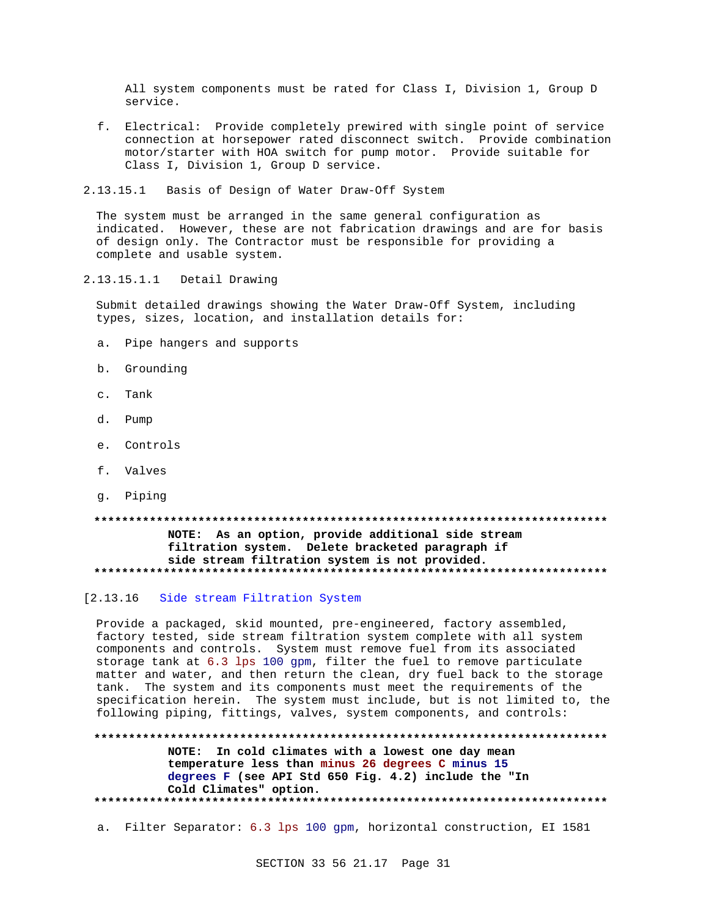All system components must be rated for Class I, Division 1, Group D service.

f. Electrical: Provide completely prewired with single point of service connection at horsepower rated disconnect switch. Provide combination motor/starter with HOA switch for pump motor. Provide suitable for Class I, Division 1, Group D service.

#### 2.13.15.1 Basis of Design of Water Draw-Off System

The system must be arranged in the same general configuration as indicated. However, these are not fabrication drawings and are for basis of design only. The Contractor must be responsible for providing a complete and usable system.

##### 2.13.15.1.1 Detail Drawing

Submit detailed drawings showing the Water Draw-Off System, including types, sizes, location, and installation details for:

a. Pipe hangers and supports

b. Grounding

c. Tank

d. Pump

e. Controls

f. Valves

g. Piping

**************************************************************************
**NOTE: As an option, provide additional side stream filtration system. Delete bracketed paragraph if side stream filtration system is not provided.**
**************************************************************************

### [2.13.16 Side stream Filtration System

Provide a packaged, skid mounted, pre-engineered, factory assembled, factory tested, side stream filtration system complete with all system components and controls. System must remove fuel from its associated storage tank at 6.3 lps 100 gpm, filter the fuel to remove particulate matter and water, and then return the clean, dry fuel back to the storage tank. The system and its components must meet the requirements of the specification herein. The system must include, but is not limited to, the following piping, fittings, valves, system components, and controls:

**************************************************************************
**NOTE: In cold climates with a lowest one day mean temperature less than minus 26 degrees C minus 15 degrees F (see API Std 650 Fig. 4.2) include the "In Cold Climates" option.**
**************************************************************************

a. Filter Separator: 6.3 lps 100 gpm, horizontal construction, EI 1581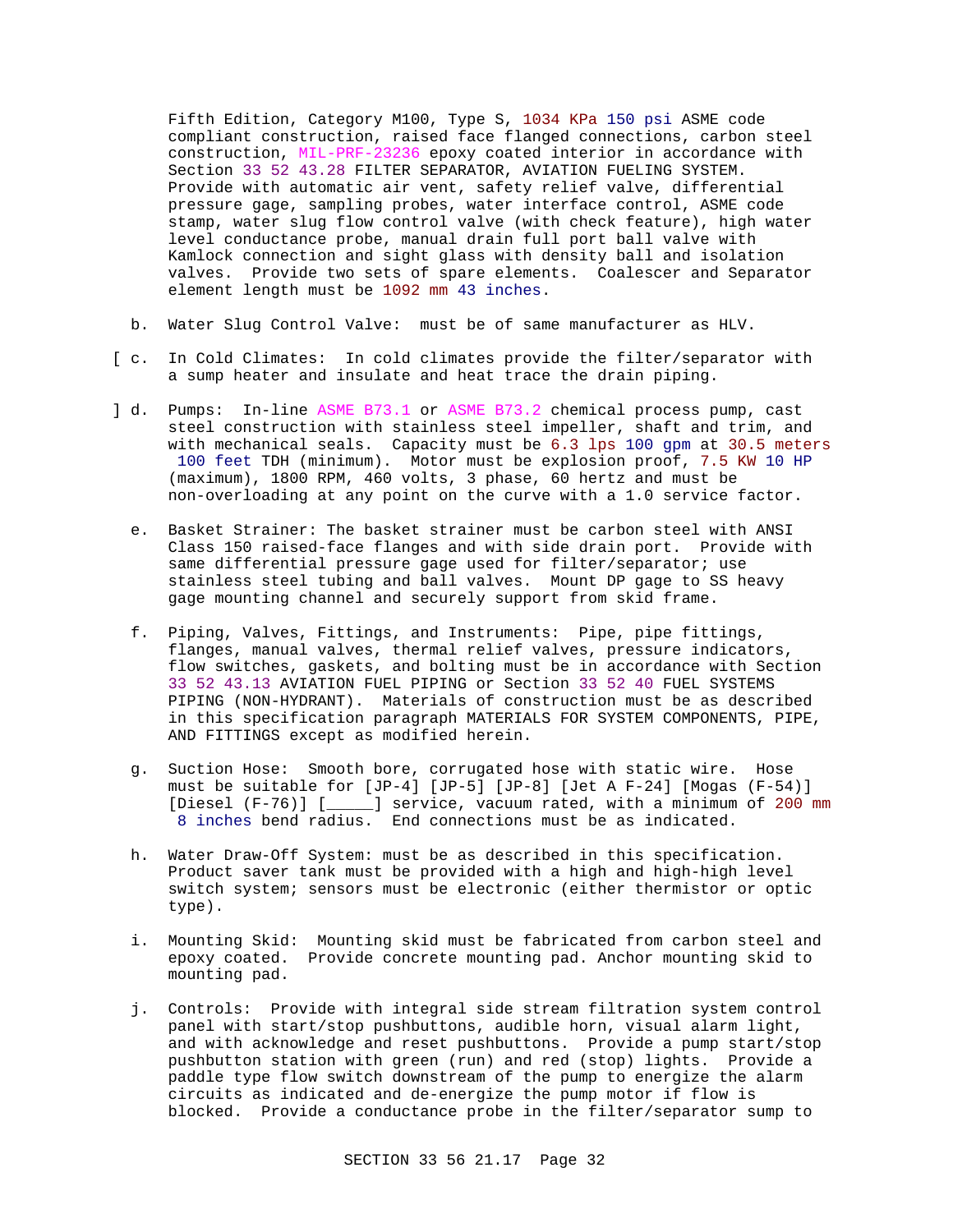Fifth Edition, Category M100, Type S, 1034 KPa 150 psi ASME code compliant construction, raised face flanged connections, carbon steel construction, MIL-PRF-23236 epoxy coated interior in accordance with Section 33 52 43.28 FILTER SEPARATOR, AVIATION FUELING SYSTEM. Provide with automatic air vent, safety relief valve, differential pressure gage, sampling probes, water interface control, ASME code stamp, water slug flow control valve (with check feature), high water level conductance probe, manual drain full port ball valve with Kamlock connection and sight glass with density ball and isolation valves. Provide two sets of spare elements. Coalescer and Separator element length must be 1092 mm 43 inches.

b. Water Slug Control Valve: must be of same manufacturer as HLV.

[ c. In Cold Climates: In cold climates provide the filter/separator with a sump heater and insulate and heat trace the drain piping.

] d. Pumps: In-line ASME B73.1 or ASME B73.2 chemical process pump, cast steel construction with stainless steel impeller, shaft and trim, and with mechanical seals. Capacity must be 6.3 lps 100 gpm at 30.5 meters 100 feet TDH (minimum). Motor must be explosion proof, 7.5 KW 10 HP (maximum), 1800 RPM, 460 volts, 3 phase, 60 hertz and must be non-overloading at any point on the curve with a 1.0 service factor.

e. Basket Strainer: The basket strainer must be carbon steel with ANSI Class 150 raised-face flanges and with side drain port. Provide with same differential pressure gage used for filter/separator; use stainless steel tubing and ball valves. Mount DP gage to SS heavy gage mounting channel and securely support from skid frame.

f. Piping, Valves, Fittings, and Instruments: Pipe, pipe fittings, flanges, manual valves, thermal relief valves, pressure indicators, flow switches, gaskets, and bolting must be in accordance with Section 33 52 43.13 AVIATION FUEL PIPING or Section 33 52 40 FUEL SYSTEMS PIPING (NON-HYDRANT). Materials of construction must be as described in this specification paragraph MATERIALS FOR SYSTEM COMPONENTS, PIPE, AND FITTINGS except as modified herein.

g. Suction Hose: Smooth bore, corrugated hose with static wire. Hose must be suitable for [JP-4] [JP-5] [JP-8] [Jet A F-24] [Mogas (F-54)] [Diesel (F-76)] [_____] service, vacuum rated, with a minimum of 200 mm 8 inches bend radius. End connections must be as indicated.

h. Water Draw-Off System: must be as described in this specification. Product saver tank must be provided with a high and high-high level switch system; sensors must be electronic (either thermistor or optic type).

i. Mounting Skid: Mounting skid must be fabricated from carbon steel and epoxy coated. Provide concrete mounting pad. Anchor mounting skid to mounting pad.

j. Controls: Provide with integral side stream filtration system control panel with start/stop pushbuttons, audible horn, visual alarm light, and with acknowledge and reset pushbuttons. Provide a pump start/stop pushbutton station with green (run) and red (stop) lights. Provide a paddle type flow switch downstream of the pump to energize the alarm circuits as indicated and de-energize the pump motor if flow is blocked. Provide a conductance probe in the filter/separator sump to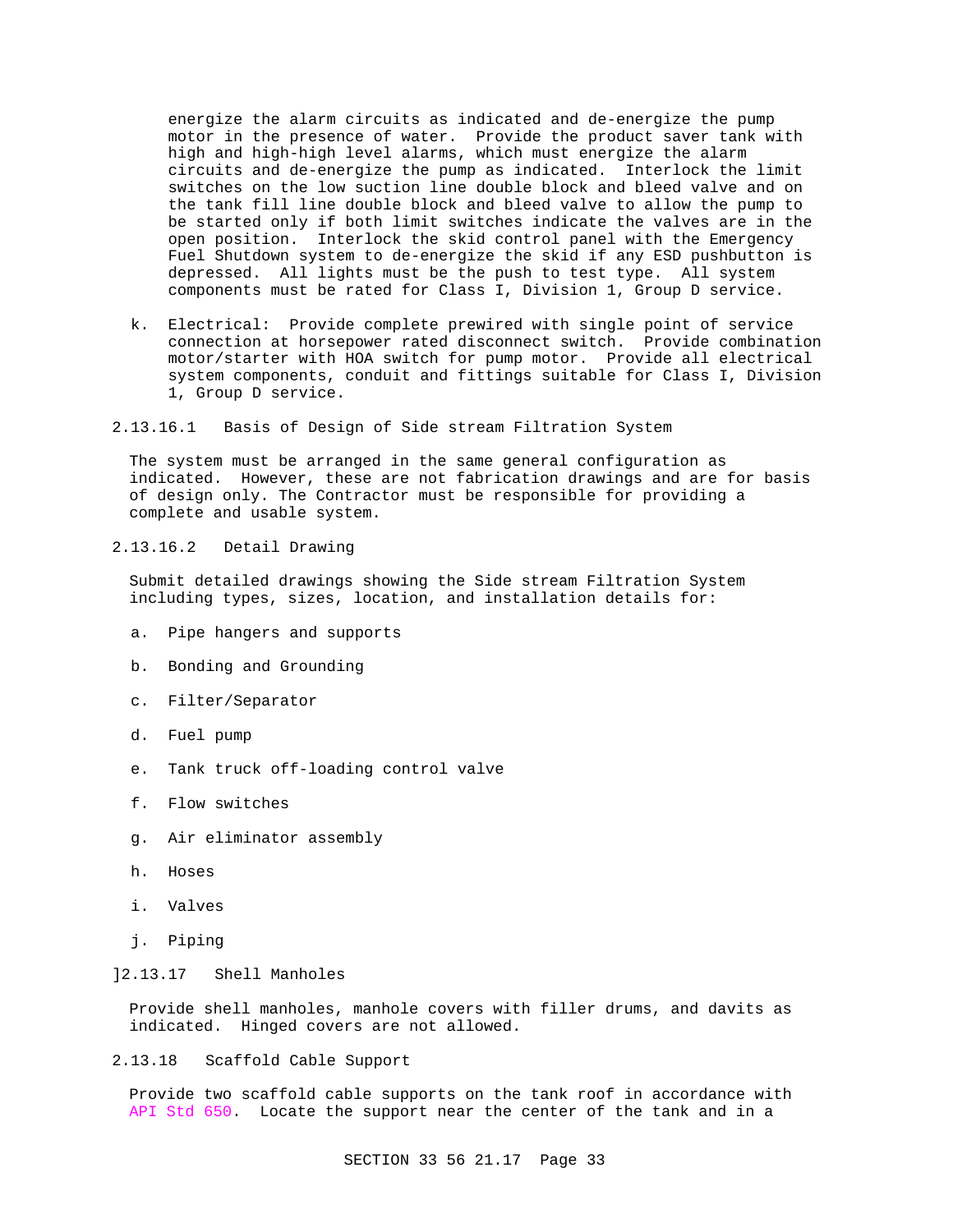energize the alarm circuits as indicated and de-energize the pump motor in the presence of water. Provide the product saver tank with high and high-high level alarms, which must energize the alarm circuits and de-energize the pump as indicated. Interlock the limit switches on the low suction line double block and bleed valve and on the tank fill line double block and bleed valve to allow the pump to be started only if both limit switches indicate the valves are in the open position. Interlock the skid control panel with the Emergency Fuel Shutdown system to de-energize the skid if any ESD pushbutton is depressed. All lights must be the push to test type. All system components must be rated for Class I, Division 1, Group D service.

k. Electrical: Provide complete prewired with single point of service connection at horsepower rated disconnect switch. Provide combination motor/starter with HOA switch for pump motor. Provide all electrical system components, conduit and fittings suitable for Class I, Division 1, Group D service.

#### 2.13.16.1 Basis of Design of Side stream Filtration System

The system must be arranged in the same general configuration as indicated. However, these are not fabrication drawings and are for basis of design only. The Contractor must be responsible for providing a complete and usable system.

#### 2.13.16.2 Detail Drawing

Submit detailed drawings showing the Side stream Filtration System including types, sizes, location, and installation details for:

a. Pipe hangers and supports

b. Bonding and Grounding

c. Filter/Separator

d. Fuel pump

e. Tank truck off-loading control valve

f. Flow switches

g. Air eliminator assembly

h. Hoses

i. Valves

j. Piping

### ]2.13.17 Shell Manholes

Provide shell manholes, manhole covers with filler drums, and davits as indicated. Hinged covers are not allowed.

### 2.13.18 Scaffold Cable Support

Provide two scaffold cable supports on the tank roof in accordance with API Std 650. Locate the support near the center of the tank and in a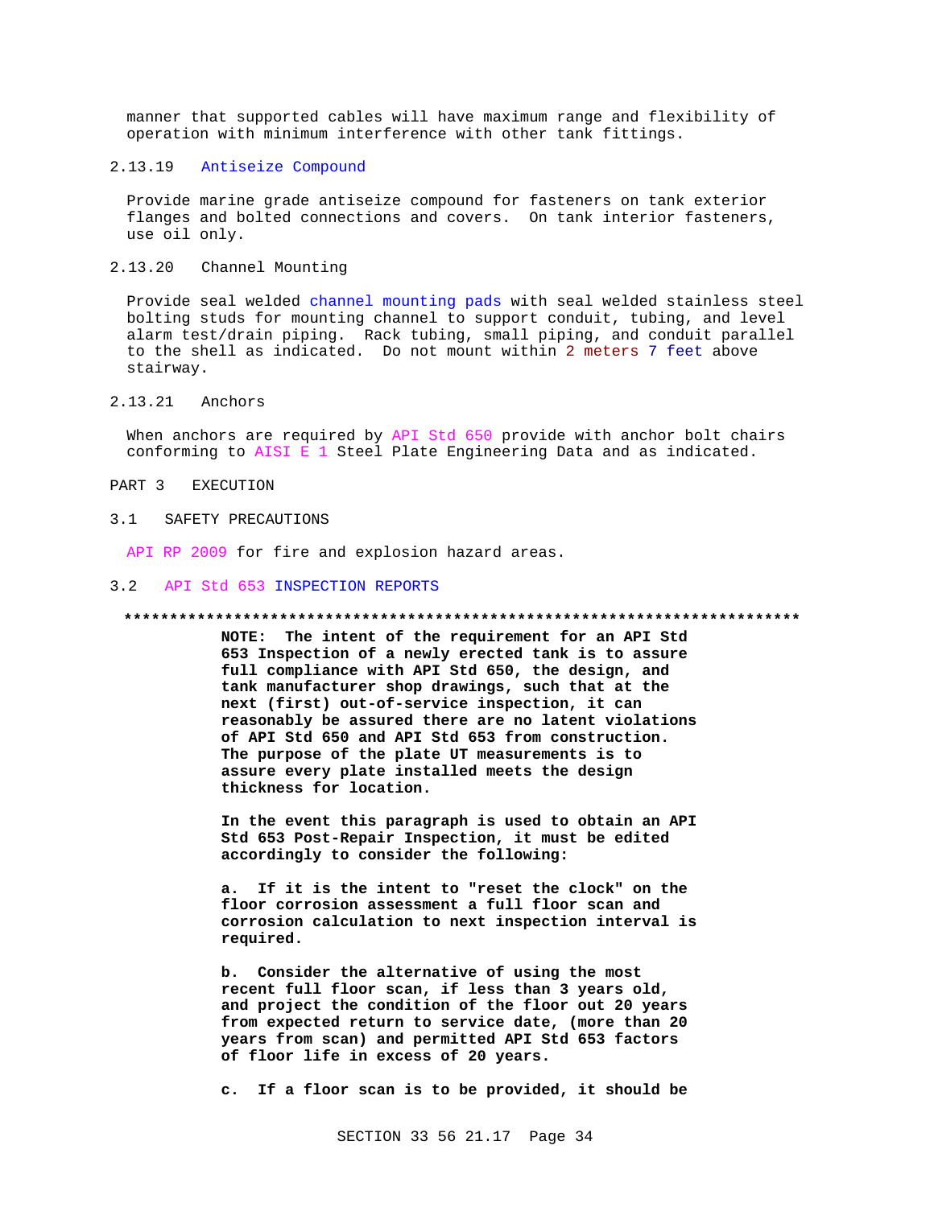manner that supported cables will have maximum range and flexibility of operation with minimum interference with other tank fittings.

#### 2.13.19 Antiseize Compound

Provide marine grade antiseize compound for fasteners on tank exterior flanges and bolted connections and covers. On tank interior fasteners, use oil only.

#### 2.13.20 Channel Mounting

Provide seal welded channel mounting pads with seal welded stainless steel bolting studs for mounting channel to support conduit, tubing, and level alarm test/drain piping. Rack tubing, small piping, and conduit parallel to the shell as indicated. Do not mount within 2 meters 7 feet above stairway.

#### 2.13.21 Anchors

When anchors are required by API Std 650 provide with anchor bolt chairs conforming to AISI E 1 Steel Plate Engineering Data and as indicated.

# PART 3 EXECUTION

## 3.1 SAFETY PRECAUTIONS

API RP 2009 for fire and explosion hazard areas.

## 3.2 API Std 653 INSPECTION REPORTS

**************************************************************************

**NOTE: The intent of the requirement for an API Std 653 Inspection of a newly erected tank is to assure full compliance with API Std 650, the design, and tank manufacturer shop drawings, such that at the next (first) out-of-service inspection, it can reasonably be assured there are no latent violations of API Std 650 and API Std 653 from construction. The purpose of the plate UT measurements is to assure every plate installed meets the design thickness for location.**

**In the event this paragraph is used to obtain an API Std 653 Post-Repair Inspection, it must be edited accordingly to consider the following:**

**a. If it is the intent to "reset the clock" on the floor corrosion assessment a full floor scan and corrosion calculation to next inspection interval is required.**

**b. Consider the alternative of using the most recent full floor scan, if less than 3 years old, and project the condition of the floor out 20 years from expected return to service date, (more than 20 years from scan) and permitted API Std 653 factors of floor life in excess of 20 years.**

**c. If a floor scan is to be provided, it should be**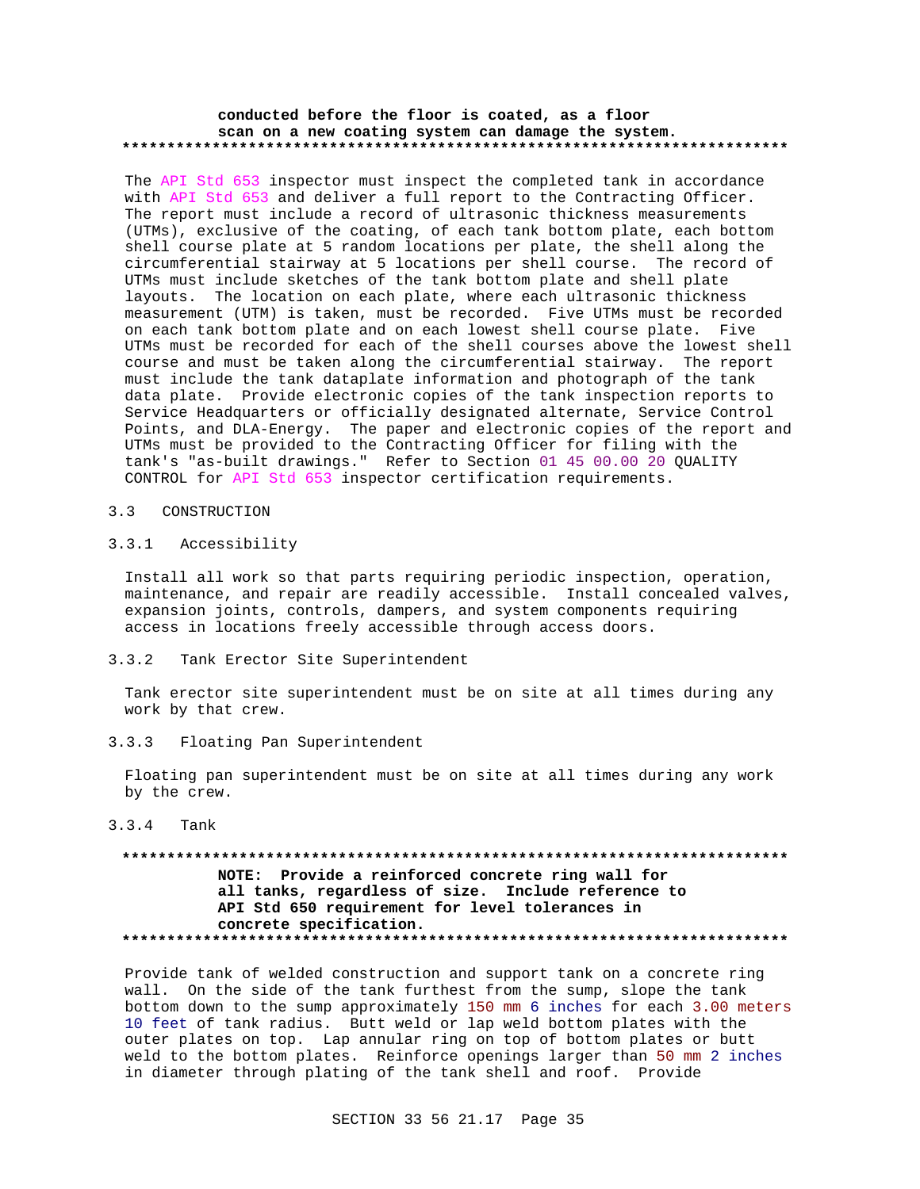conducted before the floor is coated, as a floor scan on a new coating system can damage the system.
**************************************************************************

The API Std 653 inspector must inspect the completed tank in accordance with API Std 653 and deliver a full report to the Contracting Officer. The report must include a record of ultrasonic thickness measurements (UTMs), exclusive of the coating, of each tank bottom plate, each bottom shell course plate at 5 random locations per plate, the shell along the circumferential stairway at 5 locations per shell course. The record of UTMs must include sketches of the tank bottom plate and shell plate layouts. The location on each plate, where each ultrasonic thickness measurement (UTM) is taken, must be recorded. Five UTMs must be recorded on each tank bottom plate and on each lowest shell course plate. Five UTMs must be recorded for each of the shell courses above the lowest shell course and must be taken along the circumferential stairway. The report must include the tank dataplate information and photograph of the tank data plate. Provide electronic copies of the tank inspection reports to Service Headquarters or officially designated alternate, Service Control Points, and DLA-Energy. The paper and electronic copies of the report and UTMs must be provided to the Contracting Officer for filing with the tank's "as-built drawings." Refer to Section 01 45 00.00 20 QUALITY CONTROL for API Std 653 inspector certification requirements.

## 3.3 CONSTRUCTION

### 3.3.1 Accessibility

Install all work so that parts requiring periodic inspection, operation, maintenance, and repair are readily accessible. Install concealed valves, expansion joints, controls, dampers, and system components requiring access in locations freely accessible through access doors.

### 3.3.2 Tank Erector Site Superintendent

Tank erector site superintendent must be on site at all times during any work by that crew.

### 3.3.3 Floating Pan Superintendent

Floating pan superintendent must be on site at all times during any work by the crew.

### 3.3.4 Tank

**************************************************************************
**NOTE: Provide a reinforced concrete ring wall for all tanks, regardless of size. Include reference to API Std 650 requirement for level tolerances in concrete specification.**
**************************************************************************

Provide tank of welded construction and support tank on a concrete ring wall. On the side of the tank furthest from the sump, slope the tank bottom down to the sump approximately 150 mm 6 inches for each 3.00 meters 10 feet of tank radius. Butt weld or lap weld bottom plates with the outer plates on top. Lap annular ring on top of bottom plates or butt weld to the bottom plates. Reinforce openings larger than 50 mm 2 inches in diameter through plating of the tank shell and roof. Provide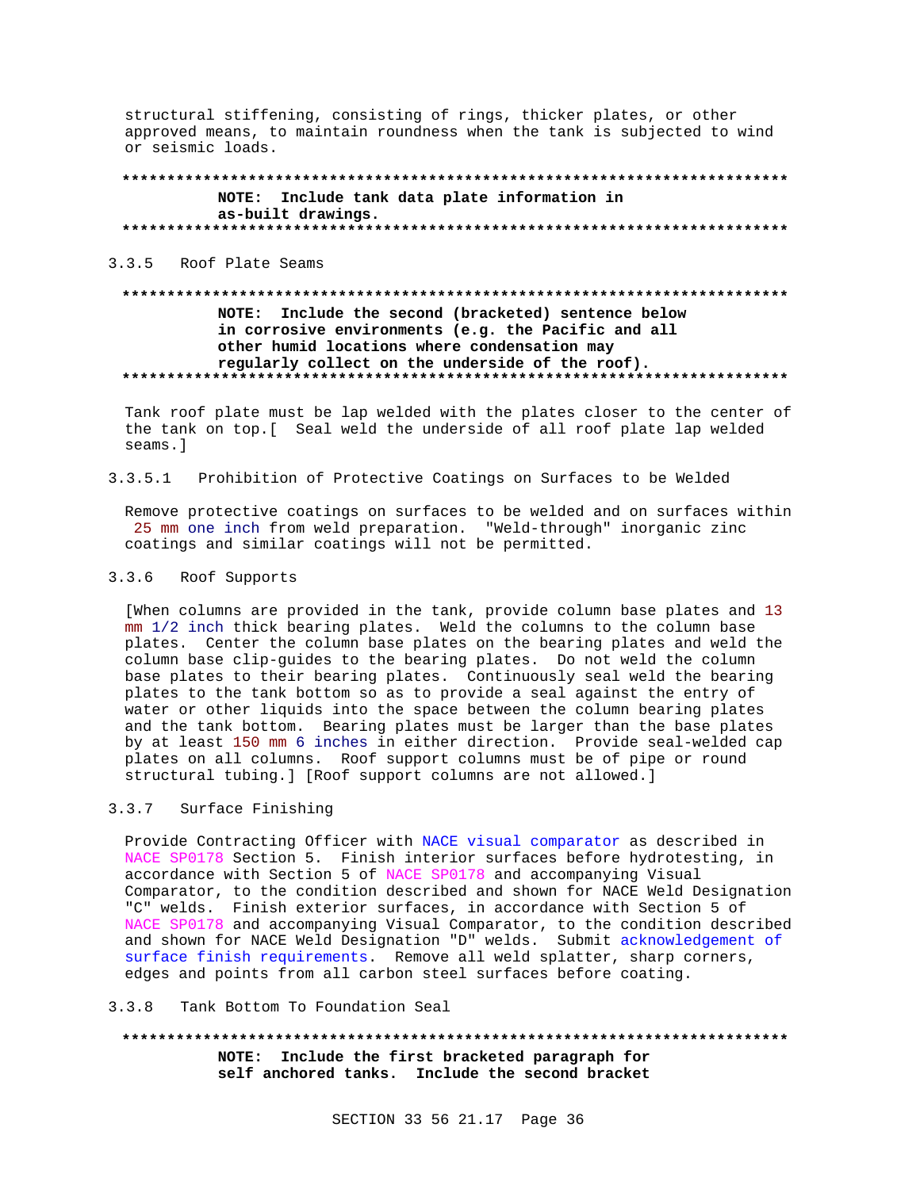structural stiffening, consisting of rings, thicker plates, or other approved means, to maintain roundness when the tank is subjected to wind or seismic loads.

**************************************************************************
**NOTE: Include tank data plate information in as-built drawings.**
**************************************************************************

### 3.3.5 Roof Plate Seams

**************************************************************************
**NOTE: Include the second (bracketed) sentence below in corrosive environments (e.g. the Pacific and all other humid locations where condensation may regularly collect on the underside of the roof).**
**************************************************************************

Tank roof plate must be lap welded with the plates closer to the center of the tank on top.[ Seal weld the underside of all roof plate lap welded seams.]

#### 3.3.5.1 Prohibition of Protective Coatings on Surfaces to be Welded

Remove protective coatings on surfaces to be welded and on surfaces within 25 mm one inch from weld preparation. "Weld-through" inorganic zinc coatings and similar coatings will not be permitted.

### 3.3.6 Roof Supports

[When columns are provided in the tank, provide column base plates and 13 mm 1/2 inch thick bearing plates. Weld the columns to the column base plates. Center the column base plates on the bearing plates and weld the column base clip-guides to the bearing plates. Do not weld the column base plates to their bearing plates. Continuously seal weld the bearing plates to the tank bottom so as to provide a seal against the entry of water or other liquids into the space between the column bearing plates and the tank bottom. Bearing plates must be larger than the base plates by at least 150 mm 6 inches in either direction. Provide seal-welded cap plates on all columns. Roof support columns must be of pipe or round structural tubing.] [Roof support columns are not allowed.]

### 3.3.7 Surface Finishing

Provide Contracting Officer with NACE visual comparator as described in NACE SP0178 Section 5. Finish interior surfaces before hydrotesting, in accordance with Section 5 of NACE SP0178 and accompanying Visual Comparator, to the condition described and shown for NACE Weld Designation "C" welds. Finish exterior surfaces, in accordance with Section 5 of NACE SP0178 and accompanying Visual Comparator, to the condition described and shown for NACE Weld Designation "D" welds. Submit acknowledgement of surface finish requirements. Remove all weld splatter, sharp corners, edges and points from all carbon steel surfaces before coating.

### 3.3.8 Tank Bottom To Foundation Seal

**************************************************************************
**NOTE: Include the first bracketed paragraph for self anchored tanks. Include the second bracket**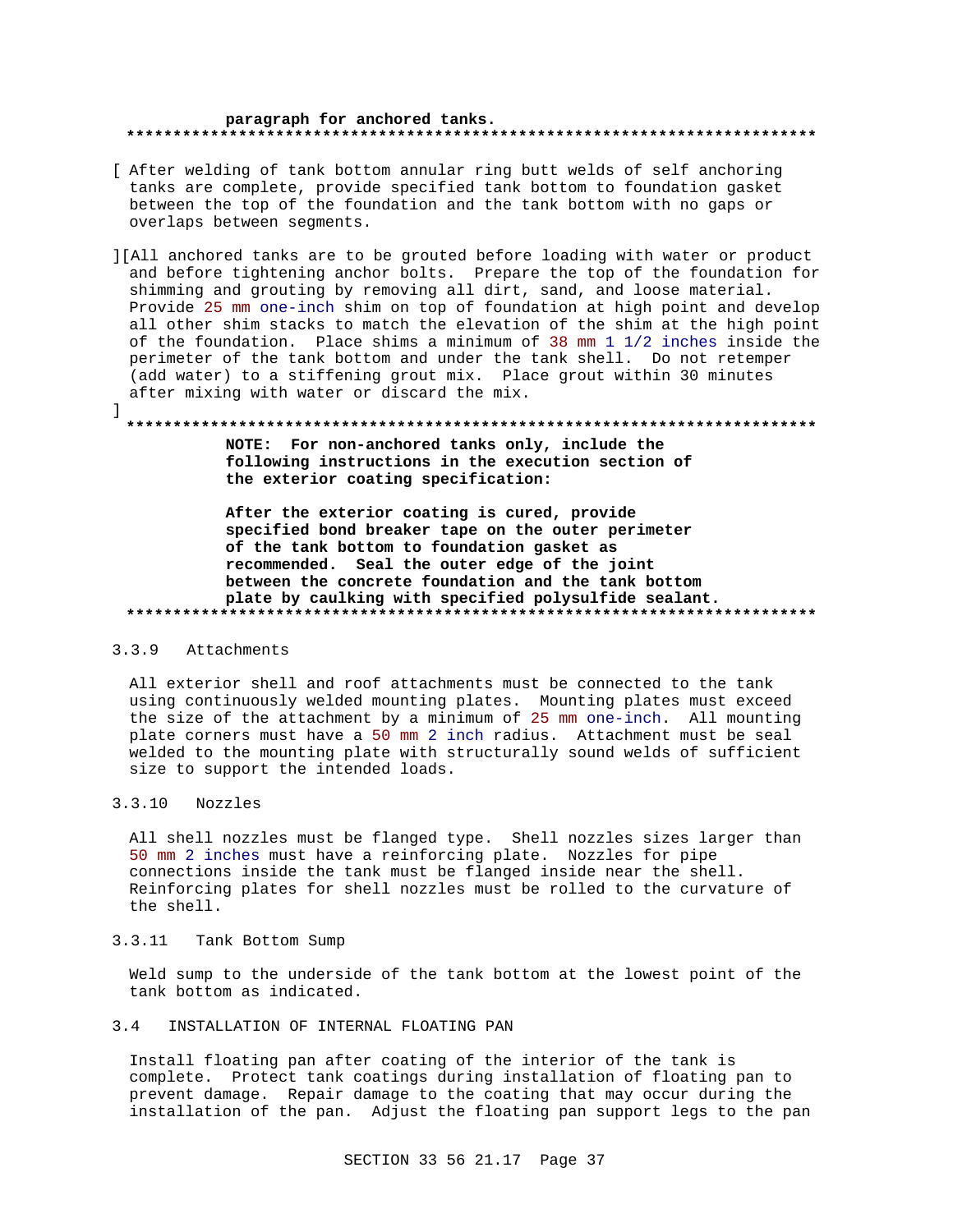**paragraph for anchored tanks.**
**************************************************************************

[ After welding of tank bottom annular ring butt welds of self anchoring tanks are complete, provide specified tank bottom to foundation gasket between the top of the foundation and the tank bottom with no gaps or overlaps between segments.

][All anchored tanks are to be grouted before loading with water or product and before tightening anchor bolts. Prepare the top of the foundation for shimming and grouting by removing all dirt, sand, and loose material. Provide 25 mm one-inch shim on top of foundation at high point and develop all other shim stacks to match the elevation of the shim at the high point of the foundation. Place shims a minimum of 38 mm 1 1/2 inches inside the perimeter of the tank bottom and under the tank shell. Do not retemper (add water) to a stiffening grout mix. Place grout within 30 minutes after mixing with water or discard the mix.

]

**************************************************************************

**NOTE: For non-anchored tanks only, include the following instructions in the execution section of the exterior coating specification:**

**After the exterior coating is cured, provide specified bond breaker tape on the outer perimeter of the tank bottom to foundation gasket as recommended. Seal the outer edge of the joint between the concrete foundation and the tank bottom plate by caulking with specified polysulfide sealant.**

**************************************************************************

#### 3.3.9 Attachments

All exterior shell and roof attachments must be connected to the tank using continuously welded mounting plates. Mounting plates must exceed the size of the attachment by a minimum of 25 mm one-inch. All mounting plate corners must have a 50 mm 2 inch radius. Attachment must be seal welded to the mounting plate with structurally sound welds of sufficient size to support the intended loads.

#### 3.3.10 Nozzles

All shell nozzles must be flanged type. Shell nozzles sizes larger than 50 mm 2 inches must have a reinforcing plate. Nozzles for pipe connections inside the tank must be flanged inside near the shell. Reinforcing plates for shell nozzles must be rolled to the curvature of the shell.

#### 3.3.11 Tank Bottom Sump

Weld sump to the underside of the tank bottom at the lowest point of the tank bottom as indicated.

### 3.4 INSTALLATION OF INTERNAL FLOATING PAN

Install floating pan after coating of the interior of the tank is complete. Protect tank coatings during installation of floating pan to prevent damage. Repair damage to the coating that may occur during the installation of the pan. Adjust the floating pan support legs to the pan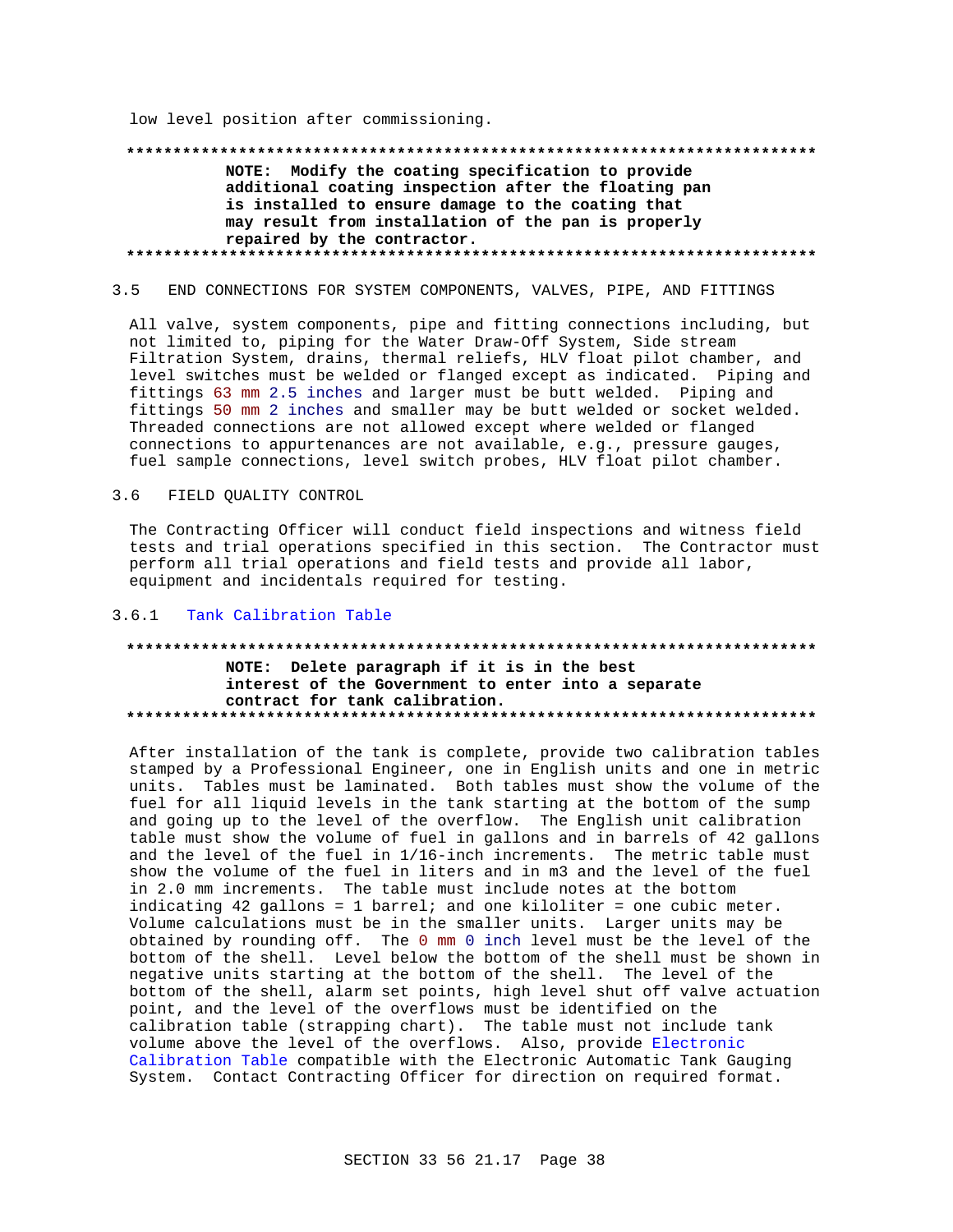low level position after commissioning.

**************************************************************************

**NOTE: Modify the coating specification to provide additional coating inspection after the floating pan is installed to ensure damage to the coating that may result from installation of the pan is properly repaired by the contractor.**

**************************************************************************

## 3.5 END CONNECTIONS FOR SYSTEM COMPONENTS, VALVES, PIPE, AND FITTINGS

All valve, system components, pipe and fitting connections including, but not limited to, piping for the Water Draw-Off System, Side stream Filtration System, drains, thermal reliefs, HLV float pilot chamber, and level switches must be welded or flanged except as indicated. Piping and fittings 63 mm 2.5 inches and larger must be butt welded. Piping and fittings 50 mm 2 inches and smaller may be butt welded or socket welded. Threaded connections are not allowed except where welded or flanged connections to appurtenances are not available, e.g., pressure gauges, fuel sample connections, level switch probes, HLV float pilot chamber.

## 3.6 FIELD QUALITY CONTROL

The Contracting Officer will conduct field inspections and witness field tests and trial operations specified in this section. The Contractor must perform all trial operations and field tests and provide all labor, equipment and incidentals required for testing.

### 3.6.1 Tank Calibration Table

**************************************************************************

**NOTE: Delete paragraph if it is in the best interest of the Government to enter into a separate contract for tank calibration.**

**************************************************************************

After installation of the tank is complete, provide two calibration tables stamped by a Professional Engineer, one in English units and one in metric units. Tables must be laminated. Both tables must show the volume of the fuel for all liquid levels in the tank starting at the bottom of the sump and going up to the level of the overflow. The English unit calibration table must show the volume of fuel in gallons and in barrels of 42 gallons and the level of the fuel in 1/16-inch increments. The metric table must show the volume of the fuel in liters and in m3 and the level of the fuel in 2.0 mm increments. The table must include notes at the bottom indicating 42 gallons = 1 barrel; and one kiloliter = one cubic meter. Volume calculations must be in the smaller units. Larger units may be obtained by rounding off. The 0 mm 0 inch level must be the level of the bottom of the shell. Level below the bottom of the shell must be shown in negative units starting at the bottom of the shell. The level of the bottom of the shell, alarm set points, high level shut off valve actuation point, and the level of the overflows must be identified on the calibration table (strapping chart). The table must not include tank volume above the level of the overflows. Also, provide Electronic Calibration Table compatible with the Electronic Automatic Tank Gauging System. Contact Contracting Officer for direction on required format.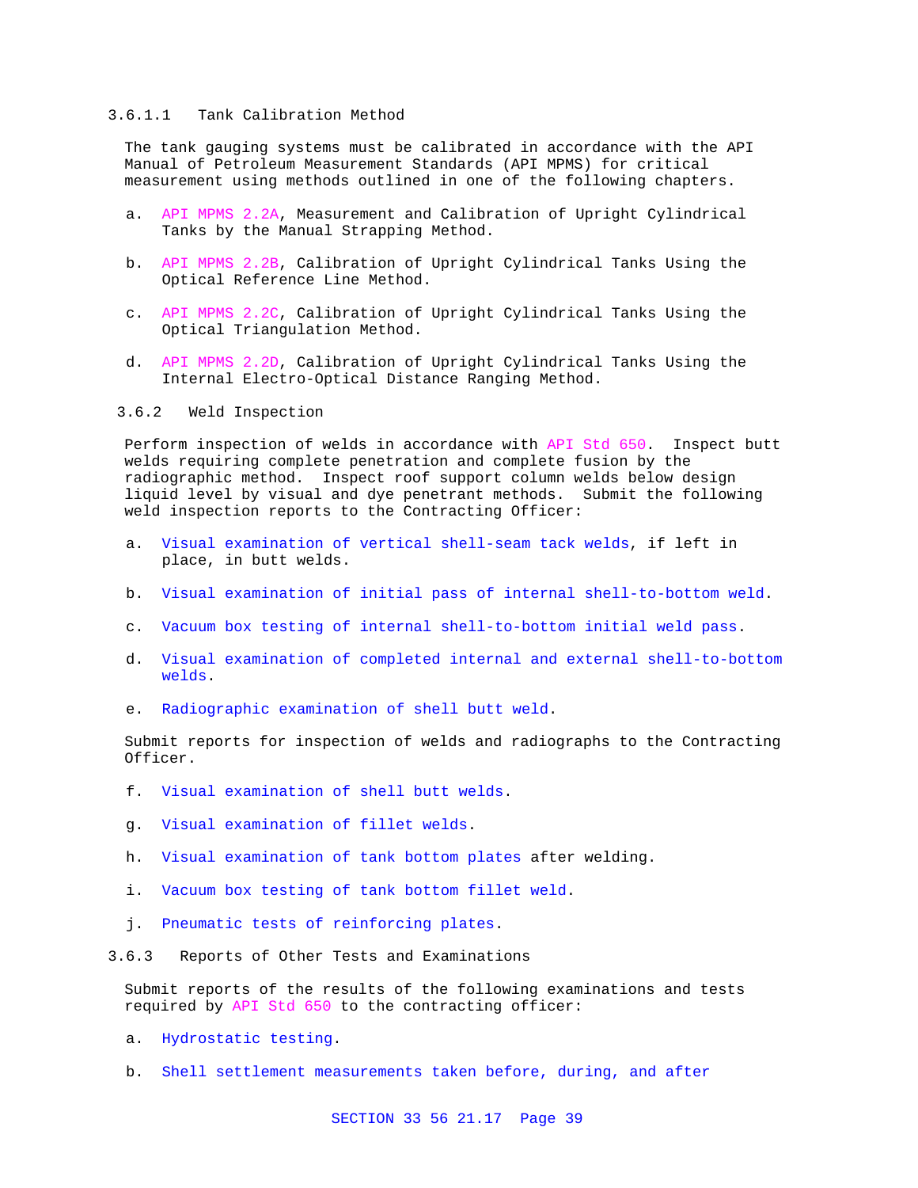#### 3.6.1.1 Tank Calibration Method

The tank gauging systems must be calibrated in accordance with the API Manual of Petroleum Measurement Standards (API MPMS) for critical measurement using methods outlined in one of the following chapters.

a. API MPMS 2.2A, Measurement and Calibration of Upright Cylindrical Tanks by the Manual Strapping Method.

b. API MPMS 2.2B, Calibration of Upright Cylindrical Tanks Using the Optical Reference Line Method.

c. API MPMS 2.2C, Calibration of Upright Cylindrical Tanks Using the Optical Triangulation Method.

d. API MPMS 2.2D, Calibration of Upright Cylindrical Tanks Using the Internal Electro-Optical Distance Ranging Method.

### 3.6.2 Weld Inspection

Perform inspection of welds in accordance with API Std 650. Inspect butt welds requiring complete penetration and complete fusion by the radiographic method. Inspect roof support column welds below design liquid level by visual and dye penetrant methods. Submit the following weld inspection reports to the Contracting Officer:

a. Visual examination of vertical shell-seam tack welds, if left in place, in butt welds.

b. Visual examination of initial pass of internal shell-to-bottom weld.

c. Vacuum box testing of internal shell-to-bottom initial weld pass.

d. Visual examination of completed internal and external shell-to-bottom welds.

e. Radiographic examination of shell butt weld.

Submit reports for inspection of welds and radiographs to the Contracting Officer.

f. Visual examination of shell butt welds.

g. Visual examination of fillet welds.

h. Visual examination of tank bottom plates after welding.

i. Vacuum box testing of tank bottom fillet weld.

j. Pneumatic tests of reinforcing plates.

### 3.6.3 Reports of Other Tests and Examinations

Submit reports of the results of the following examinations and tests required by API Std 650 to the contracting officer:

a. Hydrostatic testing.

b. Shell settlement measurements taken before, during, and after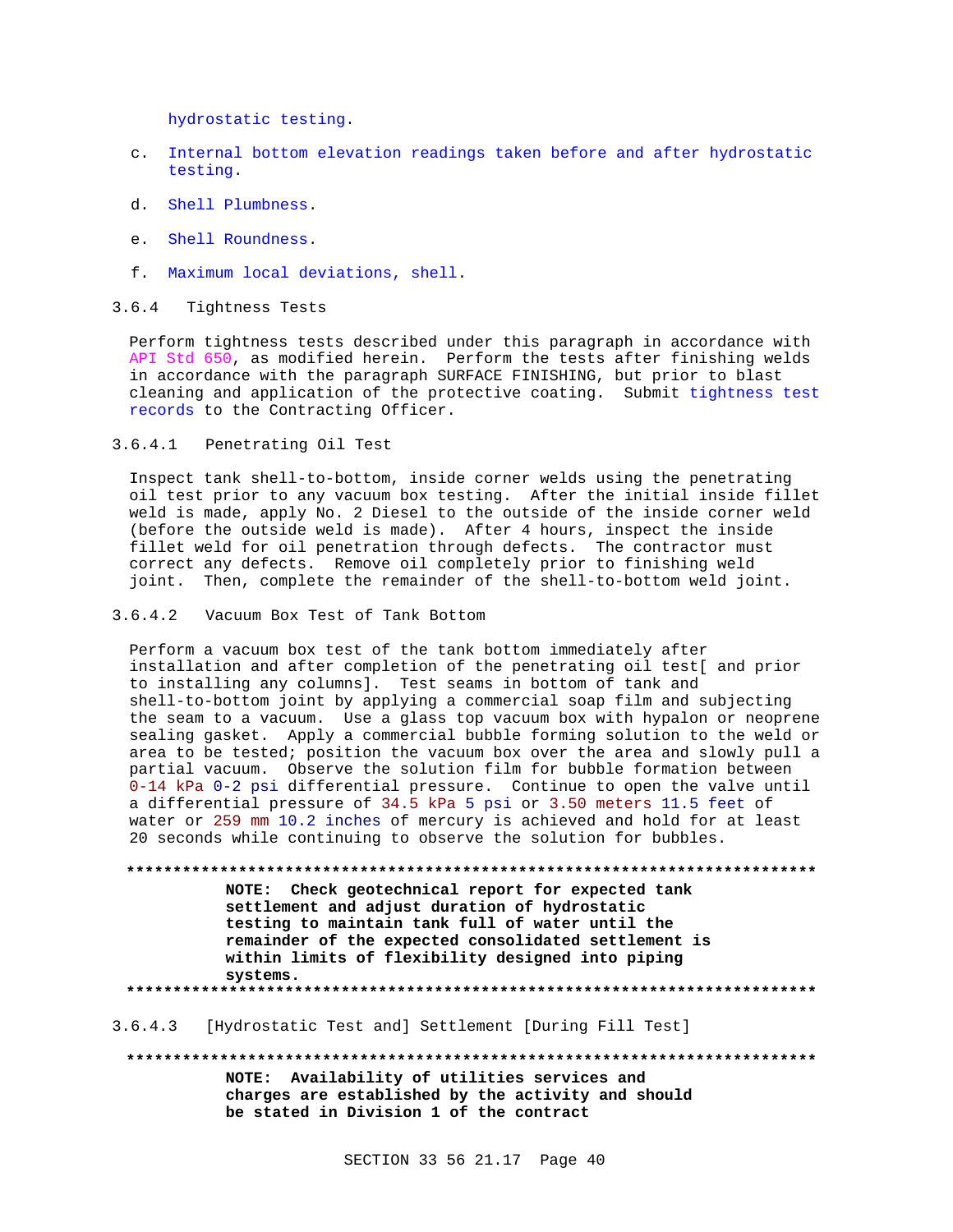hydrostatic testing.

c. Internal bottom elevation readings taken before and after hydrostatic testing.

d. Shell Plumbness.

e. Shell Roundness.

f. Maximum local deviations, shell.

### 3.6.4 Tightness Tests

Perform tightness tests described under this paragraph in accordance with API Std 650, as modified herein. Perform the tests after finishing welds in accordance with the paragraph SURFACE FINISHING, but prior to blast cleaning and application of the protective coating. Submit tightness test records to the Contracting Officer.

#### 3.6.4.1 Penetrating Oil Test

Inspect tank shell-to-bottom, inside corner welds using the penetrating oil test prior to any vacuum box testing. After the initial inside fillet weld is made, apply No. 2 Diesel to the outside of the inside corner weld (before the outside weld is made). After 4 hours, inspect the inside fillet weld for oil penetration through defects. The contractor must correct any defects. Remove oil completely prior to finishing weld joint. Then, complete the remainder of the shell-to-bottom weld joint.

#### 3.6.4.2 Vacuum Box Test of Tank Bottom

Perform a vacuum box test of the tank bottom immediately after installation and after completion of the penetrating oil test[ and prior to installing any columns]. Test seams in bottom of tank and shell-to-bottom joint by applying a commercial soap film and subjecting the seam to a vacuum. Use a glass top vacuum box with hypalon or neoprene sealing gasket. Apply a commercial bubble forming solution to the weld or area to be tested; position the vacuum box over the area and slowly pull a partial vacuum. Observe the solution film for bubble formation between 0-14 kPa 0-2 psi differential pressure. Continue to open the valve until a differential pressure of 34.5 kPa 5 psi or 3.50 meters 11.5 feet of water or 259 mm 10.2 inches of mercury is achieved and hold for at least 20 seconds while continuing to observe the solution for bubbles.

**************************************************************************

**NOTE: Check geotechnical report for expected tank settlement and adjust duration of hydrostatic testing to maintain tank full of water until the remainder of the expected consolidated settlement is within limits of flexibility designed into piping systems.**

**************************************************************************

#### 3.6.4.3 [Hydrostatic Test and] Settlement [During Fill Test]

**************************************************************************

**NOTE: Availability of utilities services and charges are established by the activity and should be stated in Division 1 of the contract**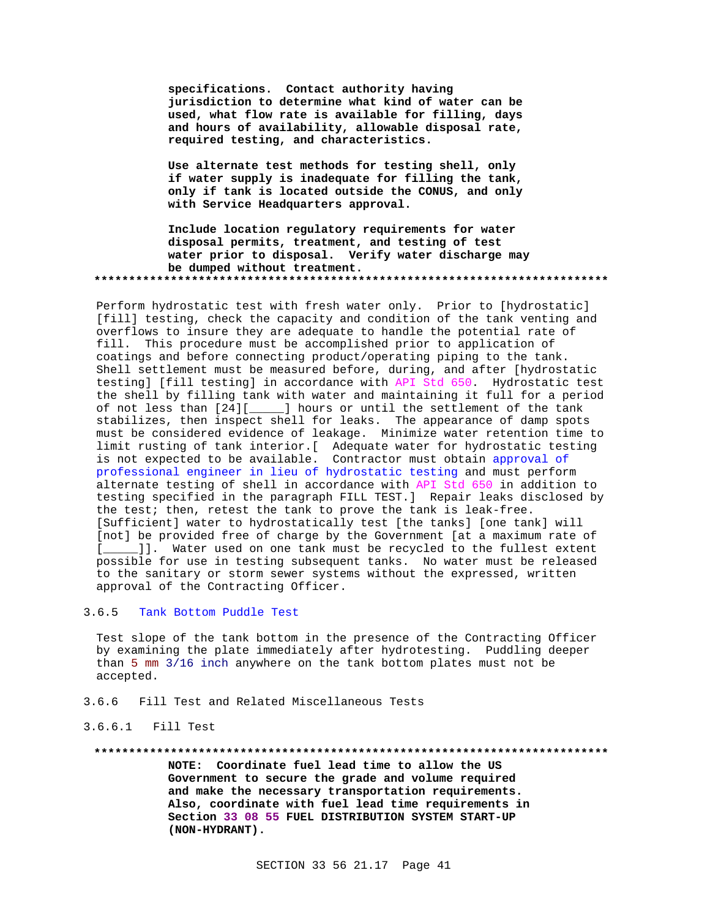**specifications. Contact authority having jurisdiction to determine what kind of water can be used, what flow rate is available for filling, days and hours of availability, allowable disposal rate, required testing, and characteristics.**

**Use alternate test methods for testing shell, only if water supply is inadequate for filling the tank, only if tank is located outside the CONUS, and only with Service Headquarters approval.**

**Include location regulatory requirements for water disposal permits, treatment, and testing of test water prior to disposal. Verify water discharge may be dumped without treatment.**

**************************************************************************

Perform hydrostatic test with fresh water only. Prior to [hydrostatic] [fill] testing, check the capacity and condition of the tank venting and overflows to insure they are adequate to handle the potential rate of fill. This procedure must be accomplished prior to application of coatings and before connecting product/operating piping to the tank. Shell settlement must be measured before, during, and after [hydrostatic testing] [fill testing] in accordance with API Std 650. Hydrostatic test the shell by filling tank with water and maintaining it full for a period of not less than [24][_____] hours or until the settlement of the tank stabilizes, then inspect shell for leaks. The appearance of damp spots must be considered evidence of leakage. Minimize water retention time to limit rusting of tank interior.[ Adequate water for hydrostatic testing is not expected to be available. Contractor must obtain approval of professional engineer in lieu of hydrostatic testing and must perform alternate testing of shell in accordance with API Std 650 in addition to testing specified in the paragraph FILL TEST.] Repair leaks disclosed by the test; then, retest the tank to prove the tank is leak-free. [Sufficient] water to hydrostatically test [the tanks] [one tank] will [not] be provided free of charge by the Government [at a maximum rate of [_____]]. Water used on one tank must be recycled to the fullest extent possible for use in testing subsequent tanks. No water must be released to the sanitary or storm sewer systems without the expressed, written approval of the Contracting Officer.

### 3.6.5 Tank Bottom Puddle Test

Test slope of the tank bottom in the presence of the Contracting Officer by examining the plate immediately after hydrotesting. Puddling deeper than 5 mm 3/16 inch anywhere on the tank bottom plates must not be accepted.

### 3.6.6 Fill Test and Related Miscellaneous Tests

#### 3.6.6.1 Fill Test

**************************************************************************

**NOTE: Coordinate fuel lead time to allow the US Government to secure the grade and volume required and make the necessary transportation requirements. Also, coordinate with fuel lead time requirements in Section 33 08 55 FUEL DISTRIBUTION SYSTEM START-UP (NON-HYDRANT).**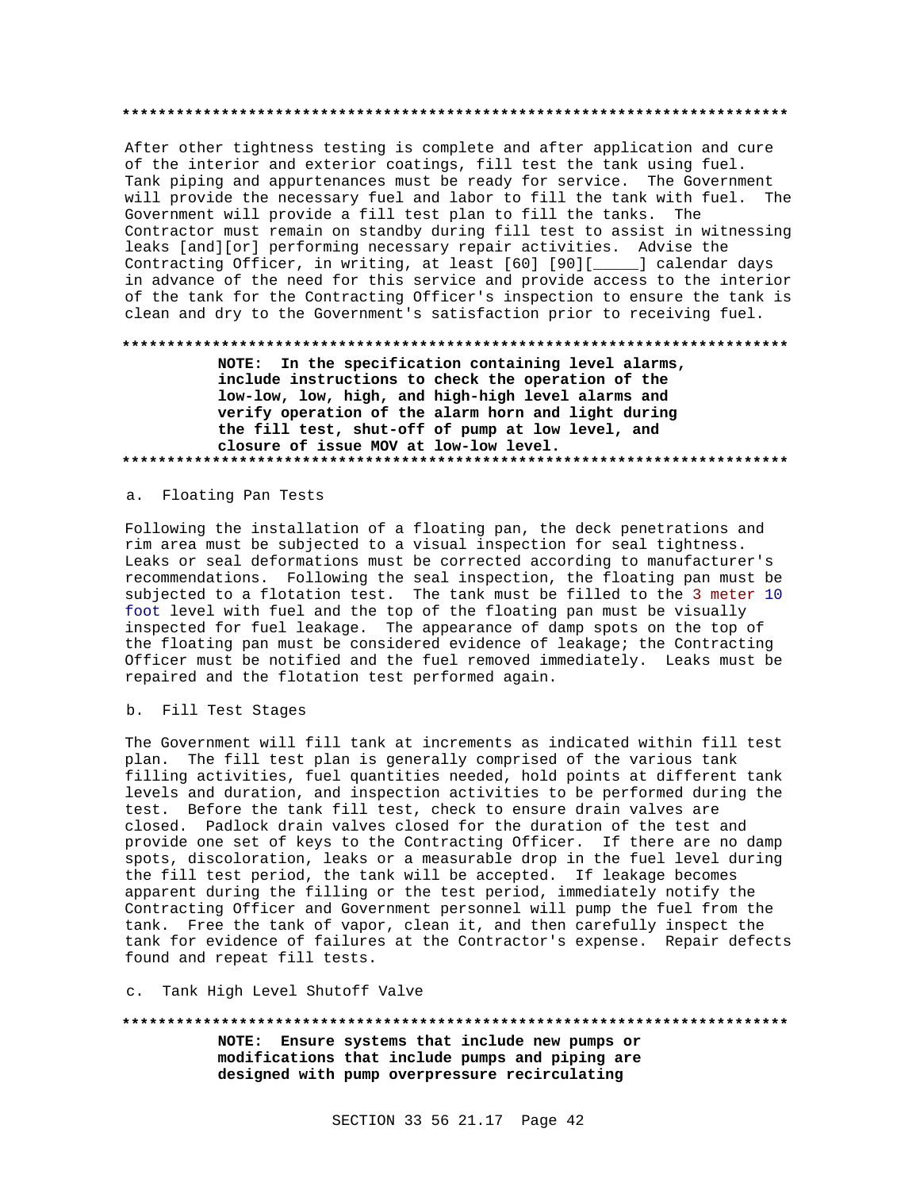**************************************************************************

After other tightness testing is complete and after application and cure of the interior and exterior coatings, fill test the tank using fuel. Tank piping and appurtenances must be ready for service. The Government will provide the necessary fuel and labor to fill the tank with fuel. The Government will provide a fill test plan to fill the tanks. The Contractor must remain on standby during fill test to assist in witnessing leaks [and][or] performing necessary repair activities. Advise the Contracting Officer, in writing, at least [60] [90][_____] calendar days in advance of the need for this service and provide access to the interior of the tank for the Contracting Officer's inspection to ensure the tank is clean and dry to the Government's satisfaction prior to receiving fuel.

**************************************************************************

**NOTE: In the specification containing level alarms, include instructions to check the operation of the low-low, low, high, and high-high level alarms and verify operation of the alarm horn and light during the fill test, shut-off of pump at low level, and closure of issue MOV at low-low level.**

**************************************************************************

a. Floating Pan Tests

Following the installation of a floating pan, the deck penetrations and rim area must be subjected to a visual inspection for seal tightness. Leaks or seal deformations must be corrected according to manufacturer's recommendations. Following the seal inspection, the floating pan must be subjected to a flotation test. The tank must be filled to the 3 meter 10 foot level with fuel and the top of the floating pan must be visually inspected for fuel leakage. The appearance of damp spots on the top of the floating pan must be considered evidence of leakage; the Contracting Officer must be notified and the fuel removed immediately. Leaks must be repaired and the flotation test performed again.

b. Fill Test Stages

The Government will fill tank at increments as indicated within fill test plan. The fill test plan is generally comprised of the various tank filling activities, fuel quantities needed, hold points at different tank levels and duration, and inspection activities to be performed during the test. Before the tank fill test, check to ensure drain valves are closed. Padlock drain valves closed for the duration of the test and provide one set of keys to the Contracting Officer. If there are no damp spots, discoloration, leaks or a measurable drop in the fuel level during the fill test period, the tank will be accepted. If leakage becomes apparent during the filling or the test period, immediately notify the Contracting Officer and Government personnel will pump the fuel from the tank. Free the tank of vapor, clean it, and then carefully inspect the tank for evidence of failures at the Contractor's expense. Repair defects found and repeat fill tests.

c. Tank High Level Shutoff Valve

**************************************************************************

**NOTE: Ensure systems that include new pumps or modifications that include pumps and piping are designed with pump overpressure recirculating**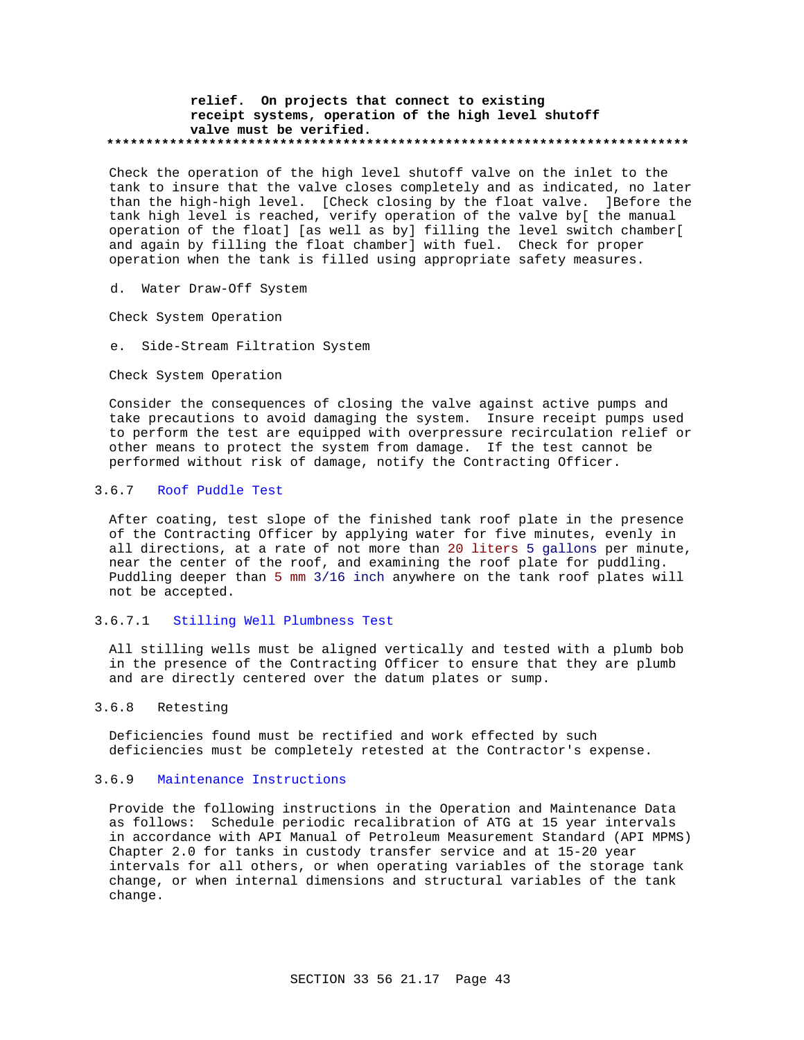**relief. On projects that connect to existing receipt systems, operation of the high level shutoff valve must be verified.**
**************************************************************************

Check the operation of the high level shutoff valve on the inlet to the tank to insure that the valve closes completely and as indicated, no later than the high-high level. [Check closing by the float valve. ]Before the tank high level is reached, verify operation of the valve by[ the manual operation of the float] [as well as by] filling the level switch chamber[ and again by filling the float chamber] with fuel. Check for proper operation when the tank is filled using appropriate safety measures.

d. Water Draw-Off System

Check System Operation

e. Side-Stream Filtration System

Check System Operation

Consider the consequences of closing the valve against active pumps and take precautions to avoid damaging the system. Insure receipt pumps used to perform the test are equipped with overpressure recirculation relief or other means to protect the system from damage. If the test cannot be performed without risk of damage, notify the Contracting Officer.

### 3.6.7 Roof Puddle Test

After coating, test slope of the finished tank roof plate in the presence of the Contracting Officer by applying water for five minutes, evenly in all directions, at a rate of not more than 20 liters 5 gallons per minute, near the center of the roof, and examining the roof plate for puddling. Puddling deeper than 5 mm 3/16 inch anywhere on the tank roof plates will not be accepted.

#### 3.6.7.1 Stilling Well Plumbness Test

All stilling wells must be aligned vertically and tested with a plumb bob in the presence of the Contracting Officer to ensure that they are plumb and are directly centered over the datum plates or sump.

### 3.6.8 Retesting

Deficiencies found must be rectified and work effected by such deficiencies must be completely retested at the Contractor's expense.

### 3.6.9 Maintenance Instructions

Provide the following instructions in the Operation and Maintenance Data as follows: Schedule periodic recalibration of ATG at 15 year intervals in accordance with API Manual of Petroleum Measurement Standard (API MPMS) Chapter 2.0 for tanks in custody transfer service and at 15-20 year intervals for all others, or when operating variables of the storage tank change, or when internal dimensions and structural variables of the tank change.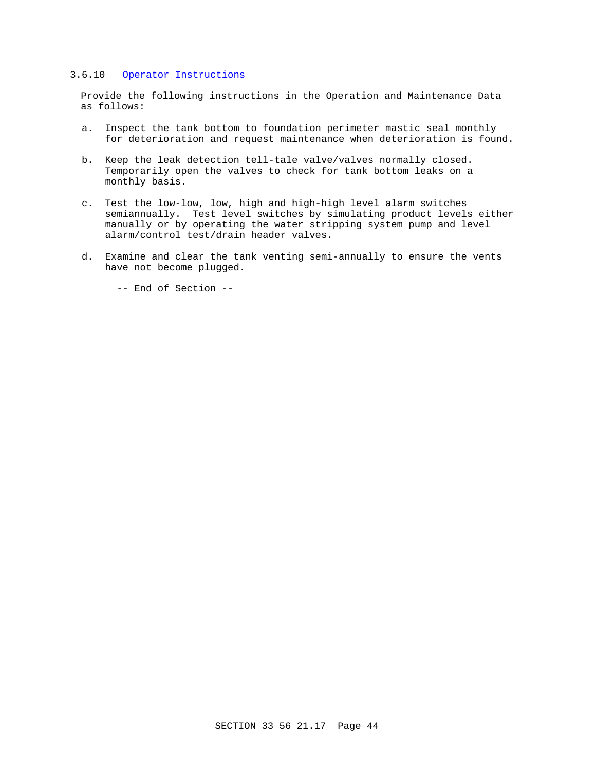### 3.6.10 Operator Instructions

Provide the following instructions in the Operation and Maintenance Data as follows:

a. Inspect the tank bottom to foundation perimeter mastic seal monthly for deterioration and request maintenance when deterioration is found.

b. Keep the leak detection tell-tale valve/valves normally closed. Temporarily open the valves to check for tank bottom leaks on a monthly basis.

c. Test the low-low, low, high and high-high level alarm switches semiannually. Test level switches by simulating product levels either manually or by operating the water stripping system pump and level alarm/control test/drain header valves.

d. Examine and clear the tank venting semi-annually to ensure the vents have not become plugged.

-- End of Section --